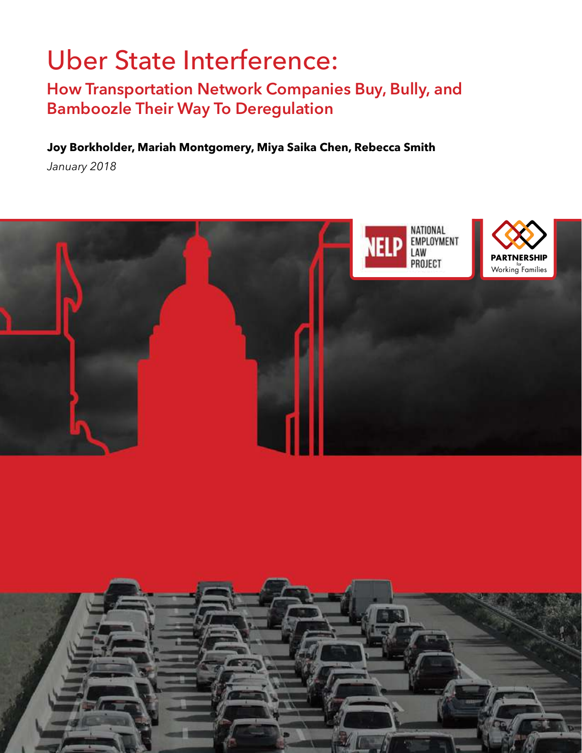# Uber State Interference:

## How Transportation Network Companies Buy, Bully, and Bamboozle Their Way To Deregulation

**Joy Borkholder, Mariah Montgomery, Miya Saika Chen, Rebecca Smith**

*January 2018*

NELP NATIONAL EMPLOYMENT LAW PROJECT

PARTNERSHIP for Working Families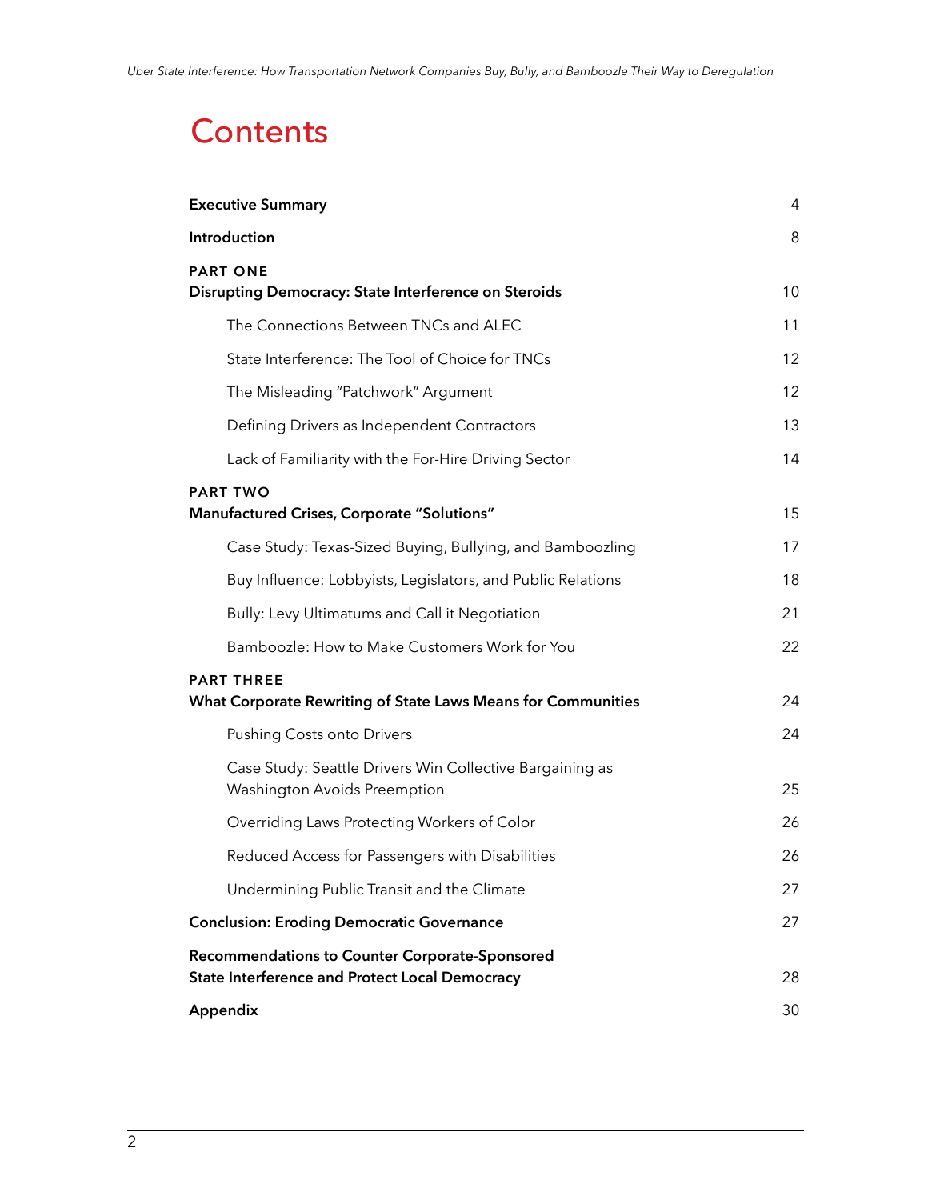# Contents

| | |
|---|---|
| **Executive Summary** | 4 |
| **Introduction** | 8 |
| **PART ONE**<br>**Disrupting Democracy: State Interference on Steroids** | 10 |
| The Connections Between TNCs and ALEC | 11 |
| State Interference: The Tool of Choice for TNCs | 12 |
| The Misleading "Patchwork" Argument | 12 |
| Defining Drivers as Independent Contractors | 13 |
| Lack of Familiarity with the For-Hire Driving Sector | 14 |
| **PART TWO**<br>**Manufactured Crises, Corporate "Solutions"** | 15 |
| Case Study: Texas-Sized Buying, Bullying, and Bamboozling | 17 |
| Buy Influence: Lobbyists, Legislators, and Public Relations | 18 |
| Bully: Levy Ultimatums and Call it Negotiation | 21 |
| Bamboozle: How to Make Customers Work for You | 22 |
| **PART THREE**<br>**What Corporate Rewriting of State Laws Means for Communities** | 24 |
| Pushing Costs onto Drivers | 24 |
| Case Study: Seattle Drivers Win Collective Bargaining as Washington Avoids Preemption | 25 |
| Overriding Laws Protecting Workers of Color | 26 |
| Reduced Access for Passengers with Disabilities | 26 |
| Undermining Public Transit and the Climate | 27 |
| **Conclusion: Eroding Democratic Governance** | 27 |
| **Recommendations to Counter Corporate-Sponsored State Interference and Protect Local Democracy** | 28 |
| **Appendix** | 30 |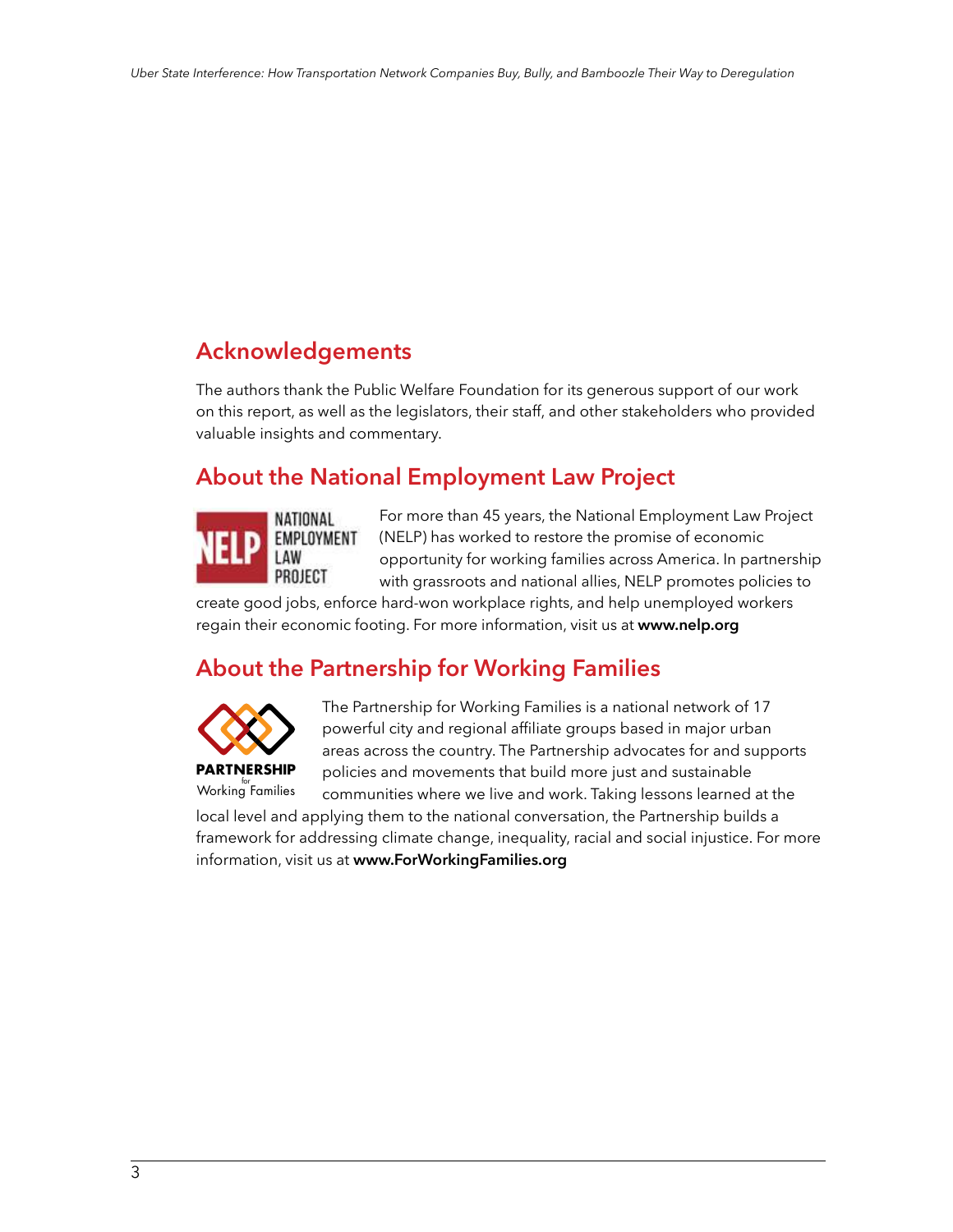## Acknowledgements

The authors thank the Public Welfare Foundation for its generous support of our work on this report, as well as the legislators, their staff, and other stakeholders who provided valuable insights and commentary.

## About the National Employment Law Project

For more than 45 years, the National Employment Law Project (NELP) has worked to restore the promise of economic opportunity for working families across America. In partnership with grassroots and national allies, NELP promotes policies to create good jobs, enforce hard-won workplace rights, and help unemployed workers regain their economic footing. For more information, visit us at **www.nelp.org**

## About the Partnership for Working Families

The Partnership for Working Families is a national network of 17 powerful city and regional affiliate groups based in major urban areas across the country. The Partnership advocates for and supports policies and movements that build more just and sustainable communities where we live and work. Taking lessons learned at the local level and applying them to the national conversation, the Partnership builds a framework for addressing climate change, inequality, racial and social injustice. For more information, visit us at **www.ForWorkingFamilies.org**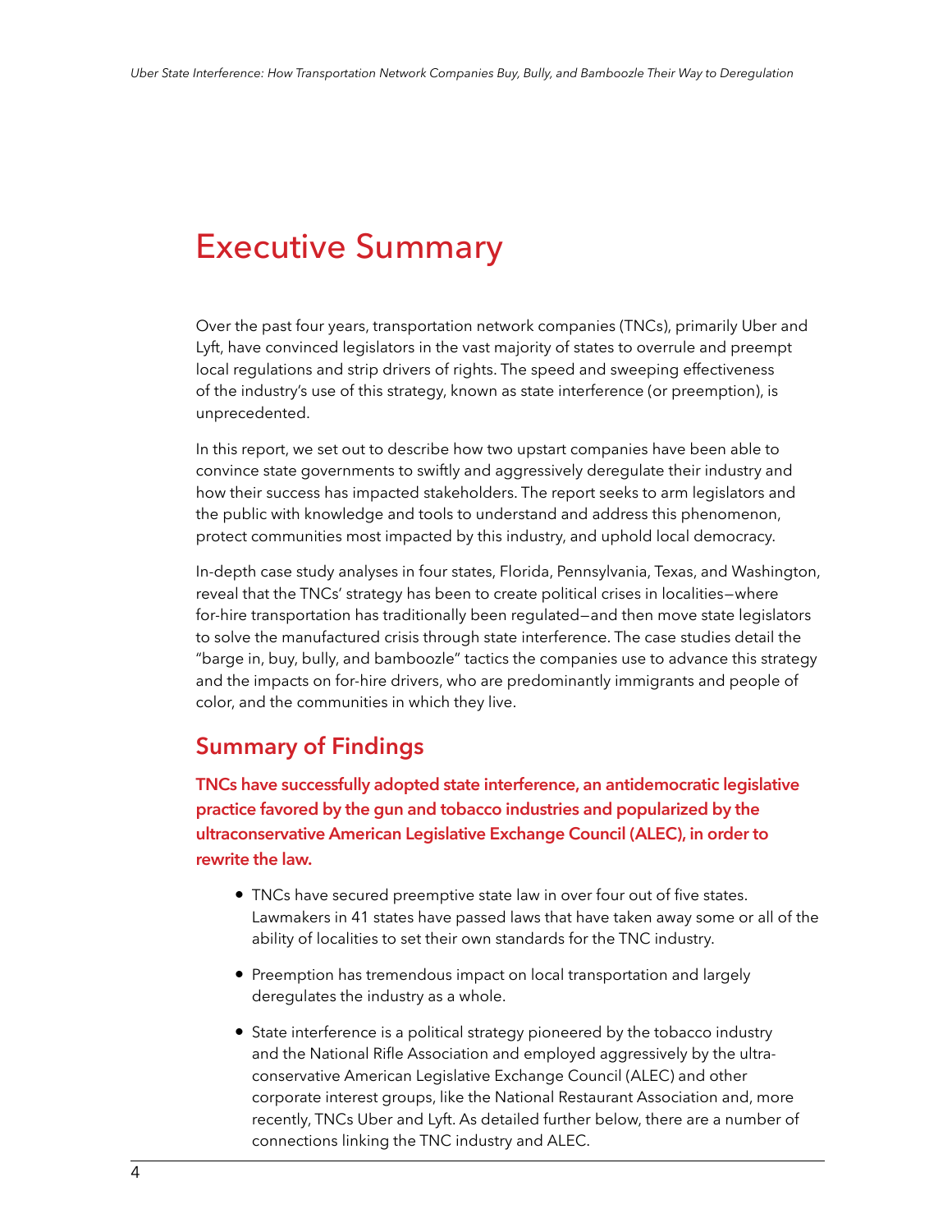# Executive Summary

Over the past four years, transportation network companies (TNCs), primarily Uber and Lyft, have convinced legislators in the vast majority of states to overrule and preempt local regulations and strip drivers of rights. The speed and sweeping effectiveness of the industry's use of this strategy, known as state interference (or preemption), is unprecedented.

In this report, we set out to describe how two upstart companies have been able to convince state governments to swiftly and aggressively deregulate their industry and how their success has impacted stakeholders. The report seeks to arm legislators and the public with knowledge and tools to understand and address this phenomenon, protect communities most impacted by this industry, and uphold local democracy.

In-depth case study analyses in four states, Florida, Pennsylvania, Texas, and Washington, reveal that the TNCs' strategy has been to create political crises in localities—where for-hire transportation has traditionally been regulated—and then move state legislators to solve the manufactured crisis through state interference. The case studies detail the "barge in, buy, bully, and bamboozle" tactics the companies use to advance this strategy and the impacts on for-hire drivers, who are predominantly immigrants and people of color, and the communities in which they live.

## Summary of Findings

**TNCs have successfully adopted state interference, an antidemocratic legislative practice favored by the gun and tobacco industries and popularized by the ultraconservative American Legislative Exchange Council (ALEC), in order to rewrite the law.**

- TNCs have secured preemptive state law in over four out of five states. Lawmakers in 41 states have passed laws that have taken away some or all of the ability of localities to set their own standards for the TNC industry.
- Preemption has tremendous impact on local transportation and largely deregulates the industry as a whole.
- State interference is a political strategy pioneered by the tobacco industry and the National Rifle Association and employed aggressively by the ultra-conservative American Legislative Exchange Council (ALEC) and other corporate interest groups, like the National Restaurant Association and, more recently, TNCs Uber and Lyft. As detailed further below, there are a number of connections linking the TNC industry and ALEC.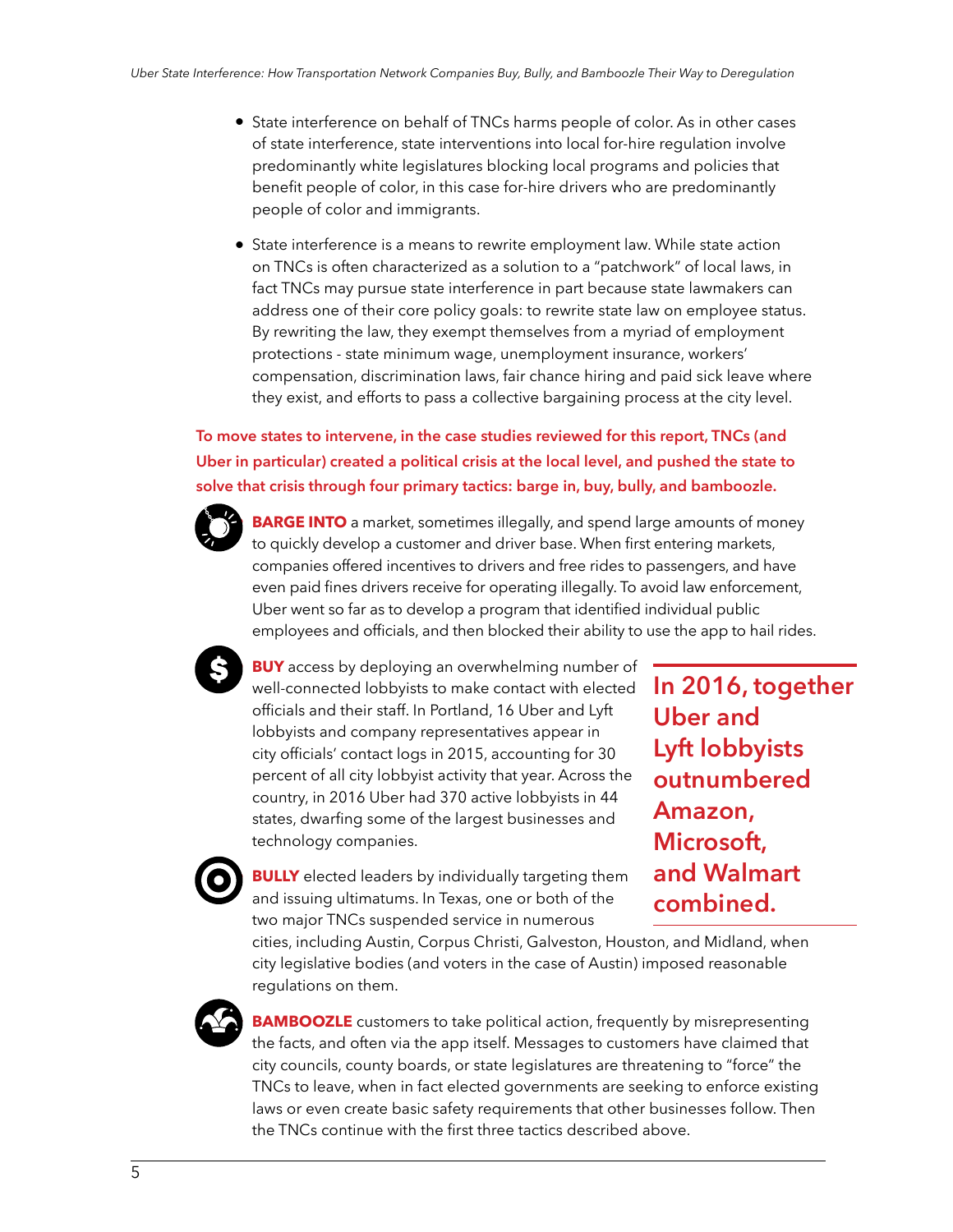- State interference on behalf of TNCs harms people of color. As in other cases of state interference, state interventions into local for-hire regulation involve predominantly white legislatures blocking local programs and policies that benefit people of color, in this case for-hire drivers who are predominantly people of color and immigrants.

- State interference is a means to rewrite employment law. While state action on TNCs is often characterized as a solution to a "patchwork" of local laws, in fact TNCs may pursue state interference in part because state lawmakers can address one of their core policy goals: to rewrite state law on employee status. By rewriting the law, they exempt themselves from a myriad of employment protections - state minimum wage, unemployment insurance, workers' compensation, discrimination laws, fair chance hiring and paid sick leave where they exist, and efforts to pass a collective bargaining process at the city level.

**To move states to intervene, in the case studies reviewed for this report, TNCs (and Uber in particular) created a political crisis at the local level, and pushed the state to solve that crisis through four primary tactics: barge in, buy, bully, and bamboozle.**

**BARGE INTO** a market, sometimes illegally, and spend large amounts of money to quickly develop a customer and driver base. When first entering markets, companies offered incentives to drivers and free rides to passengers, and have even paid fines drivers receive for operating illegally. To avoid law enforcement, Uber went so far as to develop a program that identified individual public employees and officials, and then blocked their ability to use the app to hail rides.

**BUY** access by deploying an overwhelming number of well-connected lobbyists to make contact with elected officials and their staff. In Portland, 16 Uber and Lyft lobbyists and company representatives appear in city officials' contact logs in 2015, accounting for 30 percent of all city lobbyist activity that year. Across the country, in 2016 Uber had 370 active lobbyists in 44 states, dwarfing some of the largest businesses and technology companies.

**In 2016, together Uber and Lyft lobbyists outnumbered Amazon, Microsoft, and Walmart combined.**

**BULLY** elected leaders by individually targeting them and issuing ultimatums. In Texas, one or both of the two major TNCs suspended service in numerous cities, including Austin, Corpus Christi, Galveston, Houston, and Midland, when city legislative bodies (and voters in the case of Austin) imposed reasonable regulations on them.

**BAMBOOZLE** customers to take political action, frequently by misrepresenting the facts, and often via the app itself. Messages to customers have claimed that city councils, county boards, or state legislatures are threatening to "force" the TNCs to leave, when in fact elected governments are seeking to enforce existing laws or even create basic safety requirements that other businesses follow. Then the TNCs continue with the first three tactics described above.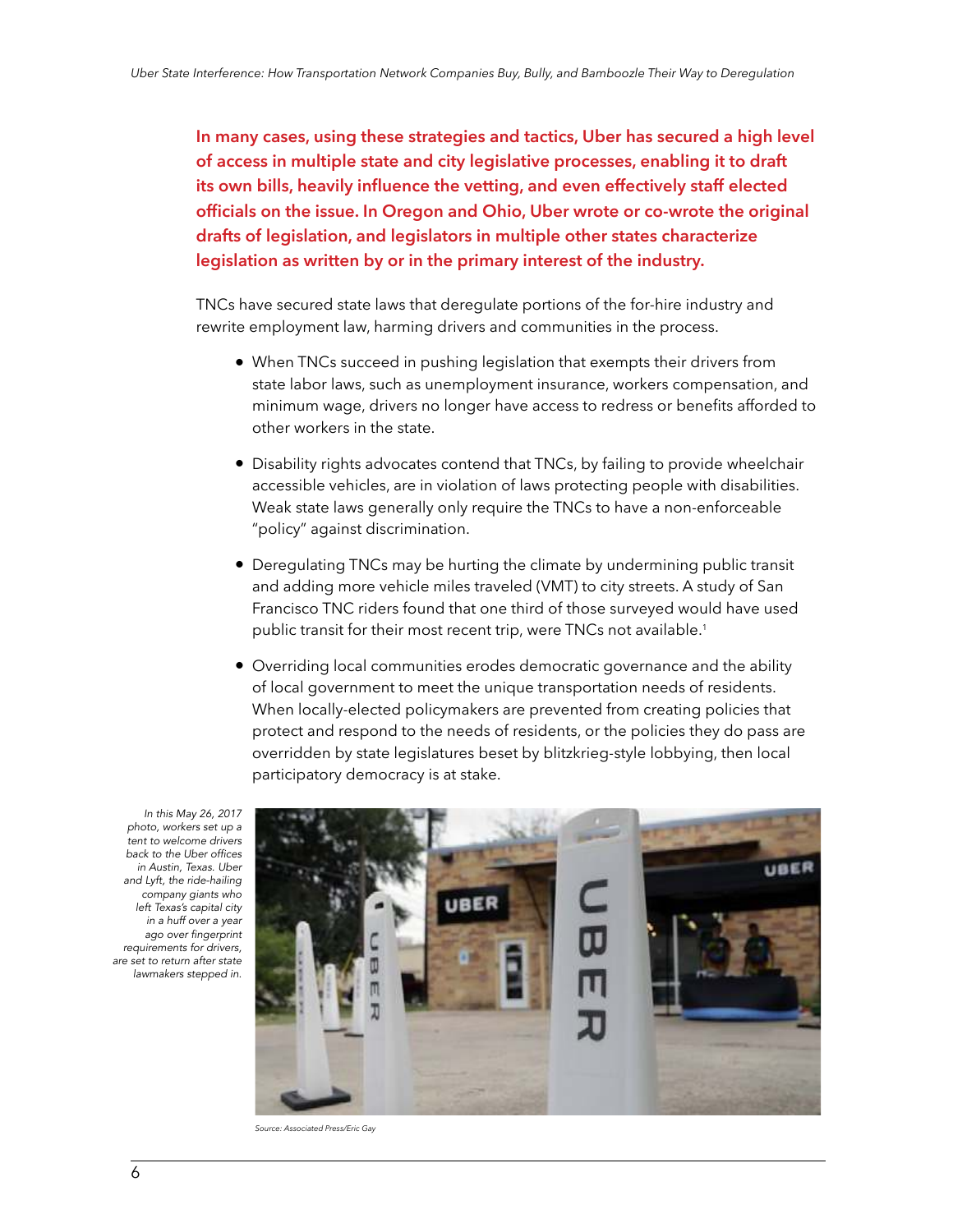**In many cases, using these strategies and tactics, Uber has secured a high level of access in multiple state and city legislative processes, enabling it to draft its own bills, heavily influence the vetting, and even effectively staff elected officials on the issue. In Oregon and Ohio, Uber wrote or co-wrote the original drafts of legislation, and legislators in multiple other states characterize legislation as written by or in the primary interest of the industry.**

TNCs have secured state laws that deregulate portions of the for-hire industry and rewrite employment law, harming drivers and communities in the process.

- When TNCs succeed in pushing legislation that exempts their drivers from state labor laws, such as unemployment insurance, workers compensation, and minimum wage, drivers no longer have access to redress or benefits afforded to other workers in the state.
- Disability rights advocates contend that TNCs, by failing to provide wheelchair accessible vehicles, are in violation of laws protecting people with disabilities. Weak state laws generally only require the TNCs to have a non-enforceable "policy" against discrimination.
- Deregulating TNCs may be hurting the climate by undermining public transit and adding more vehicle miles traveled (VMT) to city streets. A study of San Francisco TNC riders found that one third of those surveyed would have used public transit for their most recent trip, were TNCs not available.[1]
- Overriding local communities erodes democratic governance and the ability of local government to meet the unique transportation needs of residents. When locally-elected policymakers are prevented from creating policies that protect and respond to the needs of residents, or the policies they do pass are overridden by state legislatures beset by blitzkrieg-style lobbying, then local participatory democracy is at stake.

*In this May 26, 2017 photo, workers set up a tent to welcome drivers back to the Uber offices in Austin, Texas. Uber and Lyft, the ride-hailing company giants who left Texas's capital city in a huff over a year ago over fingerprint requirements for drivers, are set to return after state lawmakers stepped in.*

*Source: Associated Press/Eric Gay*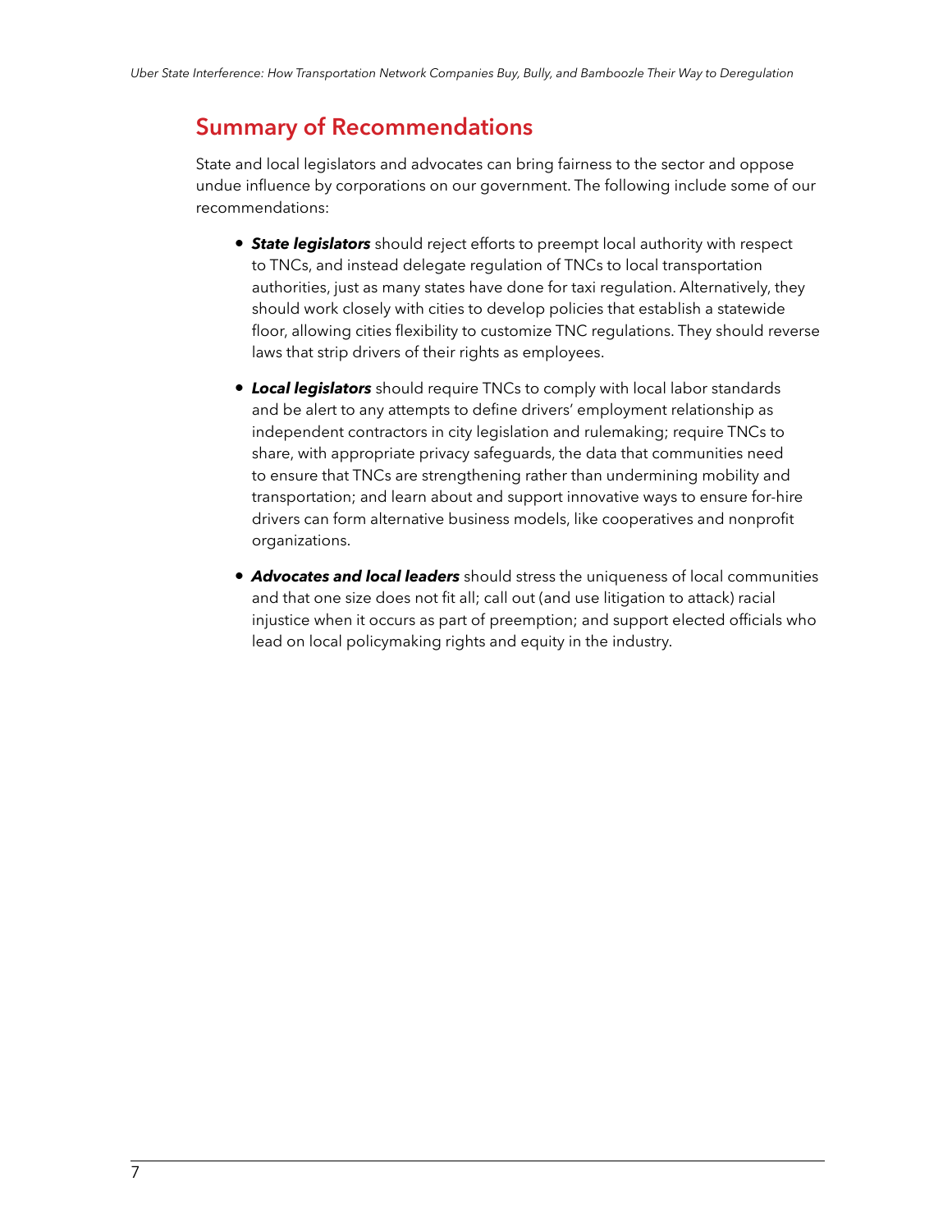## Summary of Recommendations

State and local legislators and advocates can bring fairness to the sector and oppose undue influence by corporations on our government. The following include some of our recommendations:

- ***State legislators*** should reject efforts to preempt local authority with respect to TNCs, and instead delegate regulation of TNCs to local transportation authorities, just as many states have done for taxi regulation. Alternatively, they should work closely with cities to develop policies that establish a statewide floor, allowing cities flexibility to customize TNC regulations. They should reverse laws that strip drivers of their rights as employees.

- ***Local legislators*** should require TNCs to comply with local labor standards and be alert to any attempts to define drivers' employment relationship as independent contractors in city legislation and rulemaking; require TNCs to share, with appropriate privacy safeguards, the data that communities need to ensure that TNCs are strengthening rather than undermining mobility and transportation; and learn about and support innovative ways to ensure for-hire drivers can form alternative business models, like cooperatives and nonprofit organizations.

- ***Advocates and local leaders*** should stress the uniqueness of local communities and that one size does not fit all; call out (and use litigation to attack) racial injustice when it occurs as part of preemption; and support elected officials who lead on local policymaking rights and equity in the industry.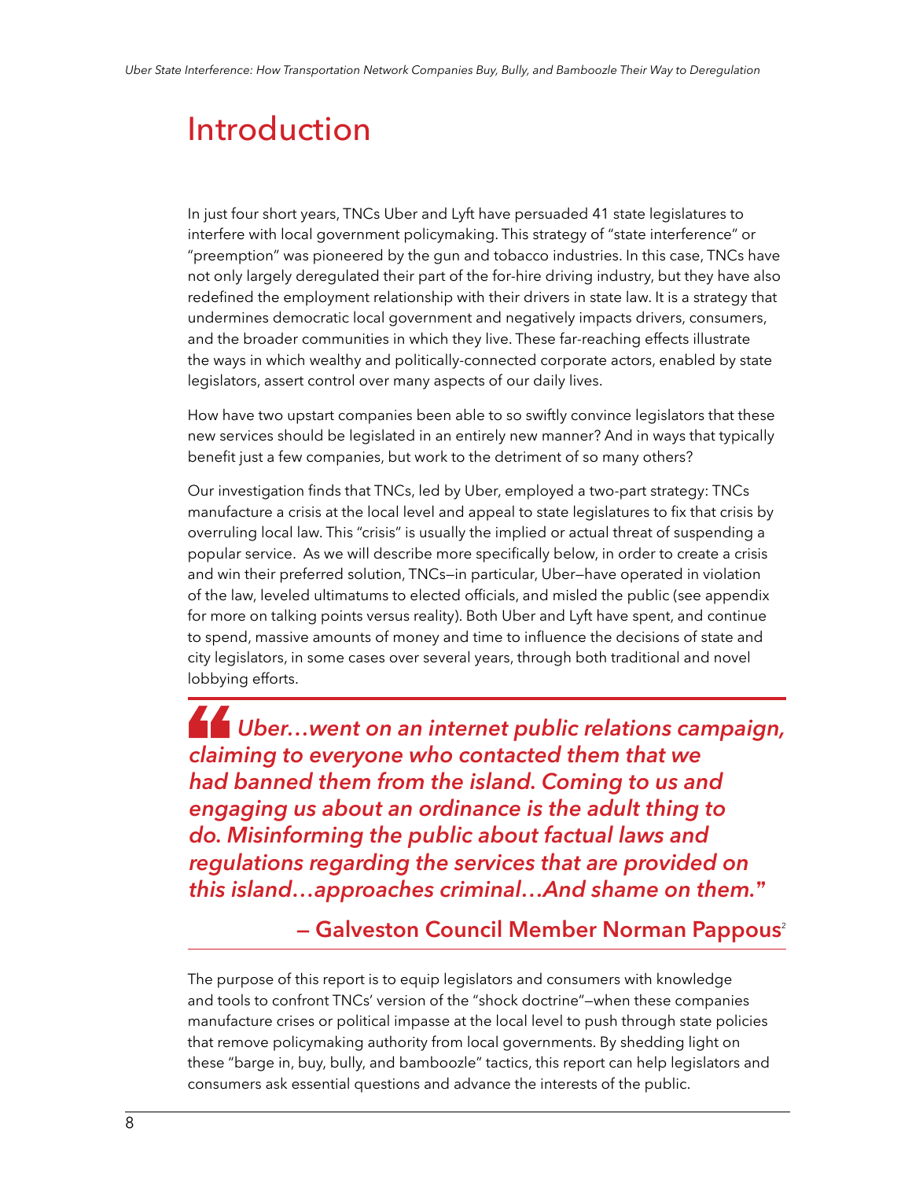# Introduction

In just four short years, TNCs Uber and Lyft have persuaded 41 state legislatures to interfere with local government policymaking. This strategy of "state interference" or "preemption" was pioneered by the gun and tobacco industries. In this case, TNCs have not only largely deregulated their part of the for-hire driving industry, but they have also redefined the employment relationship with their drivers in state law. It is a strategy that undermines democratic local government and negatively impacts drivers, consumers, and the broader communities in which they live. These far-reaching effects illustrate the ways in which wealthy and politically-connected corporate actors, enabled by state legislators, assert control over many aspects of our daily lives.

How have two upstart companies been able to so swiftly convince legislators that these new services should be legislated in an entirely new manner? And in ways that typically benefit just a few companies, but work to the detriment of so many others?

Our investigation finds that TNCs, led by Uber, employed a two-part strategy: TNCs manufacture a crisis at the local level and appeal to state legislatures to fix that crisis by overruling local law. This "crisis" is usually the implied or actual threat of suspending a popular service. As we will describe more specifically below, in order to create a crisis and win their preferred solution, TNCs—in particular, Uber—have operated in violation of the law, leveled ultimatums to elected officials, and misled the public (see appendix for more on talking points versus reality). Both Uber and Lyft have spent, and continue to spend, massive amounts of money and time to influence the decisions of state and city legislators, in some cases over several years, through both traditional and novel lobbying efforts.

> ***"Uber…went on an internet public relations campaign, claiming to everyone who contacted them that we had banned them from the island. Coming to us and engaging us about an ordinance is the adult thing to do. Misinforming the public about factual laws and regulations regarding the services that are provided on this island…approaches criminal…And shame on them."***
>
> **— Galveston Council Member Norman Pappous**[2]

The purpose of this report is to equip legislators and consumers with knowledge and tools to confront TNCs' version of the "shock doctrine"—when these companies manufacture crises or political impasse at the local level to push through state policies that remove policymaking authority from local governments. By shedding light on these "barge in, buy, bully, and bamboozle" tactics, this report can help legislators and consumers ask essential questions and advance the interests of the public.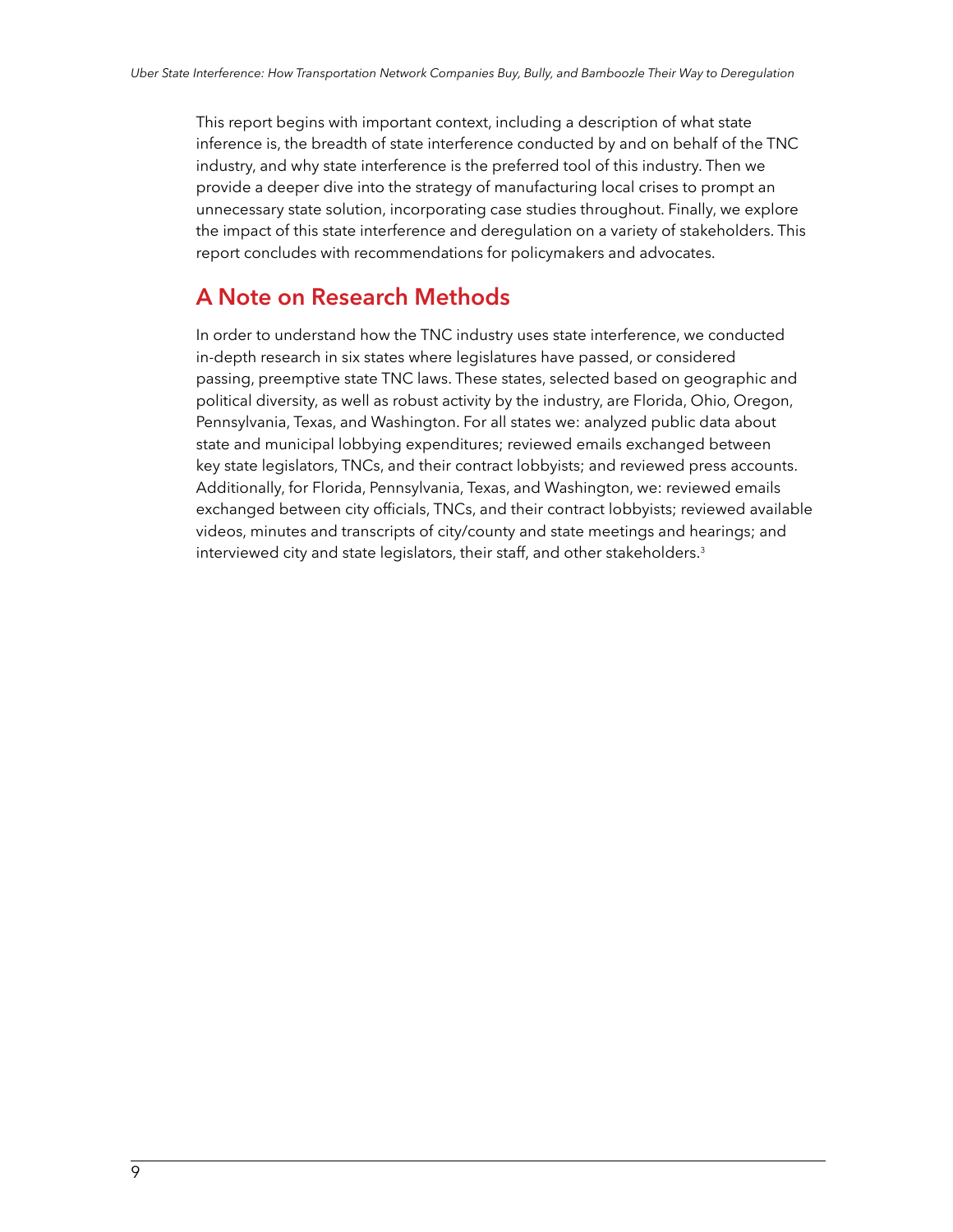This report begins with important context, including a description of what state inference is, the breadth of state interference conducted by and on behalf of the TNC industry, and why state interference is the preferred tool of this industry. Then we provide a deeper dive into the strategy of manufacturing local crises to prompt an unnecessary state solution, incorporating case studies throughout. Finally, we explore the impact of this state interference and deregulation on a variety of stakeholders. This report concludes with recommendations for policymakers and advocates.

## A Note on Research Methods

In order to understand how the TNC industry uses state interference, we conducted in-depth research in six states where legislatures have passed, or considered passing, preemptive state TNC laws. These states, selected based on geographic and political diversity, as well as robust activity by the industry, are Florida, Ohio, Oregon, Pennsylvania, Texas, and Washington. For all states we: analyzed public data about state and municipal lobbying expenditures; reviewed emails exchanged between key state legislators, TNCs, and their contract lobbyists; and reviewed press accounts. Additionally, for Florida, Pennsylvania, Texas, and Washington, we: reviewed emails exchanged between city officials, TNCs, and their contract lobbyists; reviewed available videos, minutes and transcripts of city/county and state meetings and hearings; and interviewed city and state legislators, their staff, and other stakeholders.[3]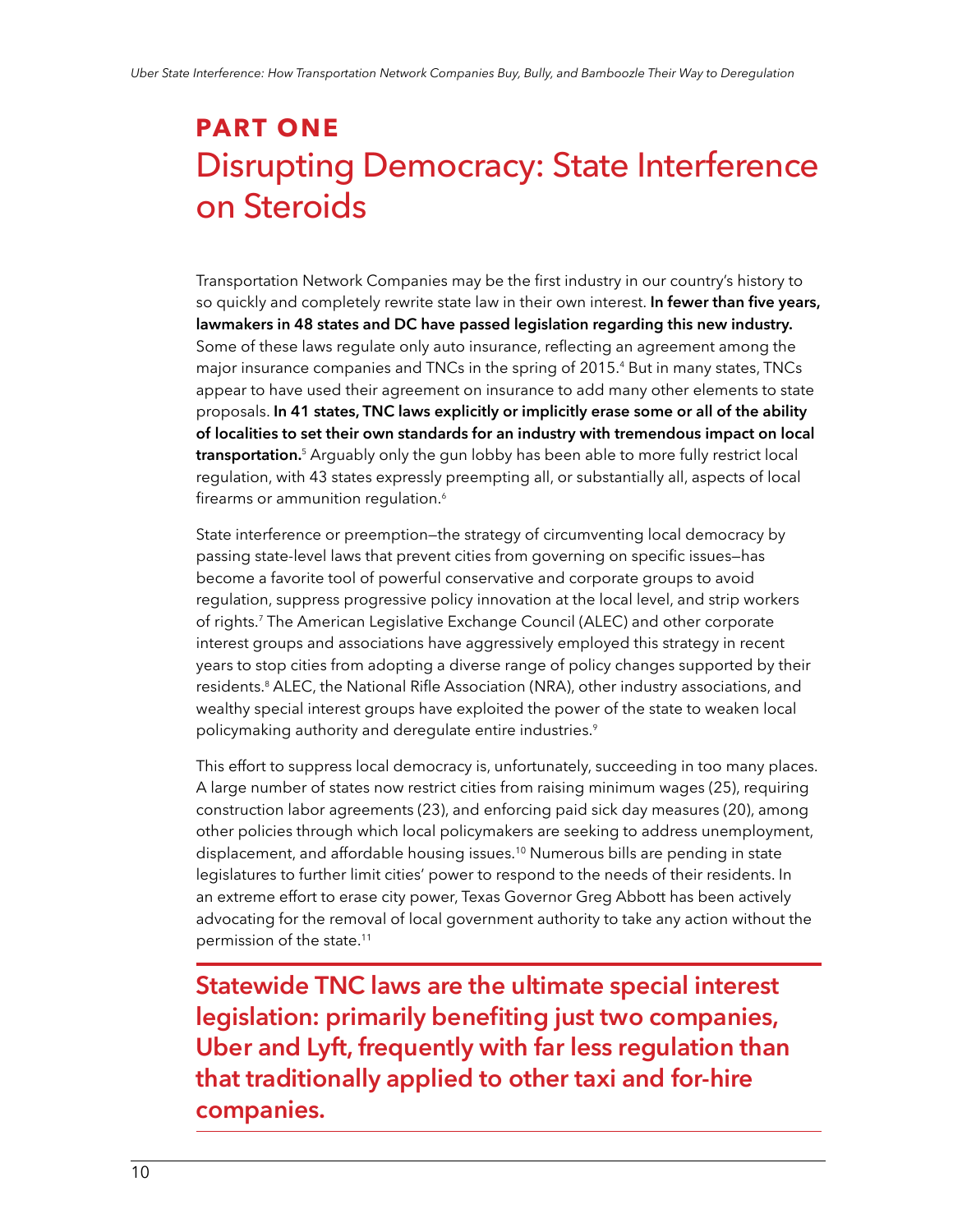# PART ONE

# Disrupting Democracy: State Interference on Steroids

Transportation Network Companies may be the first industry in our country's history to so quickly and completely rewrite state law in their own interest. **In fewer than five years, lawmakers in 48 states and DC have passed legislation regarding this new industry.** Some of these laws regulate only auto insurance, reflecting an agreement among the major insurance companies and TNCs in the spring of 2015.[4] But in many states, TNCs appear to have used their agreement on insurance to add many other elements to state proposals. **In 41 states, TNC laws explicitly or implicitly erase some or all of the ability of localities to set their own standards for an industry with tremendous impact on local transportation.**[5] Arguably only the gun lobby has been able to more fully restrict local regulation, with 43 states expressly preempting all, or substantially all, aspects of local firearms or ammunition regulation.[6]

State interference or preemption—the strategy of circumventing local democracy by passing state-level laws that prevent cities from governing on specific issues—has become a favorite tool of powerful conservative and corporate groups to avoid regulation, suppress progressive policy innovation at the local level, and strip workers of rights.[7] The American Legislative Exchange Council (ALEC) and other corporate interest groups and associations have aggressively employed this strategy in recent years to stop cities from adopting a diverse range of policy changes supported by their residents.[8] ALEC, the National Rifle Association (NRA), other industry associations, and wealthy special interest groups have exploited the power of the state to weaken local policymaking authority and deregulate entire industries.[9]

This effort to suppress local democracy is, unfortunately, succeeding in too many places. A large number of states now restrict cities from raising minimum wages (25), requiring construction labor agreements (23), and enforcing paid sick day measures (20), among other policies through which local policymakers are seeking to address unemployment, displacement, and affordable housing issues.[10] Numerous bills are pending in state legislatures to further limit cities' power to respond to the needs of their residents. In an extreme effort to erase city power, Texas Governor Greg Abbott has been actively advocating for the removal of local government authority to take any action without the permission of the state.[11]

**Statewide TNC laws are the ultimate special interest legislation: primarily benefiting just two companies, Uber and Lyft, frequently with far less regulation than that traditionally applied to other taxi and for-hire companies.**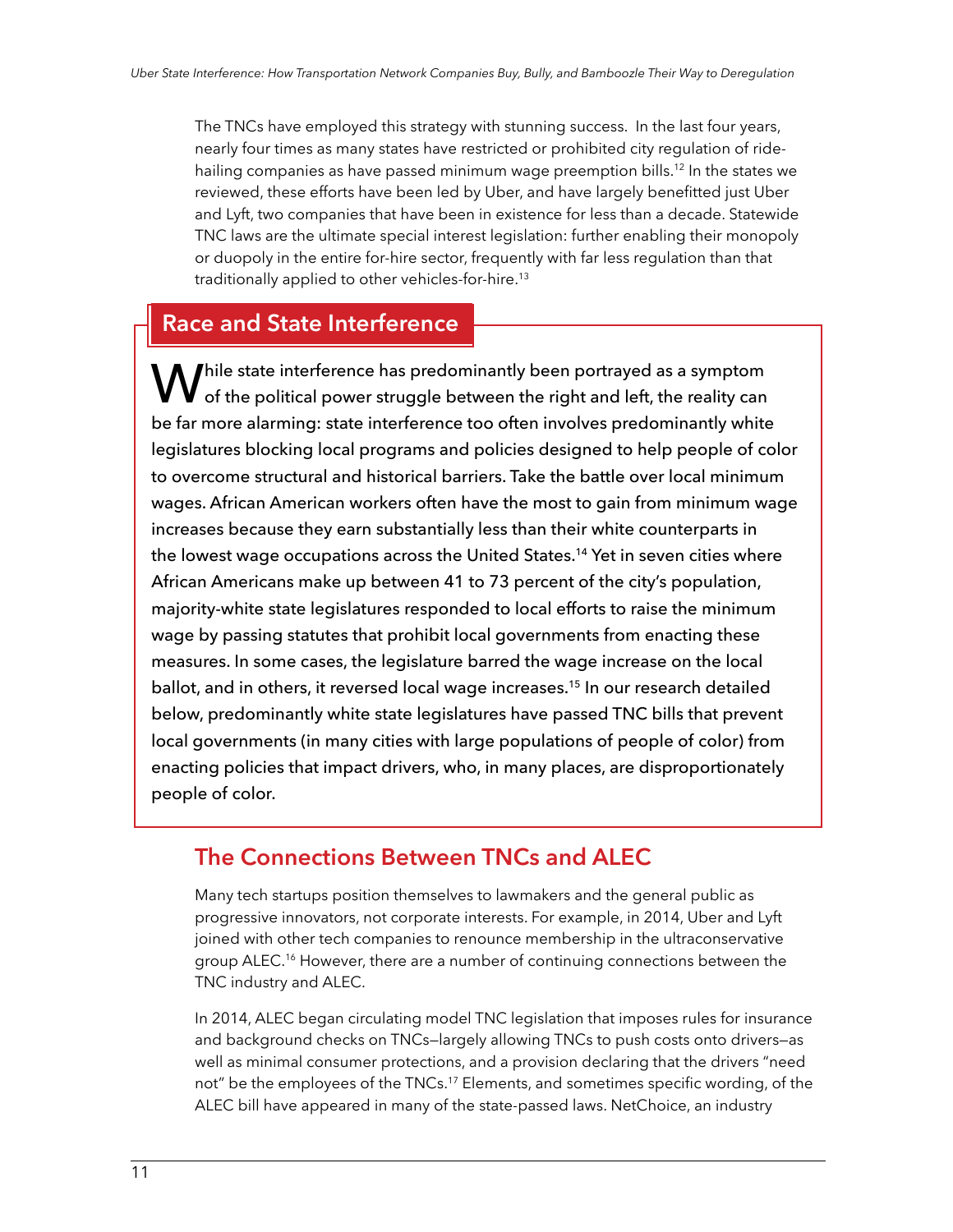The TNCs have employed this strategy with stunning success. In the last four years, nearly four times as many states have restricted or prohibited city regulation of ride-hailing companies as have passed minimum wage preemption bills.[12] In the states we reviewed, these efforts have been led by Uber, and have largely benefitted just Uber and Lyft, two companies that have been in existence for less than a decade. Statewide TNC laws are the ultimate special interest legislation: further enabling their monopoly or duopoly in the entire for-hire sector, frequently with far less regulation than that traditionally applied to other vehicles-for-hire.[13]

## Race and State Interference

While state interference has predominantly been portrayed as a symptom of the political power struggle between the right and left, the reality can be far more alarming: state interference too often involves predominantly white legislatures blocking local programs and policies designed to help people of color to overcome structural and historical barriers. Take the battle over local minimum wages. African American workers often have the most to gain from minimum wage increases because they earn substantially less than their white counterparts in the lowest wage occupations across the United States.[14] Yet in seven cities where African Americans make up between 41 to 73 percent of the city's population, majority-white state legislatures responded to local efforts to raise the minimum wage by passing statutes that prohibit local governments from enacting these measures. In some cases, the legislature barred the wage increase on the local ballot, and in others, it reversed local wage increases.[15] In our research detailed below, predominantly white state legislatures have passed TNC bills that prevent local governments (in many cities with large populations of people of color) from enacting policies that impact drivers, who, in many places, are disproportionately people of color.

## The Connections Between TNCs and ALEC

Many tech startups position themselves to lawmakers and the general public as progressive innovators, not corporate interests. For example, in 2014, Uber and Lyft joined with other tech companies to renounce membership in the ultraconservative group ALEC.[16] However, there are a number of continuing connections between the TNC industry and ALEC.

In 2014, ALEC began circulating model TNC legislation that imposes rules for insurance and background checks on TNCs—largely allowing TNCs to push costs onto drivers—as well as minimal consumer protections, and a provision declaring that the drivers "need not" be the employees of the TNCs.[17] Elements, and sometimes specific wording, of the ALEC bill have appeared in many of the state-passed laws. NetChoice, an industry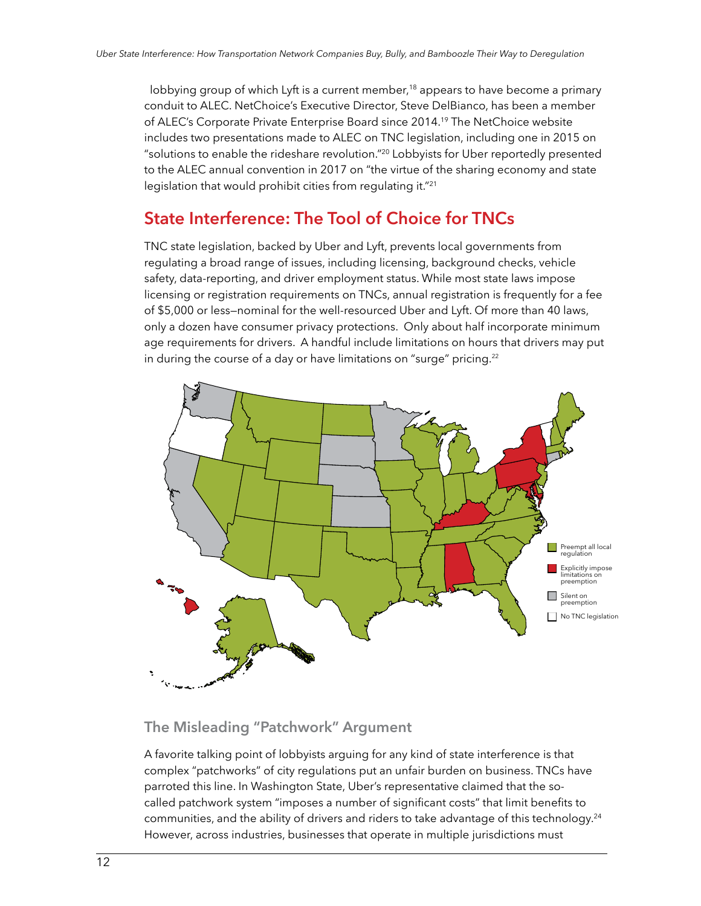lobbying group of which Lyft is a current member,[18] appears to have become a primary conduit to ALEC. NetChoice's Executive Director, Steve DelBianco, has been a member of ALEC's Corporate Private Enterprise Board since 2014.[19] The NetChoice website includes two presentations made to ALEC on TNC legislation, including one in 2015 on "solutions to enable the rideshare revolution."[20] Lobbyists for Uber reportedly presented to the ALEC annual convention in 2017 on "the virtue of the sharing economy and state legislation that would prohibit cities from regulating it."[21]

## State Interference: The Tool of Choice for TNCs

TNC state legislation, backed by Uber and Lyft, prevents local governments from regulating a broad range of issues, including licensing, background checks, vehicle safety, data-reporting, and driver employment status. While most state laws impose licensing or registration requirements on TNCs, annual registration is frequently for a fee of $5,000 or less—nominal for the well-resourced Uber and Lyft. Of more than 40 laws, only a dozen have consumer privacy protections. Only about half incorporate minimum age requirements for drivers. A handful include limitations on hours that drivers may put in during the course of a day or have limitations on "surge" pricing.[22]

Preempt all local regulation

Explicitly impose limitations on preemption

Silent on preemption

No TNC legislation

### The Misleading "Patchwork" Argument

A favorite talking point of lobbyists arguing for any kind of state interference is that complex "patchworks" of city regulations put an unfair burden on business. TNCs have parroted this line. In Washington State, Uber's representative claimed that the so-called patchwork system "imposes a number of significant costs" that limit benefits to communities, and the ability of drivers and riders to take advantage of this technology.[24] However, across industries, businesses that operate in multiple jurisdictions must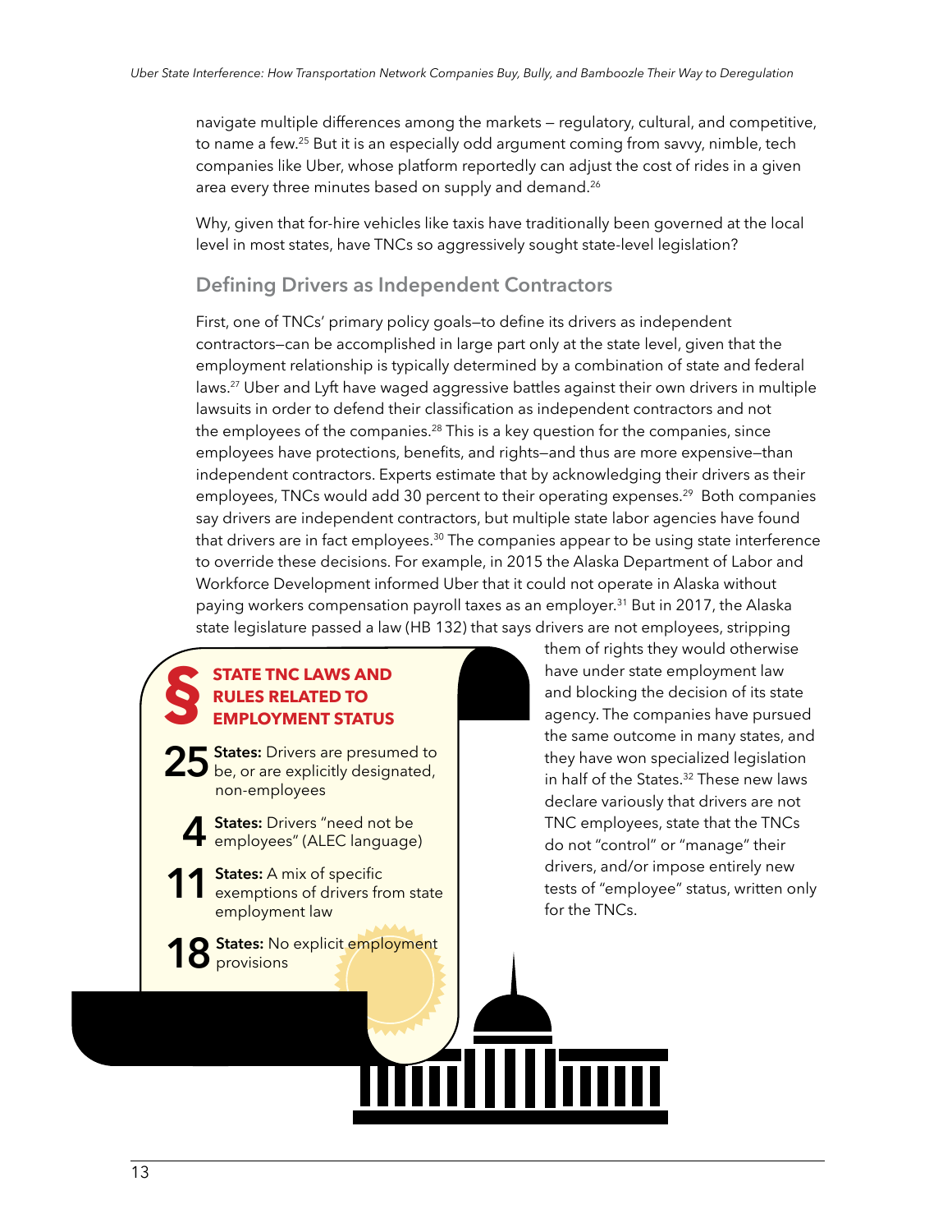navigate multiple differences among the markets — regulatory, cultural, and competitive, to name a few.[25] But it is an especially odd argument coming from savvy, nimble, tech companies like Uber, whose platform reportedly can adjust the cost of rides in a given area every three minutes based on supply and demand.[26]

Why, given that for-hire vehicles like taxis have traditionally been governed at the local level in most states, have TNCs so aggressively sought state-level legislation?

## Defining Drivers as Independent Contractors

First, one of TNCs' primary policy goals—to define its drivers as independent contractors—can be accomplished in large part only at the state level, given that the employment relationship is typically determined by a combination of state and federal laws.[27] Uber and Lyft have waged aggressive battles against their own drivers in multiple lawsuits in order to defend their classification as independent contractors and not the employees of the companies.[28] This is a key question for the companies, since employees have protections, benefits, and rights—and thus are more expensive—than independent contractors. Experts estimate that by acknowledging their drivers as their employees, TNCs would add 30 percent to their operating expenses.[29] Both companies say drivers are independent contractors, but multiple state labor agencies have found that drivers are in fact employees.[30] The companies appear to be using state interference to override these decisions. For example, in 2015 the Alaska Department of Labor and Workforce Development informed Uber that it could not operate in Alaska without paying workers compensation payroll taxes as an employer.[31] But in 2017, the Alaska state legislature passed a law (HB 132) that says drivers are not employees, stripping them of rights they would otherwise have under state employment law and blocking the decision of its state agency. The companies have pursued the same outcome in many states, and they have won specialized legislation in half of the States.[32] These new laws declare variously that drivers are not TNC employees, state that the TNCs do not "control" or "manage" their drivers, and/or impose entirely new tests of "employee" status, written only for the TNCs.

**§ STATE TNC LAWS AND RULES RELATED TO EMPLOYMENT STATUS**

- **25 States:** Drivers are presumed to be, or are explicitly designated, non-employees
- **4 States:** Drivers "need not be employees" (ALEC language)
- **11 States:** A mix of specific exemptions of drivers from state employment law
- **18 States:** No explicit employment provisions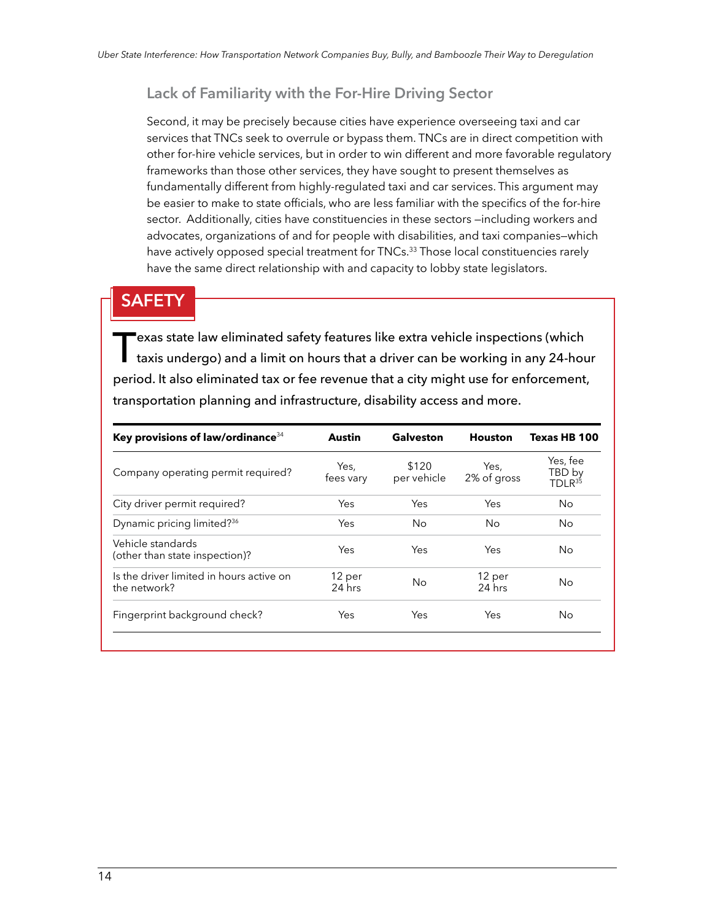### Lack of Familiarity with the For-Hire Driving Sector

Second, it may be precisely because cities have experience overseeing taxi and car services that TNCs seek to overrule or bypass them. TNCs are in direct competition with other for-hire vehicle services, but in order to win different and more favorable regulatory frameworks than those other services, they have sought to present themselves as fundamentally different from highly-regulated taxi and car services. This argument may be easier to make to state officials, who are less familiar with the specifics of the for-hire sector. Additionally, cities have constituencies in these sectors —including workers and advocates, organizations of and for people with disabilities, and taxi companies—which have actively opposed special treatment for TNCs.[33] Those local constituencies rarely have the same direct relationship with and capacity to lobby state legislators.

## SAFETY

Texas state law eliminated safety features like extra vehicle inspections (which taxis undergo) and a limit on hours that a driver can be working in any 24-hour period. It also eliminated tax or fee revenue that a city might use for enforcement, transportation planning and infrastructure, disability access and more.

| Key provisions of law/ordinance[34] | Austin | Galveston | Houston | Texas HB 100 |
|---|---|---|---|---|
| Company operating permit required? | Yes, fees vary | $120 per vehicle | Yes, 2% of gross | Yes, fee TBD by TDLR[35] |
| City driver permit required? | Yes | Yes | Yes | No |
| Dynamic pricing limited?[36] | Yes | No | No | No |
| Vehicle standards (other than state inspection)? | Yes | Yes | Yes | No |
| Is the driver limited in hours active on the network? | 12 per 24 hrs | No | 12 per 24 hrs | No |
| Fingerprint background check? | Yes | Yes | Yes | No |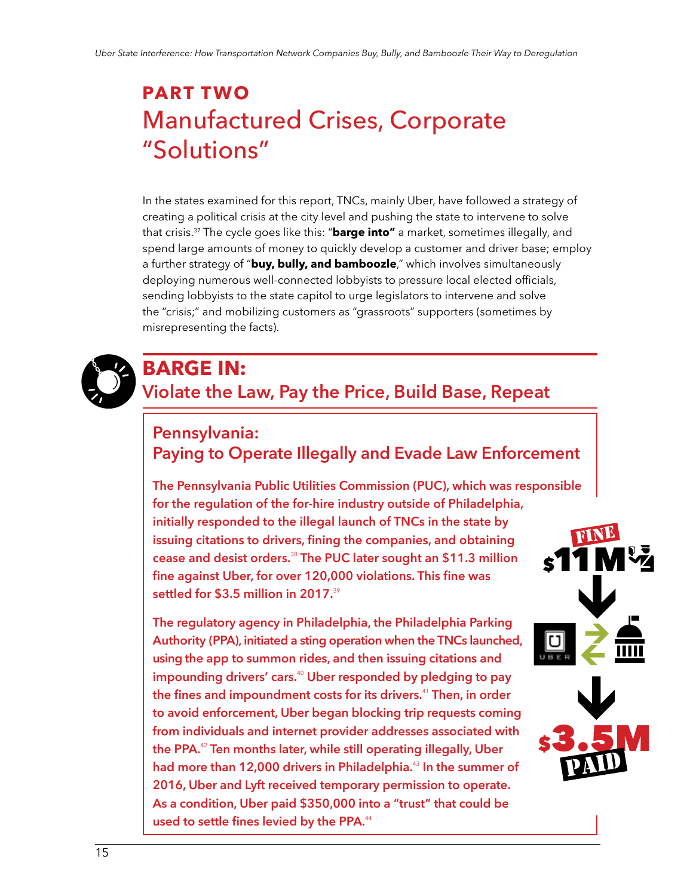# PART TWO
## Manufactured Crises, Corporate "Solutions"

In the states examined for this report, TNCs, mainly Uber, have followed a strategy of creating a political crisis at the city level and pushing the state to intervene to solve that crisis.[37] The cycle goes like this: "**barge into"** a market, sometimes illegally, and spend large amounts of money to quickly develop a customer and driver base; employ a further strategy of "**buy, bully, and bamboozle**," which involves simultaneously deploying numerous well-connected lobbyists to pressure local elected officials, sending lobbyists to the state capitol to urge legislators to intervene and solve the "crisis;" and mobilizing customers as "grassroots" supporters (sometimes by misrepresenting the facts).

## BARGE IN:
### Violate the Law, Pay the Price, Build Base, Repeat

#### Pennsylvania: Paying to Operate Illegally and Evade Law Enforcement

The Pennsylvania Public Utilities Commission (PUC), which was responsible for the regulation of the for-hire industry outside of Philadelphia, initially responded to the illegal launch of TNCs in the state by issuing citations to drivers, fining the companies, and obtaining cease and desist orders.[38] The PUC later sought an $11.3 million fine against Uber, for over 120,000 violations. This fine was settled for $3.5 million in 2017.[39]

The regulatory agency in Philadelphia, the Philadelphia Parking Authority (PPA), initiated a sting operation when the TNCs launched, using the app to summon rides, and then issuing citations and impounding drivers' cars.[40] Uber responded by pledging to pay the fines and impoundment costs for its drivers.[41] Then, in order to avoid enforcement, Uber began blocking trip requests coming from individuals and internet provider addresses associated with the PPA.[42] Ten months later, while still operating illegally, Uber had more than 12,000 drivers in Philadelphia.[43] In the summer of 2016, Uber and Lyft received temporary permission to operate. As a condition, Uber paid $350,000 into a "trust" that could be used to settle fines levied by the PPA.[44]

FINE $11M → UBER ⇄ (government) → $3.5M PAID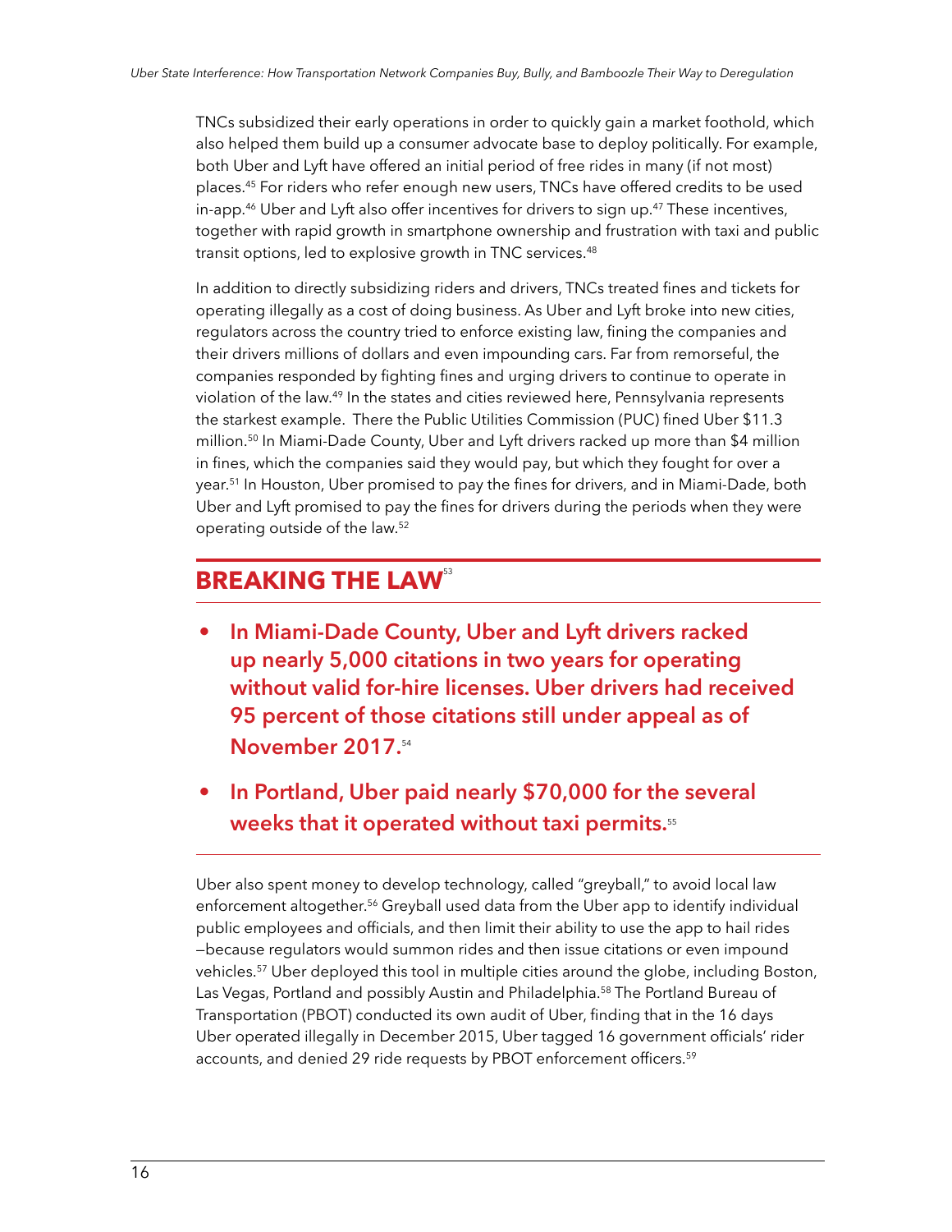TNCs subsidized their early operations in order to quickly gain a market foothold, which also helped them build up a consumer advocate base to deploy politically. For example, both Uber and Lyft have offered an initial period of free rides in many (if not most) places.[45] For riders who refer enough new users, TNCs have offered credits to be used in-app.[46] Uber and Lyft also offer incentives for drivers to sign up.[47] These incentives, together with rapid growth in smartphone ownership and frustration with taxi and public transit options, led to explosive growth in TNC services.[48]

In addition to directly subsidizing riders and drivers, TNCs treated fines and tickets for operating illegally as a cost of doing business. As Uber and Lyft broke into new cities, regulators across the country tried to enforce existing law, fining the companies and their drivers millions of dollars and even impounding cars. Far from remorseful, the companies responded by fighting fines and urging drivers to continue to operate in violation of the law.[49] In the states and cities reviewed here, Pennsylvania represents the starkest example. There the Public Utilities Commission (PUC) fined Uber $11.3 million.[50] In Miami-Dade County, Uber and Lyft drivers racked up more than $4 million in fines, which the companies said they would pay, but which they fought for over a year.[51] In Houston, Uber promised to pay the fines for drivers, and in Miami-Dade, both Uber and Lyft promised to pay the fines for drivers during the periods when they were operating outside of the law.[52]

## BREAKING THE LAW[53]

- **In Miami-Dade County, Uber and Lyft drivers racked up nearly 5,000 citations in two years for operating without valid for-hire licenses. Uber drivers had received 95 percent of those citations still under appeal as of November 2017.[54]**
- **In Portland, Uber paid nearly $70,000 for the several weeks that it operated without taxi permits.[55]**

Uber also spent money to develop technology, called "greyball," to avoid local law enforcement altogether.[56] Greyball used data from the Uber app to identify individual public employees and officials, and then limit their ability to use the app to hail rides —because regulators would summon rides and then issue citations or even impound vehicles.[57] Uber deployed this tool in multiple cities around the globe, including Boston, Las Vegas, Portland and possibly Austin and Philadelphia.[58] The Portland Bureau of Transportation (PBOT) conducted its own audit of Uber, finding that in the 16 days Uber operated illegally in December 2015, Uber tagged 16 government officials' rider accounts, and denied 29 ride requests by PBOT enforcement officers.[59]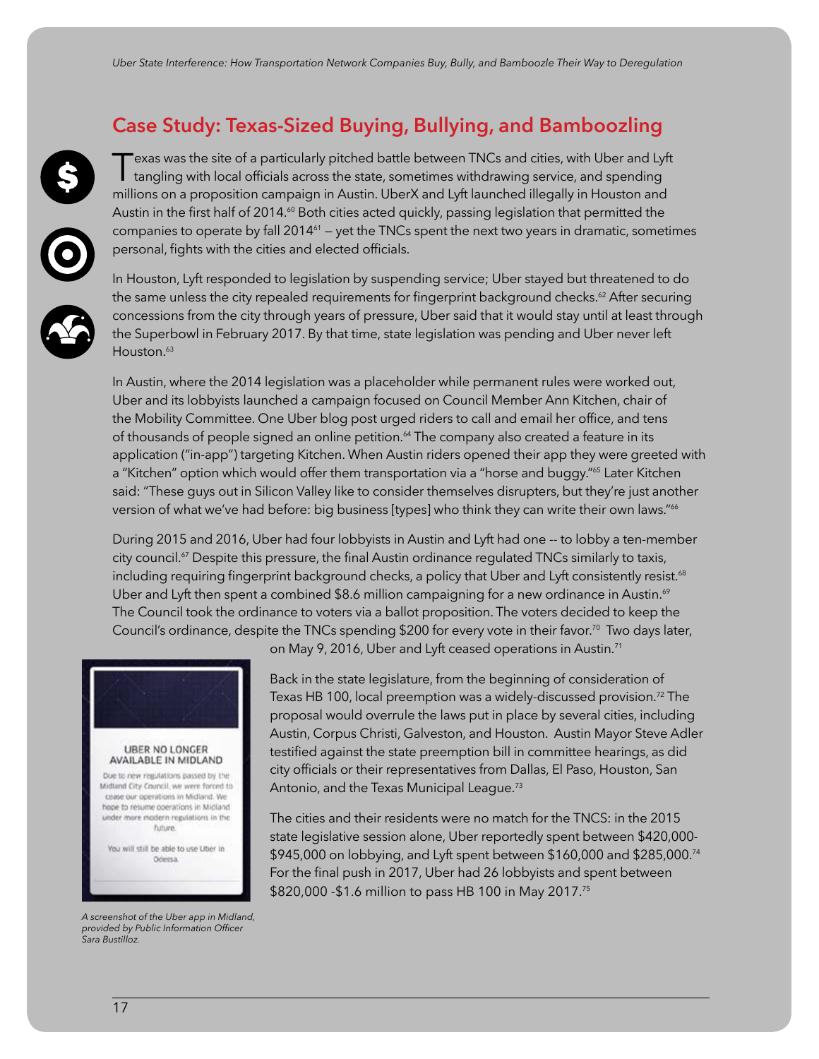## Case Study: Texas-Sized Buying, Bullying, and Bamboozling

Texas was the site of a particularly pitched battle between TNCs and cities, with Uber and Lyft tangling with local officials across the state, sometimes withdrawing service, and spending millions on a proposition campaign in Austin. UberX and Lyft launched illegally in Houston and Austin in the first half of 2014.[60] Both cities acted quickly, passing legislation that permitted the companies to operate by fall 2014[61] — yet the TNCs spent the next two years in dramatic, sometimes personal, fights with the cities and elected officials.

In Houston, Lyft responded to legislation by suspending service; Uber stayed but threatened to do the same unless the city repealed requirements for fingerprint background checks.[62] After securing concessions from the city through years of pressure, Uber said that it would stay until at least through the Superbowl in February 2017. By that time, state legislation was pending and Uber never left Houston.[63]

In Austin, where the 2014 legislation was a placeholder while permanent rules were worked out, Uber and its lobbyists launched a campaign focused on Council Member Ann Kitchen, chair of the Mobility Committee. One Uber blog post urged riders to call and email her office, and tens of thousands of people signed an online petition.[64] The company also created a feature in its application ("in-app") targeting Kitchen. When Austin riders opened their app they were greeted with a "Kitchen" option which would offer them transportation via a "horse and buggy."[65] Later Kitchen said: "These guys out in Silicon Valley like to consider themselves disrupters, but they're just another version of what we've had before: big business [types] who think they can write their own laws."[66]

During 2015 and 2016, Uber had four lobbyists in Austin and Lyft had one -- to lobby a ten-member city council.[67] Despite this pressure, the final Austin ordinance regulated TNCs similarly to taxis, including requiring fingerprint background checks, a policy that Uber and Lyft consistently resist.[68] Uber and Lyft then spent a combined $8.6 million campaigning for a new ordinance in Austin.[69] The Council took the ordinance to voters via a ballot proposition. The voters decided to keep the Council's ordinance, despite the TNCs spending $200 for every vote in their favor.[70] Two days later, on May 9, 2016, Uber and Lyft ceased operations in Austin.[71]

UBER NO LONGER AVAILABLE IN MIDLAND

Due to new regulations passed by the Midland City Council, we were forced to cease our operations in Midland. We hope to resume operations in Midland under more modern regulations in the future.

You will still be able to use Uber in Odessa.

*A screenshot of the Uber app in Midland, provided by Public Information Officer Sara Bustilloz.*

Back in the state legislature, from the beginning of consideration of Texas HB 100, local preemption was a widely-discussed provision.[72] The proposal would overrule the laws put in place by several cities, including Austin, Corpus Christi, Galveston, and Houston. Austin Mayor Steve Adler testified against the state preemption bill in committee hearings, as did city officials or their representatives from Dallas, El Paso, Houston, San Antonio, and the Texas Municipal League.[73]

The cities and their residents were no match for the TNCS: in the 2015 state legislative session alone, Uber reportedly spent between $420,000-$945,000 on lobbying, and Lyft spent between $160,000 and $285,000.[74] For the final push in 2017, Uber had 26 lobbyists and spent between $820,000 -$1.6 million to pass HB 100 in May 2017.[75]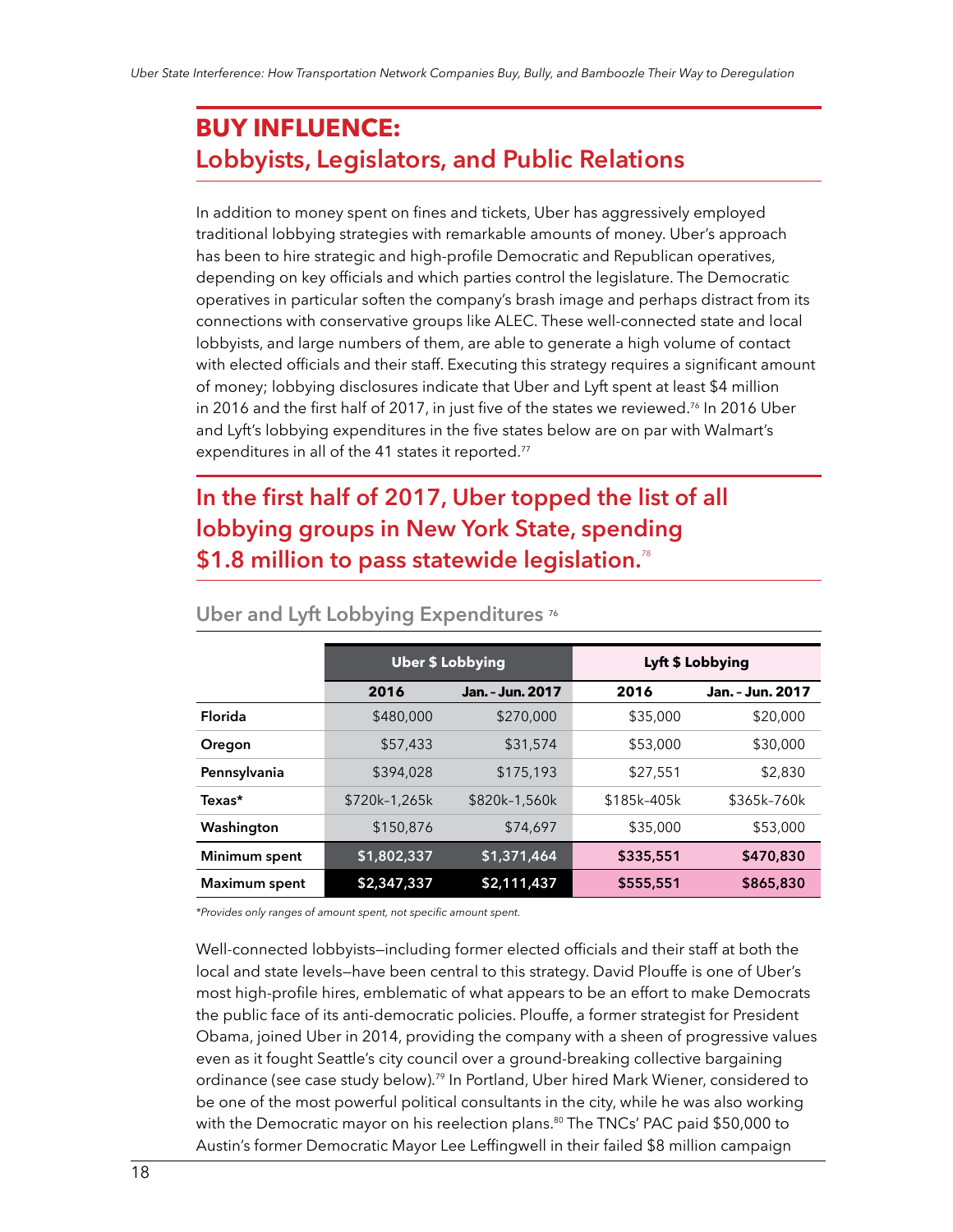## BUY INFLUENCE:
## Lobbyists, Legislators, and Public Relations

In addition to money spent on fines and tickets, Uber has aggressively employed traditional lobbying strategies with remarkable amounts of money. Uber's approach has been to hire strategic and high-profile Democratic and Republican operatives, depending on key officials and which parties control the legislature. The Democratic operatives in particular soften the company's brash image and perhaps distract from its connections with conservative groups like ALEC. These well-connected state and local lobbyists, and large numbers of them, are able to generate a high volume of contact with elected officials and their staff. Executing this strategy requires a significant amount of money; lobbying disclosures indicate that Uber and Lyft spent at least $4 million in 2016 and the first half of 2017, in just five of the states we reviewed.[76] In 2016 Uber and Lyft's lobbying expenditures in the five states below are on par with Walmart's expenditures in all of the 41 states it reported.[77]

### In the first half of 2017, Uber topped the list of all lobbying groups in New York State, spending $1.8 million to pass statewide legislation.[78]

**Uber and Lyft Lobbying Expenditures** [76]

| | Uber $ Lobbying | | Lyft $ Lobbying | |
|---|---|---|---|---|
| | 2016 | Jan. - Jun. 2017 | 2016 | Jan. - Jun. 2017 |
| Florida | $480,000 | $270,000 | $35,000 | $20,000 |
| Oregon | $57,433 | $31,574 | $53,000 | $30,000 |
| Pennsylvania | $394,028 | $175,193 | $27,551 | $2,830 |
| Texas* | $720k–1,265k | $820k–1,560k | $185k–405k | $365k–760k |
| Washington | $150,876 | $74,697 | $35,000 | $53,000 |
| **Minimum spent** | **$1,802,337** | **$1,371,464** | **$335,551** | **$470,830** |
| **Maximum spent** | **$2,347,337** | **$2,111,437** | **$555,551** | **$865,830** |

*Provides only ranges of amount spent, not specific amount spent.*

Well-connected lobbyists—including former elected officials and their staff at both the local and state levels—have been central to this strategy. David Plouffe is one of Uber's most high-profile hires, emblematic of what appears to be an effort to make Democrats the public face of its anti-democratic policies. Plouffe, a former strategist for President Obama, joined Uber in 2014, providing the company with a sheen of progressive values even as it fought Seattle's city council over a ground-breaking collective bargaining ordinance (see case study below).[79] In Portland, Uber hired Mark Wiener, considered to be one of the most powerful political consultants in the city, while he was also working with the Democratic mayor on his reelection plans.[80] The TNCs' PAC paid $50,000 to Austin's former Democratic Mayor Lee Leffingwell in their failed $8 million campaign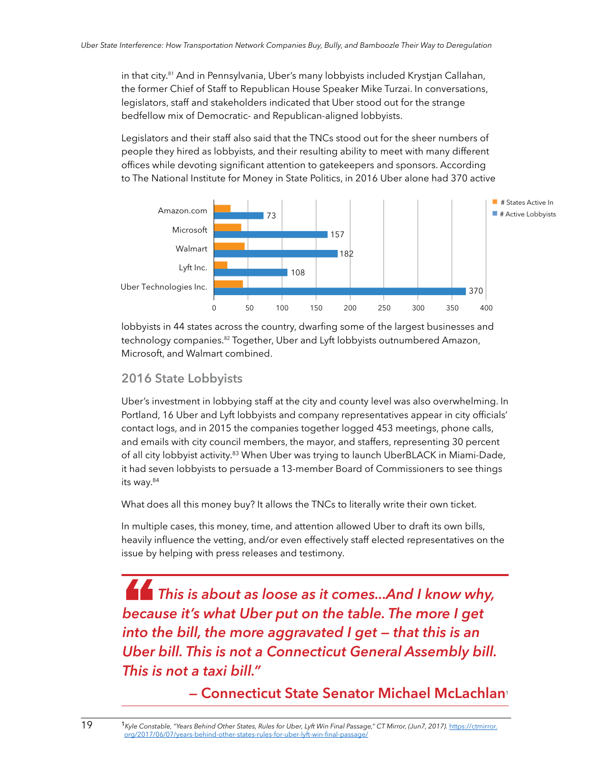in that city.[81] And in Pennsylvania, Uber's many lobbyists included Krystjan Callahan, the former Chief of Staff to Republican House Speaker Mike Turzai. In conversations, legislators, staff and stakeholders indicated that Uber stood out for the strange bedfellow mix of Democratic- and Republican-aligned lobbyists.

Legislators and their staff also said that the TNCs stood out for the sheer numbers of people they hired as lobbyists, and their resulting ability to meet with many different offices while devoting significant attention to gatekeepers and sponsors. According to The National Institute for Money in State Politics, in 2016 Uber alone had 370 active lobbyists in 44 states across the country, dwarfing some of the largest businesses and technology companies.[82] Together, Uber and Lyft lobbyists outnumbered Amazon, Microsoft, and Walmart combined.

| Company | # Active Lobbyists |
|---|---|
| Amazon.com | 73 |
| Microsoft | 157 |
| Walmart | 182 |
| Lyft Inc. | 108 |
| Uber Technologies Inc. | 370 |

## 2016 State Lobbyists

Uber's investment in lobbying staff at the city and county level was also overwhelming. In Portland, 16 Uber and Lyft lobbyists and company representatives appear in city officials' contact logs, and in 2015 the companies together logged 453 meetings, phone calls, and emails with city council members, the mayor, and staffers, representing 30 percent of all city lobbyist activity.[83] When Uber was trying to launch UberBLACK in Miami-Dade, it had seven lobbyists to persuade a 13-member Board of Commissioners to see things its way.[84]

What does all this money buy? It allows the TNCs to literally write their own ticket.

In multiple cases, this money, time, and attention allowed Uber to draft its own bills, heavily influence the vetting, and/or even effectively staff elected representatives on the issue by helping with press releases and testimony.

> ***"This is about as loose as it comes…And I know why, because it's what Uber put on the table. The more I get into the bill, the more aggravated I get — that this is an Uber bill. This is not a Connecticut General Assembly bill. This is not a taxi bill."***
>
> **— Connecticut State Senator Michael McLachlan**[1]

[1] *Kyle Constable, "Years Behind Other States, Rules for Uber, Lyft Win Final Passage," CT Mirror, (Jun7, 2017).* https://ctmirror.org/2017/06/07/years-behind-other-states-rules-for-uber-lyft-win-final-passage/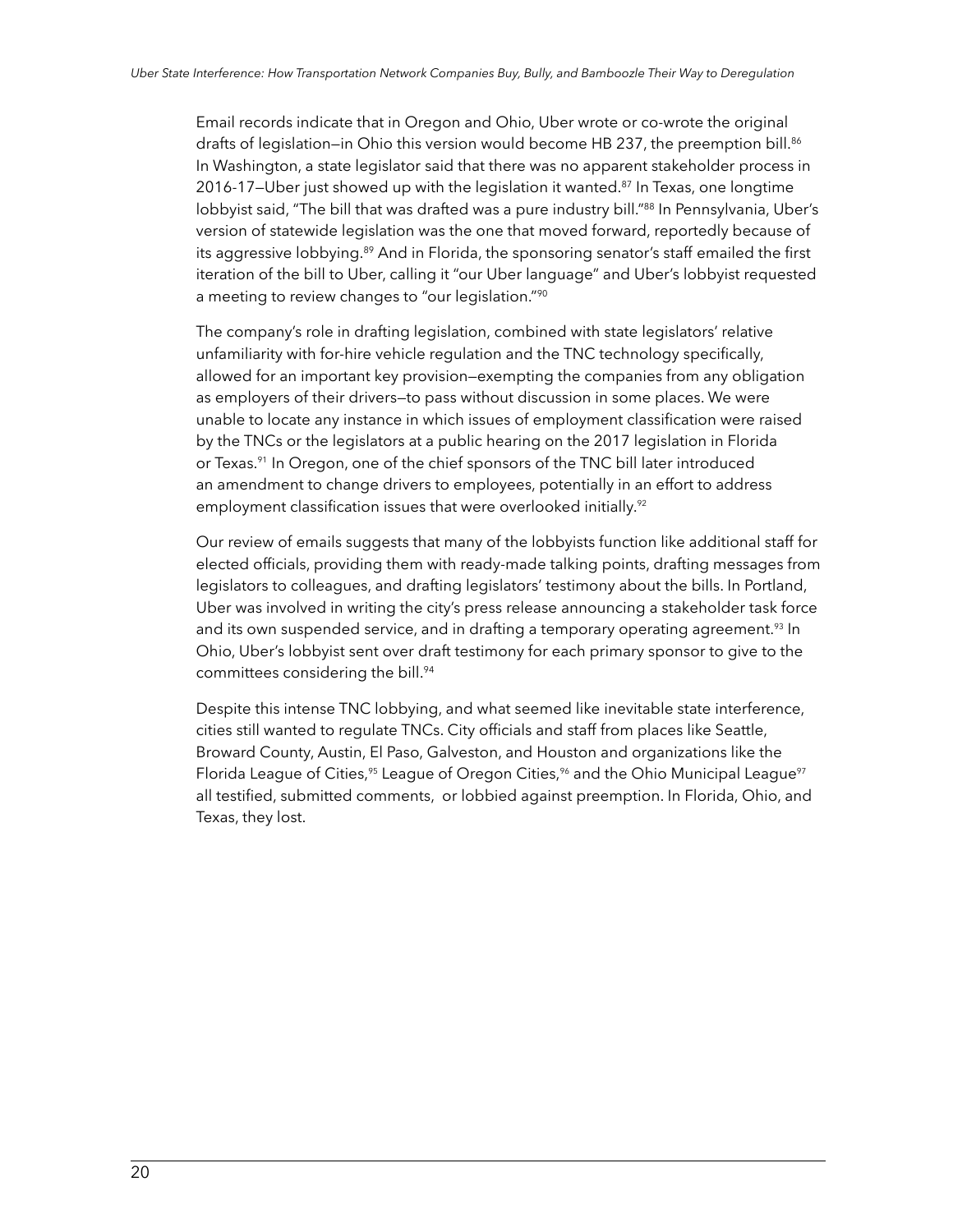Email records indicate that in Oregon and Ohio, Uber wrote or co-wrote the original drafts of legislation—in Ohio this version would become HB 237, the preemption bill.[86] In Washington, a state legislator said that there was no apparent stakeholder process in 2016-17—Uber just showed up with the legislation it wanted.[87] In Texas, one longtime lobbyist said, "The bill that was drafted was a pure industry bill."[88] In Pennsylvania, Uber's version of statewide legislation was the one that moved forward, reportedly because of its aggressive lobbying.[89] And in Florida, the sponsoring senator's staff emailed the first iteration of the bill to Uber, calling it "our Uber language" and Uber's lobbyist requested a meeting to review changes to "our legislation."[90]

The company's role in drafting legislation, combined with state legislators' relative unfamiliarity with for-hire vehicle regulation and the TNC technology specifically, allowed for an important key provision—exempting the companies from any obligation as employers of their drivers—to pass without discussion in some places. We were unable to locate any instance in which issues of employment classification were raised by the TNCs or the legislators at a public hearing on the 2017 legislation in Florida or Texas.[91] In Oregon, one of the chief sponsors of the TNC bill later introduced an amendment to change drivers to employees, potentially in an effort to address employment classification issues that were overlooked initially.[92]

Our review of emails suggests that many of the lobbyists function like additional staff for elected officials, providing them with ready-made talking points, drafting messages from legislators to colleagues, and drafting legislators' testimony about the bills. In Portland, Uber was involved in writing the city's press release announcing a stakeholder task force and its own suspended service, and in drafting a temporary operating agreement.[93] In Ohio, Uber's lobbyist sent over draft testimony for each primary sponsor to give to the committees considering the bill.[94]

Despite this intense TNC lobbying, and what seemed like inevitable state interference, cities still wanted to regulate TNCs. City officials and staff from places like Seattle, Broward County, Austin, El Paso, Galveston, and Houston and organizations like the Florida League of Cities,[95] League of Oregon Cities,[96] and the Ohio Municipal League[97] all testified, submitted comments, or lobbied against preemption. In Florida, Ohio, and Texas, they lost.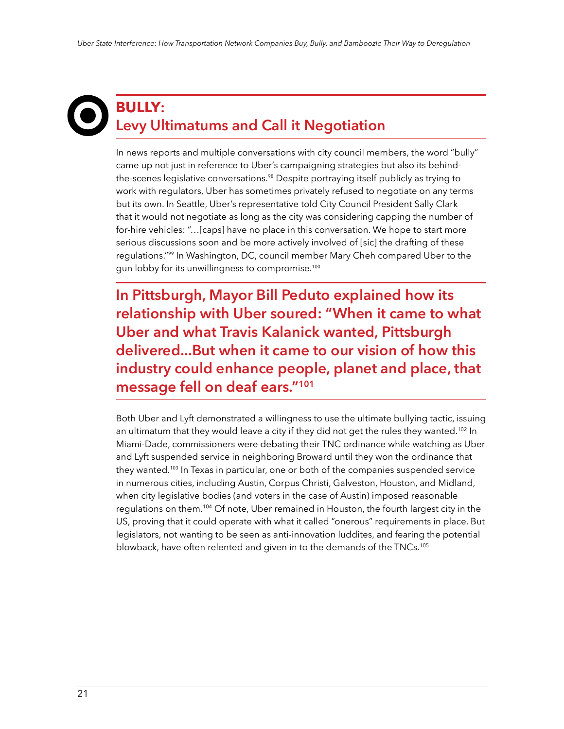## BULLY: Levy Ultimatums and Call it Negotiation

In news reports and multiple conversations with city council members, the word "bully" came up not just in reference to Uber's campaigning strategies but also its behind-the-scenes legislative conversations.[98] Despite portraying itself publicly as trying to work with regulators, Uber has sometimes privately refused to negotiate on any terms but its own. In Seattle, Uber's representative told City Council President Sally Clark that it would not negotiate as long as the city was considering capping the number of for-hire vehicles: "…[caps] have no place in this conversation. We hope to start more serious discussions soon and be more actively involved of [sic] the drafting of these regulations."[99] In Washington, DC, council member Mary Cheh compared Uber to the gun lobby for its unwillingness to compromise.[100]

**In Pittsburgh, Mayor Bill Peduto explained how its relationship with Uber soured: "When it came to what Uber and what Travis Kalanick wanted, Pittsburgh delivered…But when it came to our vision of how this industry could enhance people, planet and place, that message fell on deaf ears."[101]**

Both Uber and Lyft demonstrated a willingness to use the ultimate bullying tactic, issuing an ultimatum that they would leave a city if they did not get the rules they wanted.[102] In Miami-Dade, commissioners were debating their TNC ordinance while watching as Uber and Lyft suspended service in neighboring Broward until they won the ordinance that they wanted.[103] In Texas in particular, one or both of the companies suspended service in numerous cities, including Austin, Corpus Christi, Galveston, Houston, and Midland, when city legislative bodies (and voters in the case of Austin) imposed reasonable regulations on them.[104] Of note, Uber remained in Houston, the fourth largest city in the US, proving that it could operate with what it called "onerous" requirements in place. But legislators, not wanting to be seen as anti-innovation luddites, and fearing the potential blowback, have often relented and given in to the demands of the TNCs.[105]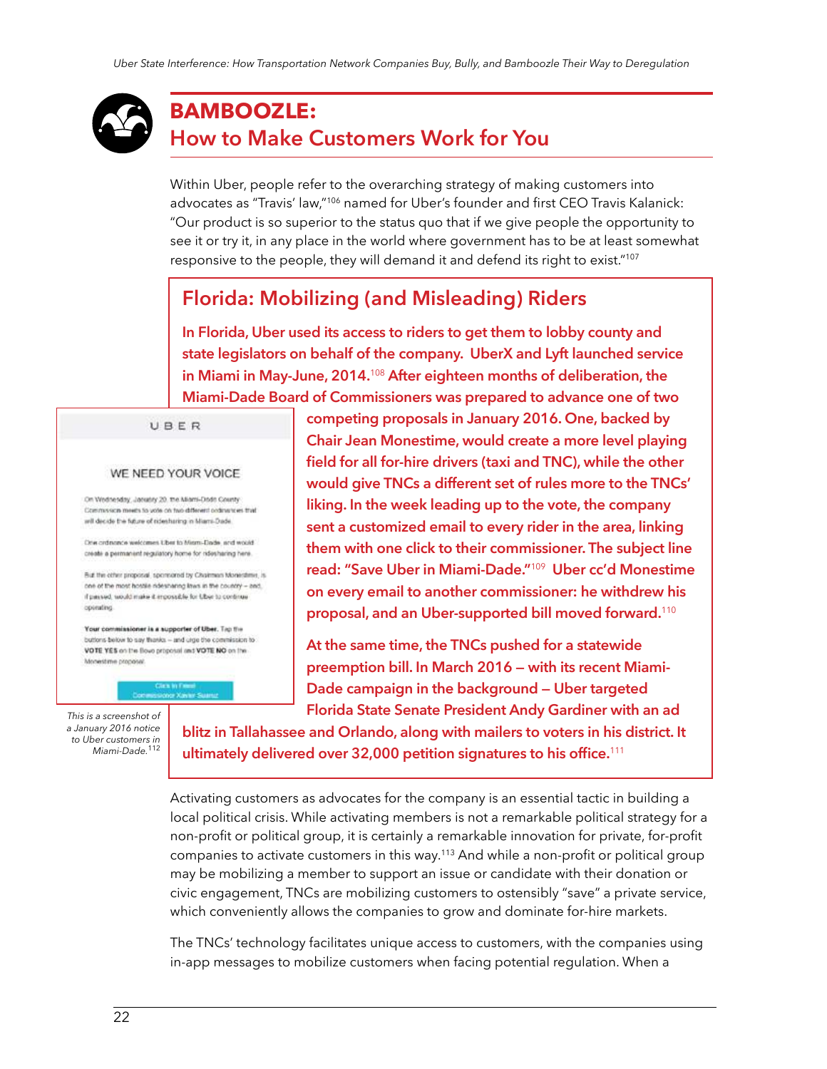# BAMBOOZLE: How to Make Customers Work for You

Within Uber, people refer to the overarching strategy of making customers into advocates as "Travis' law,"[106] named for Uber's founder and first CEO Travis Kalanick: "Our product is so superior to the status quo that if we give people the opportunity to see it or try it, in any place in the world where government has to be at least somewhat responsive to the people, they will demand it and defend its right to exist."[107]

## Florida: Mobilizing (and Misleading) Riders

**In Florida, Uber used its access to riders to get them to lobby county and state legislators on behalf of the company. UberX and Lyft launched service in Miami in May-June, 2014.[108] After eighteen months of deliberation, the Miami-Dade Board of Commissioners was prepared to advance one of two competing proposals in January 2016. One, backed by Chair Jean Monestime, would create a more level playing field for all for-hire drivers (taxi and TNC), while the other would give TNCs a different set of rules more to the TNCs' liking. In the week leading up to the vote, the company sent a customized email to every rider in the area, linking them with one click to their commissioner. The subject line read: "Save Uber in Miami-Dade."[109] Uber cc'd Monestime on every email to another commissioner: he withdrew his proposal, and an Uber-supported bill moved forward.[110]**

**At the same time, the TNCs pushed for a statewide preemption bill. In March 2016 – with its recent Miami-Dade campaign in the background – Uber targeted Florida State Senate President Andy Gardiner with an ad blitz in Tallahassee and Orlando, along with mailers to voters in his district. It ultimately delivered over 32,000 petition signatures to his office.[111]**

UBER

WE NEED YOUR VOICE

On Wednesday, January 20, the Miami-Dade County Commission meets to vote on two different ordinances that will decide the future of ridesharing in Miami-Dade.

One ordinance welcomes Uber to Miami-Dade, and would create a permanent regulatory home for ridesharing here.

But the other proposal, sponsored by Chairman Monestime, is one of the most hostile ridesharing laws in the country – and, if passed, would make it impossible for Uber to continue operating.

**Your commissioner is a supporter of Uber.** Tap the buttons below to say thanks – and urge the commission to **VOTE YES** on the Bovo proposal and **VOTE NO** on the Monestime proposal.

Click to Email Commissioner Xavier Suarez

*This is a screenshot of a January 2016 notice to Uber customers in Miami-Dade.[112]*

Activating customers as advocates for the company is an essential tactic in building a local political crisis. While activating members is not a remarkable political strategy for a non-profit or political group, it is certainly a remarkable innovation for private, for-profit companies to activate customers in this way.[113] And while a non-profit or political group may be mobilizing a member to support an issue or candidate with their donation or civic engagement, TNCs are mobilizing customers to ostensibly "save" a private service, which conveniently allows the companies to grow and dominate for-hire markets.

The TNCs' technology facilitates unique access to customers, with the companies using in-app messages to mobilize customers when facing potential regulation. When a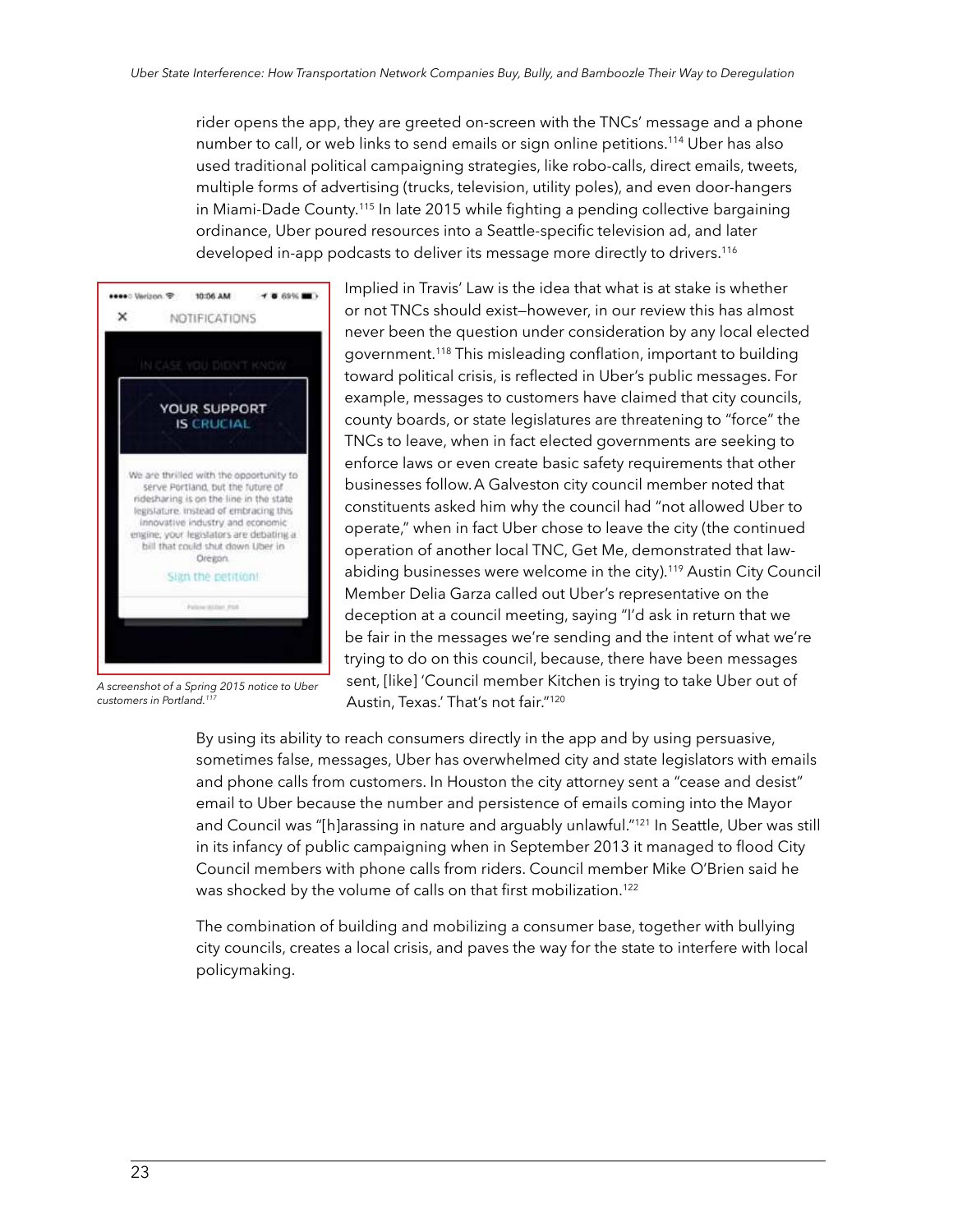rider opens the app, they are greeted on-screen with the TNCs' message and a phone number to call, or web links to send emails or sign online petitions.[114] Uber has also used traditional political campaigning strategies, like robo-calls, direct emails, tweets, multiple forms of advertising (trucks, television, utility poles), and even door-hangers in Miami-Dade County.[115] In late 2015 while fighting a pending collective bargaining ordinance, Uber poured resources into a Seattle-specific television ad, and later developed in-app podcasts to deliver its message more directly to drivers.[116]

*A screenshot of a Spring 2015 notice to Uber customers in Portland.*[117]

Implied in Travis' Law is the idea that what is at stake is whether or not TNCs should exist—however, in our review this has almost never been the question under consideration by any local elected government.[118] This misleading conflation, important to building toward political crisis, is reflected in Uber's public messages. For example, messages to customers have claimed that city councils, county boards, or state legislatures are threatening to "force" the TNCs to leave, when in fact elected governments are seeking to enforce laws or even create basic safety requirements that other businesses follow. A Galveston city council member noted that constituents asked him why the council had "not allowed Uber to operate," when in fact Uber chose to leave the city (the continued operation of another local TNC, Get Me, demonstrated that law-abiding businesses were welcome in the city).[119] Austin City Council Member Delia Garza called out Uber's representative on the deception at a council meeting, saying "I'd ask in return that we be fair in the messages we're sending and the intent of what we're trying to do on this council, because, there have been messages sent, [like] 'Council member Kitchen is trying to take Uber out of Austin, Texas.' That's not fair."[120]

By using its ability to reach consumers directly in the app and by using persuasive, sometimes false, messages, Uber has overwhelmed city and state legislators with emails and phone calls from customers. In Houston the city attorney sent a "cease and desist" email to Uber because the number and persistence of emails coming into the Mayor and Council was "[h]arassing in nature and arguably unlawful."[121] In Seattle, Uber was still in its infancy of public campaigning when in September 2013 it managed to flood City Council members with phone calls from riders. Council member Mike O'Brien said he was shocked by the volume of calls on that first mobilization.[122]

The combination of building and mobilizing a consumer base, together with bullying city councils, creates a local crisis, and paves the way for the state to interfere with local policymaking.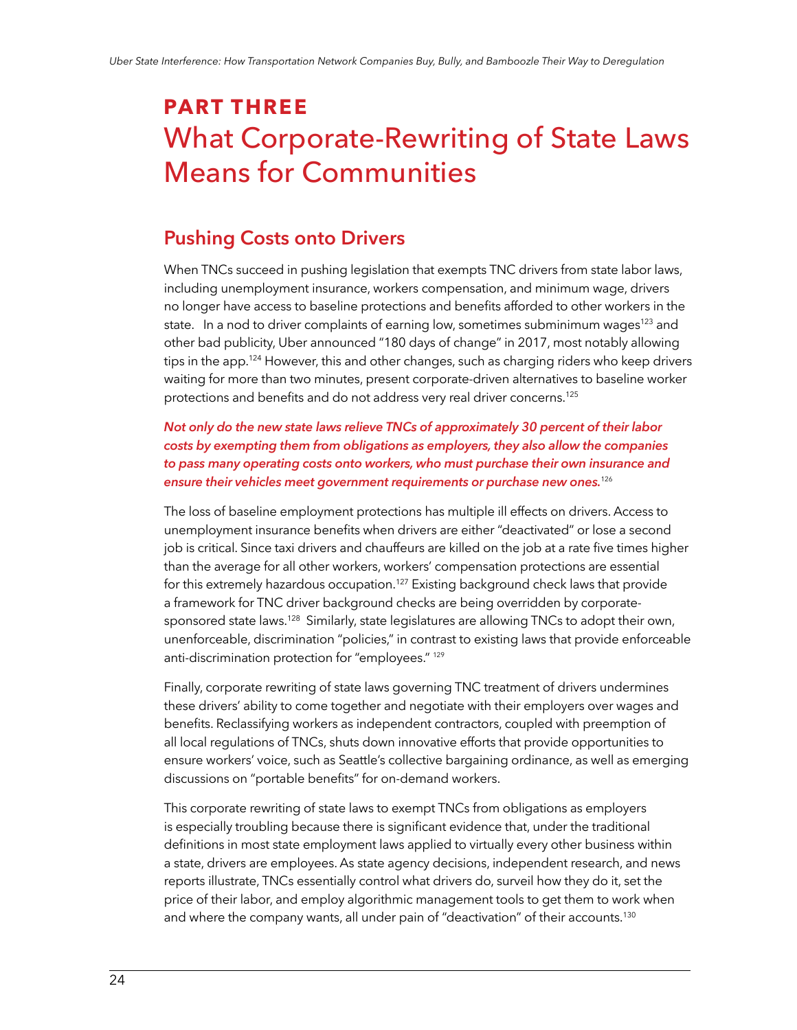# PART THREE
# What Corporate-Rewriting of State Laws Means for Communities

## Pushing Costs onto Drivers

When TNCs succeed in pushing legislation that exempts TNC drivers from state labor laws, including unemployment insurance, workers compensation, and minimum wage, drivers no longer have access to baseline protections and benefits afforded to other workers in the state. In a nod to driver complaints of earning low, sometimes subminimum wages[123] and other bad publicity, Uber announced "180 days of change" in 2017, most notably allowing tips in the app.[124] However, this and other changes, such as charging riders who keep drivers waiting for more than two minutes, present corporate-driven alternatives to baseline worker protections and benefits and do not address very real driver concerns.[125]

***Not only do the new state laws relieve TNCs of approximately 30 percent of their labor costs by exempting them from obligations as employers, they also allow the companies to pass many operating costs onto workers, who must purchase their own insurance and ensure their vehicles meet government requirements or purchase new ones.***[126]

The loss of baseline employment protections has multiple ill effects on drivers. Access to unemployment insurance benefits when drivers are either "deactivated" or lose a second job is critical. Since taxi drivers and chauffeurs are killed on the job at a rate five times higher than the average for all other workers, workers' compensation protections are essential for this extremely hazardous occupation.[127] Existing background check laws that provide a framework for TNC driver background checks are being overridden by corporate-sponsored state laws.[128] Similarly, state legislatures are allowing TNCs to adopt their own, unenforceable, discrimination "policies," in contrast to existing laws that provide enforceable anti-discrimination protection for "employees."[129]

Finally, corporate rewriting of state laws governing TNC treatment of drivers undermines these drivers' ability to come together and negotiate with their employers over wages and benefits. Reclassifying workers as independent contractors, coupled with preemption of all local regulations of TNCs, shuts down innovative efforts that provide opportunities to ensure workers' voice, such as Seattle's collective bargaining ordinance, as well as emerging discussions on "portable benefits" for on-demand workers.

This corporate rewriting of state laws to exempt TNCs from obligations as employers is especially troubling because there is significant evidence that, under the traditional definitions in most state employment laws applied to virtually every other business within a state, drivers are employees. As state agency decisions, independent research, and news reports illustrate, TNCs essentially control what drivers do, surveil how they do it, set the price of their labor, and employ algorithmic management tools to get them to work when and where the company wants, all under pain of "deactivation" of their accounts.[130]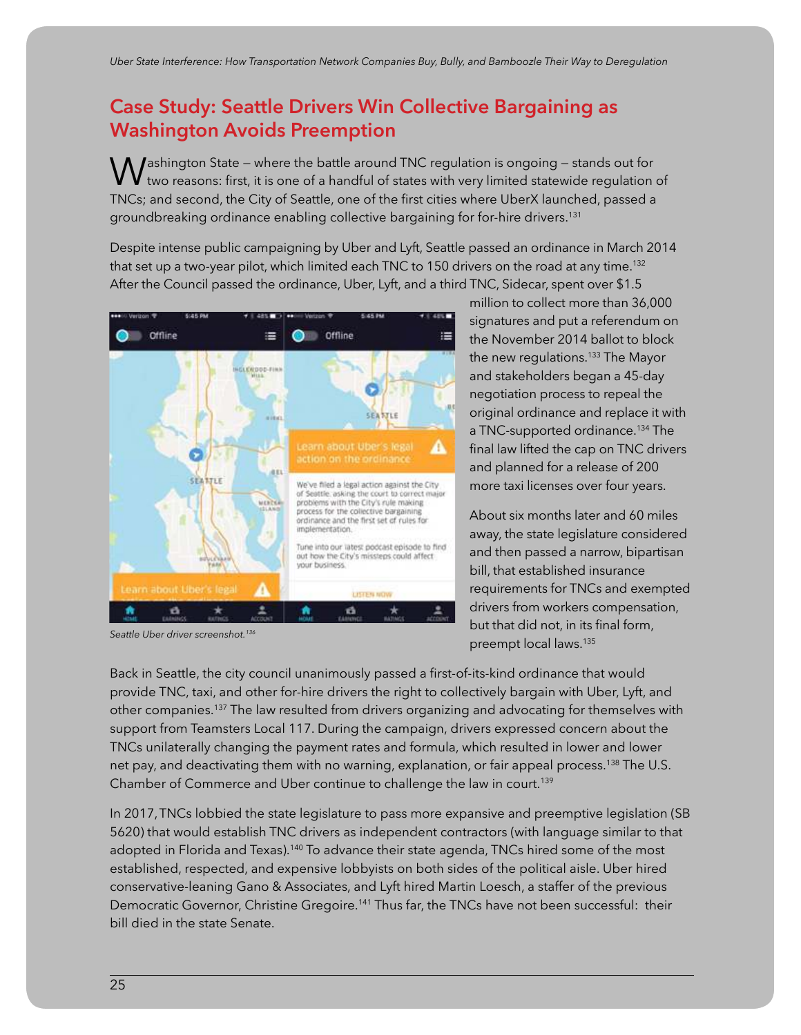## Case Study: Seattle Drivers Win Collective Bargaining as Washington Avoids Preemption

Washington State – where the battle around TNC regulation is ongoing – stands out for two reasons: first, it is one of a handful of states with very limited statewide regulation of TNCs; and second, the City of Seattle, one of the first cities where UberX launched, passed a groundbreaking ordinance enabling collective bargaining for for-hire drivers.[131]

Despite intense public campaigning by Uber and Lyft, Seattle passed an ordinance in March 2014 that set up a two-year pilot, which limited each TNC to 150 drivers on the road at any time.[132] After the Council passed the ordinance, Uber, Lyft, and a third TNC, Sidecar, spent over $1.5 million to collect more than 36,000 signatures and put a referendum on the November 2014 ballot to block the new regulations.[133] The Mayor and stakeholders began a 45-day negotiation process to repeal the original ordinance and replace it with a TNC-supported ordinance.[134] The final law lifted the cap on TNC drivers and planned for a release of 200 more taxi licenses over four years.

*Seattle Uber driver screenshot.*[136]

About six months later and 60 miles away, the state legislature considered and then passed a narrow, bipartisan bill, that established insurance requirements for TNCs and exempted drivers from workers compensation, but that did not, in its final form, preempt local laws.[135]

Back in Seattle, the city council unanimously passed a first-of-its-kind ordinance that would provide TNC, taxi, and other for-hire drivers the right to collectively bargain with Uber, Lyft, and other companies.[137] The law resulted from drivers organizing and advocating for themselves with support from Teamsters Local 117. During the campaign, drivers expressed concern about the TNCs unilaterally changing the payment rates and formula, which resulted in lower and lower net pay, and deactivating them with no warning, explanation, or fair appeal process.[138] The U.S. Chamber of Commerce and Uber continue to challenge the law in court.[139]

In 2017, TNCs lobbied the state legislature to pass more expansive and preemptive legislation (SB 5620) that would establish TNC drivers as independent contractors (with language similar to that adopted in Florida and Texas).[140] To advance their state agenda, TNCs hired some of the most established, respected, and expensive lobbyists on both sides of the political aisle. Uber hired conservative-leaning Gano & Associates, and Lyft hired Martin Loesch, a staffer of the previous Democratic Governor, Christine Gregoire.[141] Thus far, the TNCs have not been successful: their bill died in the state Senate.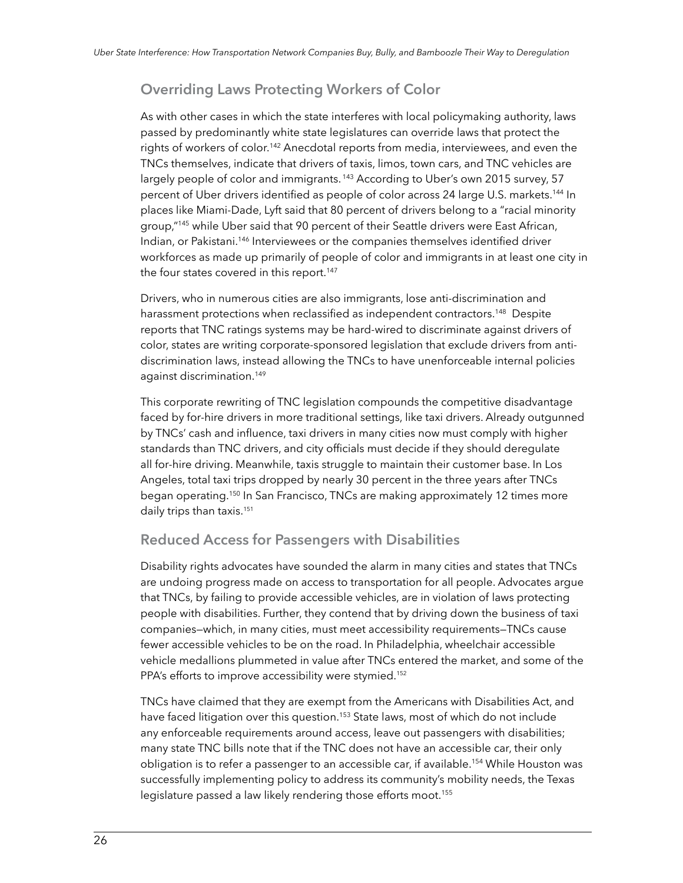## Overriding Laws Protecting Workers of Color

As with other cases in which the state interferes with local policymaking authority, laws passed by predominantly white state legislatures can override laws that protect the rights of workers of color.[142] Anecdotal reports from media, interviewees, and even the TNCs themselves, indicate that drivers of taxis, limos, town cars, and TNC vehicles are largely people of color and immigrants.[143] According to Uber's own 2015 survey, 57 percent of Uber drivers identified as people of color across 24 large U.S. markets.[144] In places like Miami-Dade, Lyft said that 80 percent of drivers belong to a "racial minority group,"[145] while Uber said that 90 percent of their Seattle drivers were East African, Indian, or Pakistani.[146] Interviewees or the companies themselves identified driver workforces as made up primarily of people of color and immigrants in at least one city in the four states covered in this report.[147]

Drivers, who in numerous cities are also immigrants, lose anti-discrimination and harassment protections when reclassified as independent contractors.[148] Despite reports that TNC ratings systems may be hard-wired to discriminate against drivers of color, states are writing corporate-sponsored legislation that exclude drivers from anti-discrimination laws, instead allowing the TNCs to have unenforceable internal policies against discrimination.[149]

This corporate rewriting of TNC legislation compounds the competitive disadvantage faced by for-hire drivers in more traditional settings, like taxi drivers. Already outgunned by TNCs' cash and influence, taxi drivers in many cities now must comply with higher standards than TNC drivers, and city officials must decide if they should deregulate all for-hire driving. Meanwhile, taxis struggle to maintain their customer base. In Los Angeles, total taxi trips dropped by nearly 30 percent in the three years after TNCs began operating.[150] In San Francisco, TNCs are making approximately 12 times more daily trips than taxis.[151]

## Reduced Access for Passengers with Disabilities

Disability rights advocates have sounded the alarm in many cities and states that TNCs are undoing progress made on access to transportation for all people. Advocates argue that TNCs, by failing to provide accessible vehicles, are in violation of laws protecting people with disabilities. Further, they contend that by driving down the business of taxi companies—which, in many cities, must meet accessibility requirements—TNCs cause fewer accessible vehicles to be on the road. In Philadelphia, wheelchair accessible vehicle medallions plummeted in value after TNCs entered the market, and some of the PPA's efforts to improve accessibility were stymied.[152]

TNCs have claimed that they are exempt from the Americans with Disabilities Act, and have faced litigation over this question.[153] State laws, most of which do not include any enforceable requirements around access, leave out passengers with disabilities; many state TNC bills note that if the TNC does not have an accessible car, their only obligation is to refer a passenger to an accessible car, if available.[154] While Houston was successfully implementing policy to address its community's mobility needs, the Texas legislature passed a law likely rendering those efforts moot.[155]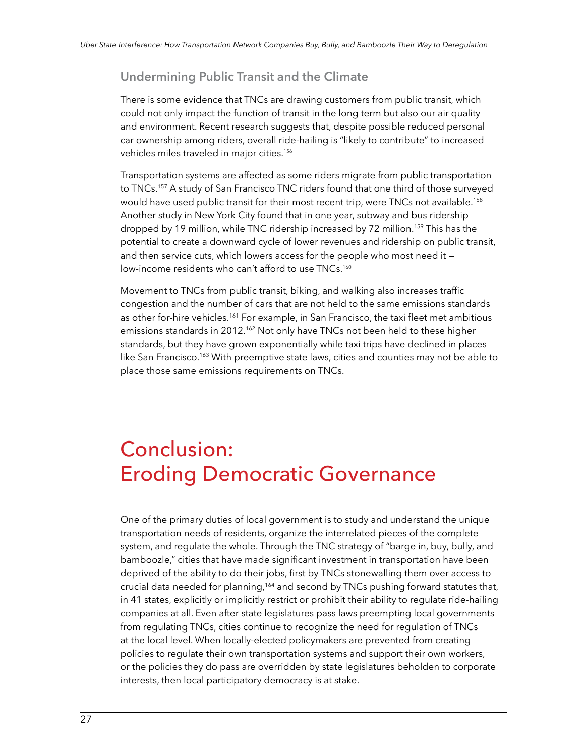### Undermining Public Transit and the Climate

There is some evidence that TNCs are drawing customers from public transit, which could not only impact the function of transit in the long term but also our air quality and environment. Recent research suggests that, despite possible reduced personal car ownership among riders, overall ride-hailing is "likely to contribute" to increased vehicles miles traveled in major cities.[156]

Transportation systems are affected as some riders migrate from public transportation to TNCs.[157] A study of San Francisco TNC riders found that one third of those surveyed would have used public transit for their most recent trip, were TNCs not available.[158] Another study in New York City found that in one year, subway and bus ridership dropped by 19 million, while TNC ridership increased by 72 million.[159] This has the potential to create a downward cycle of lower revenues and ridership on public transit, and then service cuts, which lowers access for the people who most need it — low-income residents who can't afford to use TNCs.[160]

Movement to TNCs from public transit, biking, and walking also increases traffic congestion and the number of cars that are not held to the same emissions standards as other for-hire vehicles.[161] For example, in San Francisco, the taxi fleet met ambitious emissions standards in 2012.[162] Not only have TNCs not been held to these higher standards, but they have grown exponentially while taxi trips have declined in places like San Francisco.[163] With preemptive state laws, cities and counties may not be able to place those same emissions requirements on TNCs.

# Conclusion: Eroding Democratic Governance

One of the primary duties of local government is to study and understand the unique transportation needs of residents, organize the interrelated pieces of the complete system, and regulate the whole. Through the TNC strategy of "barge in, buy, bully, and bamboozle," cities that have made significant investment in transportation have been deprived of the ability to do their jobs, first by TNCs stonewalling them over access to crucial data needed for planning,[164] and second by TNCs pushing forward statutes that, in 41 states, explicitly or implicitly restrict or prohibit their ability to regulate ride-hailing companies at all. Even after state legislatures pass laws preempting local governments from regulating TNCs, cities continue to recognize the need for regulation of TNCs at the local level. When locally-elected policymakers are prevented from creating policies to regulate their own transportation systems and support their own workers, or the policies they do pass are overridden by state legislatures beholden to corporate interests, then local participatory democracy is at stake.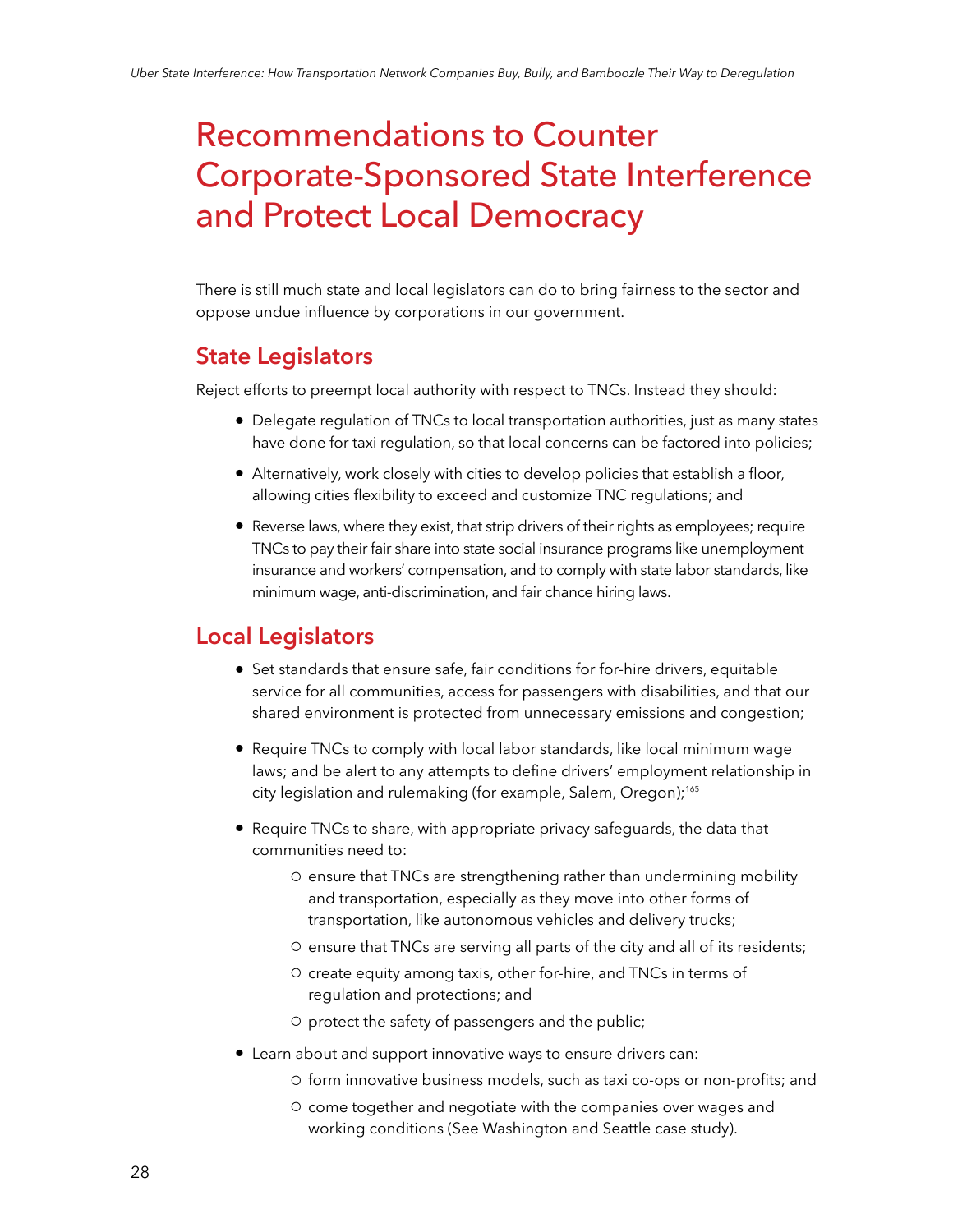# Recommendations to Counter Corporate-Sponsored State Interference and Protect Local Democracy

There is still much state and local legislators can do to bring fairness to the sector and oppose undue influence by corporations in our government.

## State Legislators

Reject efforts to preempt local authority with respect to TNCs. Instead they should:

- Delegate regulation of TNCs to local transportation authorities, just as many states have done for taxi regulation, so that local concerns can be factored into policies;
- Alternatively, work closely with cities to develop policies that establish a floor, allowing cities flexibility to exceed and customize TNC regulations; and
- Reverse laws, where they exist, that strip drivers of their rights as employees; require TNCs to pay their fair share into state social insurance programs like unemployment insurance and workers' compensation, and to comply with state labor standards, like minimum wage, anti-discrimination, and fair chance hiring laws.

## Local Legislators

- Set standards that ensure safe, fair conditions for for-hire drivers, equitable service for all communities, access for passengers with disabilities, and that our shared environment is protected from unnecessary emissions and congestion;
- Require TNCs to comply with local labor standards, like local minimum wage laws; and be alert to any attempts to define drivers' employment relationship in city legislation and rulemaking (for example, Salem, Oregon);[165]
- Require TNCs to share, with appropriate privacy safeguards, the data that communities need to:
  - ensure that TNCs are strengthening rather than undermining mobility and transportation, especially as they move into other forms of transportation, like autonomous vehicles and delivery trucks;
  - ensure that TNCs are serving all parts of the city and all of its residents;
  - create equity among taxis, other for-hire, and TNCs in terms of regulation and protections; and
  - protect the safety of passengers and the public;
- Learn about and support innovative ways to ensure drivers can:
  - form innovative business models, such as taxi co-ops or non-profits; and
  - come together and negotiate with the companies over wages and working conditions (See Washington and Seattle case study).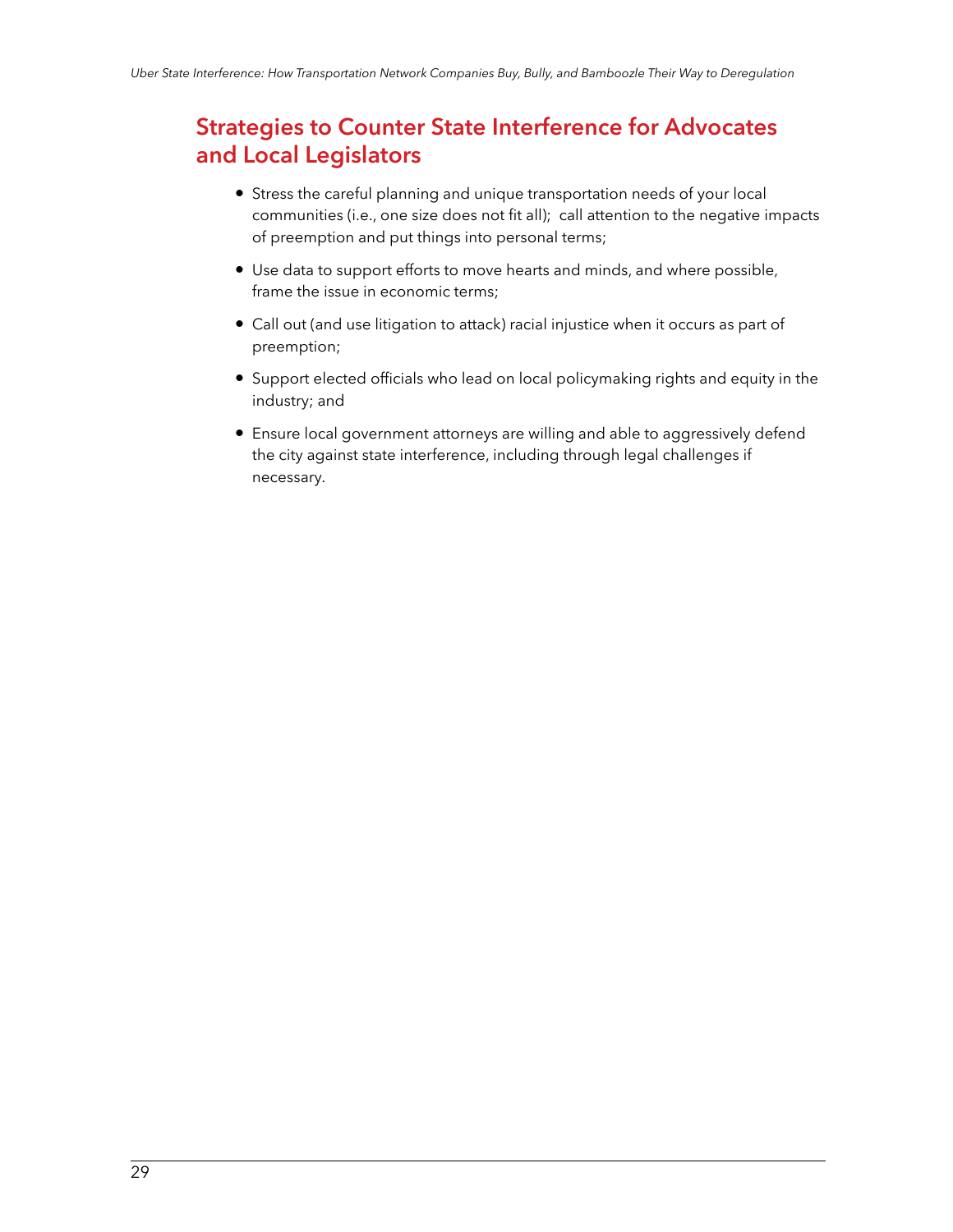## Strategies to Counter State Interference for Advocates and Local Legislators

- Stress the careful planning and unique transportation needs of your local communities (i.e., one size does not fit all); call attention to the negative impacts of preemption and put things into personal terms;
- Use data to support efforts to move hearts and minds, and where possible, frame the issue in economic terms;
- Call out (and use litigation to attack) racial injustice when it occurs as part of preemption;
- Support elected officials who lead on local policymaking rights and equity in the industry; and
- Ensure local government attorneys are willing and able to aggressively defend the city against state interference, including through legal challenges if necessary.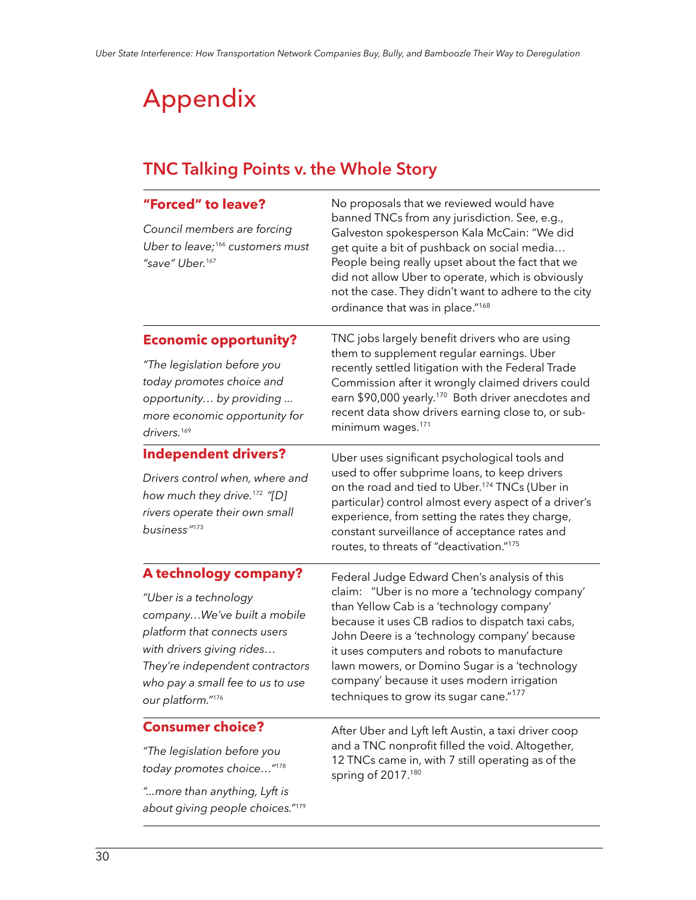# Appendix

## TNC Talking Points v. the Whole Story

| TNC Talking Point | The Whole Story |
|---|---|
| **"Forced" to leave?**<br>*Council members are forcing Uber to leave;*[166] *customers must "save" Uber.*[167] | No proposals that we reviewed would have banned TNCs from any jurisdiction. See, e.g., Galveston spokesperson Kala McCain: "We did get quite a bit of pushback on social media… People being really upset about the fact that we did not allow Uber to operate, which is obviously not the case. They didn't want to adhere to the city ordinance that was in place."[168] |
| **Economic opportunity?**<br>*"The legislation before you today promotes choice and opportunity… by providing … more economic opportunity for drivers.*[169] | TNC jobs largely benefit drivers who are using them to supplement regular earnings. Uber recently settled litigation with the Federal Trade Commission after it wrongly claimed drivers could earn $90,000 yearly.[170] Both driver anecdotes and recent data show drivers earning close to, or sub-minimum wages.[171] |
| **Independent drivers?**<br>*Drivers control when, where and how much they drive.*[172] *"[D]rivers operate their own small business"*[173] | Uber uses significant psychological tools and used to offer subprime loans, to keep drivers on the road and tied to Uber.[174] TNCs (Uber in particular) control almost every aspect of a driver's experience, from setting the rates they charge, constant surveillance of acceptance rates and routes, to threats of "deactivation."[175] |
| **A technology company?**<br>*"Uber is a technology company…We've built a mobile platform that connects users with drivers giving rides… They're independent contractors who pay a small fee to us to use our platform."*[176] | Federal Judge Edward Chen's analysis of this claim: "Uber is no more a 'technology company' than Yellow Cab is a 'technology company' because it uses CB radios to dispatch taxi cabs, John Deere is a 'technology company' because it uses computers and robots to manufacture lawn mowers, or Domino Sugar is a 'technology company' because it uses modern irrigation techniques to grow its sugar cane."[177] |
| **Consumer choice?**<br>*"The legislation before you today promotes choice…"*[178]<br>*"…more than anything, Lyft is about giving people choices."*[179] | After Uber and Lyft left Austin, a taxi driver coop and a TNC nonprofit filled the void. Altogether, 12 TNCs came in, with 7 still operating as of the spring of 2017.[180] |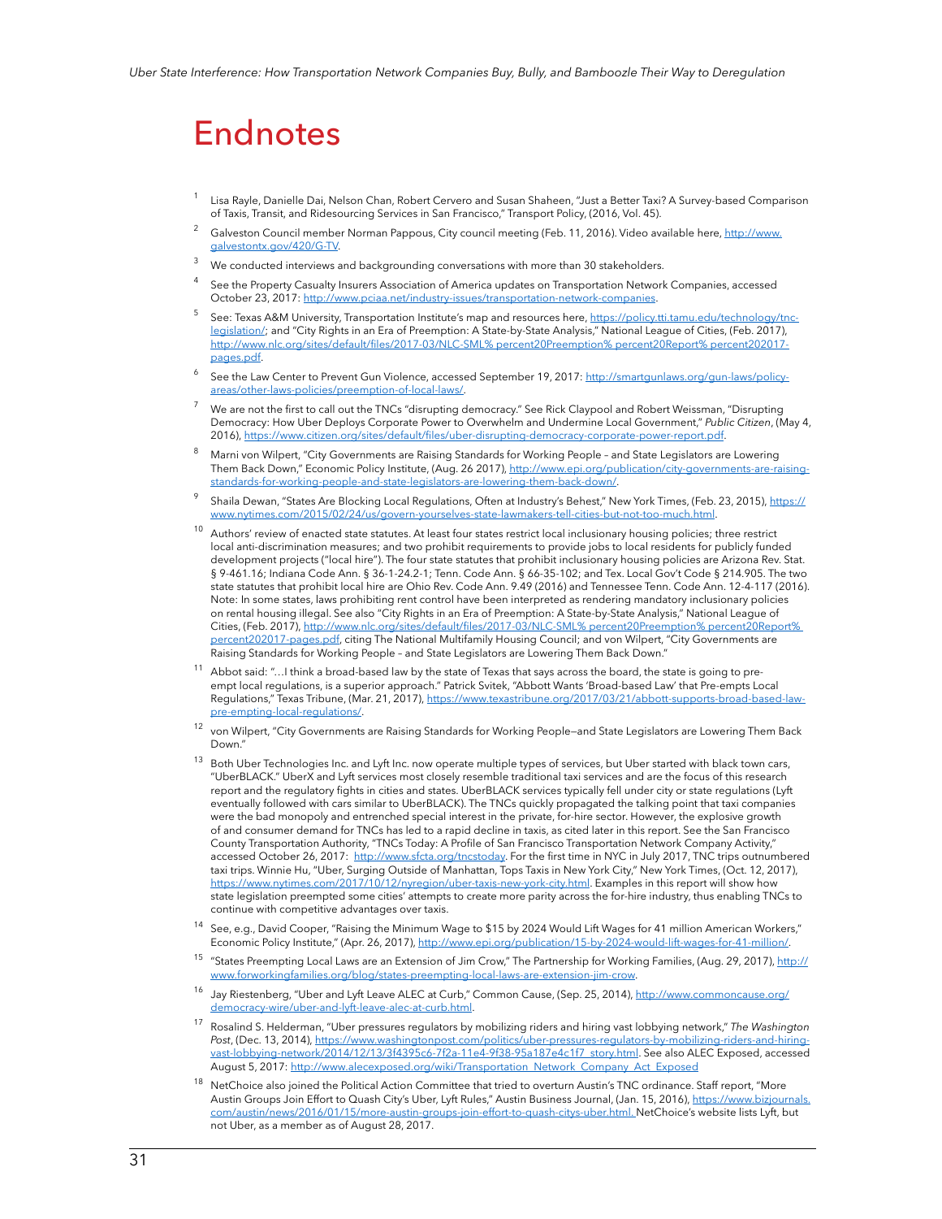# Endnotes

[1] Lisa Rayle, Danielle Dai, Nelson Chan, Robert Cervero and Susan Shaheen, "Just a Better Taxi? A Survey-based Comparison of Taxis, Transit, and Ridesourcing Services in San Francisco," Transport Policy, (2016, Vol. 45).

[2] Galveston Council member Norman Pappous, City council meeting (Feb. 11, 2016). Video available here, http://www.galvestontx.gov/420/G-TV.

[3] We conducted interviews and backgrounding conversations with more than 30 stakeholders.

[4] See the Property Casualty Insurers Association of America updates on Transportation Network Companies, accessed October 23, 2017: http://www.pciaa.net/industry-issues/transportation-network-companies.

[5] See: Texas A&M University, Transportation Institute's map and resources here, https://policy.tti.tamu.edu/technology/tnc-legislation/; and "City Rights in an Era of Preemption: A State-by-State Analysis," National League of Cities, (Feb. 2017), http://www.nlc.org/sites/default/files/2017-03/NLC-SML% percent20Preemption% percent20Report% percent202017-pages.pdf.

[6] See the Law Center to Prevent Gun Violence, accessed September 19, 2017: http://smartgunlaws.org/gun-laws/policy-areas/other-laws-policies/preemption-of-local-laws/.

[7] We are not the first to call out the TNCs "disrupting democracy." See Rick Claypool and Robert Weissman, "Disrupting Democracy: How Uber Deploys Corporate Power to Overwhelm and Undermine Local Government," *Public Citizen*, (May 4, 2016), https://www.citizen.org/sites/default/files/uber-disrupting-democracy-corporate-power-report.pdf.

[8] Marni von Wilpert, "City Governments are Raising Standards for Working People – and State Legislators are Lowering Them Back Down," Economic Policy Institute, (Aug. 26 2017), http://www.epi.org/publication/city-governments-are-raising-standards-for-working-people-and-state-legislators-are-lowering-them-back-down/.

[9] Shaila Dewan, "States Are Blocking Local Regulations, Often at Industry's Behest," New York Times, (Feb. 23, 2015), https://www.nytimes.com/2015/02/24/us/govern-yourselves-state-lawmakers-tell-cities-but-not-too-much.html.

[10] Authors' review of enacted state statutes. At least four states restrict local inclusionary housing policies; three restrict local anti-discrimination measures; and two prohibit requirements to provide jobs to local residents for publicly funded development projects ("local hire"). The four state statutes that prohibit inclusionary housing policies are Arizona Rev. Stat. § 9-461.16; Indiana Code Ann. § 36-1-24.2-1; Tenn. Code Ann. § 66-35-102; and Tex. Local Gov't Code § 214.905. The two state statutes that prohibit local hire are Ohio Rev. Code Ann. 9.49 (2016) and Tennessee Tenn. Code Ann. 12-4-117 (2016). Note: In some states, laws prohibiting rent control have been interpreted as rendering mandatory inclusionary policies on rental housing illegal. See also "City Rights in an Era of Preemption: A State-by-State Analysis," National League of Cities, (Feb. 2017), http://www.nlc.org/sites/default/files/2017-03/NLC-SML% percent20Preemption% percent20Report% percent202017-pages.pdf, citing The National Multifamily Housing Council; and von Wilpert, "City Governments are Raising Standards for Working People – and State Legislators are Lowering Them Back Down."

[11] Abbot said: "…I think a broad-based law by the state of Texas that says across the board, the state is going to pre-empt local regulations, is a superior approach." Patrick Svitek, "Abbott Wants 'Broad-based Law' that Pre-empts Local Regulations," Texas Tribune, (Mar. 21, 2017), https://www.texastribune.org/2017/03/21/abbott-supports-broad-based-law-pre-empting-local-regulations/.

[12] von Wilpert, "City Governments are Raising Standards for Working People—and State Legislators are Lowering Them Back Down."

[13] Both Uber Technologies Inc. and Lyft Inc. now operate multiple types of services, but Uber started with black town cars, "UberBLACK." UberX and Lyft services most closely resemble traditional taxi services and are the focus of this research report and the regulatory fights in cities and states. UberBLACK services typically fell under city or state regulations (Lyft eventually followed with cars similar to UberBLACK). The TNCs quickly propagated the talking point that taxi companies were the bad monopoly and entrenched special interest in the private, for-hire sector. However, the explosive growth of and consumer demand for TNCs has led to a rapid decline in taxis, as cited later in this report. See the San Francisco County Transportation Authority, "TNCs Today: A Profile of San Francisco Transportation Network Company Activity," accessed October 26, 2017: http://www.sfcta.org/tncstoday. For the first time in NYC in July 2017, TNC trips outnumbered taxi trips. Winnie Hu, "Uber, Surging Outside of Manhattan, Tops Taxis in New York City," New York Times, (Oct. 12, 2017), https://www.nytimes.com/2017/10/12/nyregion/uber-taxis-new-york-city.html. Examples in this report will show how state legislation preempted some cities' attempts to create more parity across the for-hire industry, thus enabling TNCs to continue with competitive advantages over taxis.

[14] See, e.g., David Cooper, "Raising the Minimum Wage to $15 by 2024 Would Lift Wages for 41 million American Workers," Economic Policy Institute," (Apr. 26, 2017), http://www.epi.org/publication/15-by-2024-would-lift-wages-for-41-million/.

[15] "States Preempting Local Laws are an Extension of Jim Crow," The Partnership for Working Families, (Aug. 29, 2017), http://www.forworkingfamilies.org/blog/states-preempting-local-laws-are-extension-jim-crow.

[16] Jay Riestenberg, "Uber and Lyft Leave ALEC at Curb," Common Cause, (Sep. 25, 2014), http://www.commoncause.org/democracy-wire/uber-and-lyft-leave-alec-at-curb.html.

[17] Rosalind S. Helderman, "Uber pressures regulators by mobilizing riders and hiring vast lobbying network," *The Washington Post*, (Dec. 13, 2014), https://www.washingtonpost.com/politics/uber-pressures-regulators-by-mobilizing-riders-and-hiring-vast-lobbying-network/2014/12/13/3f4395c6-7f2a-11e4-9f38-95a187e4c1f7_story.html. See also ALEC Exposed, accessed August 5, 2017: http://www.alecexposed.org/wiki/Transportation_Network_Company_Act_Exposed

[18] NetChoice also joined the Political Action Committee that tried to overturn Austin's TNC ordinance. Staff report, "More Austin Groups Join Effort to Quash City's Uber, Lyft Rules," Austin Business Journal, (Jan. 15, 2016), https://www.bizjournals.com/austin/news/2016/01/15/more-austin-groups-join-effort-to-quash-citys-uber.html. NetChoice's website lists Lyft, but not Uber, as a member as of August 28, 2017.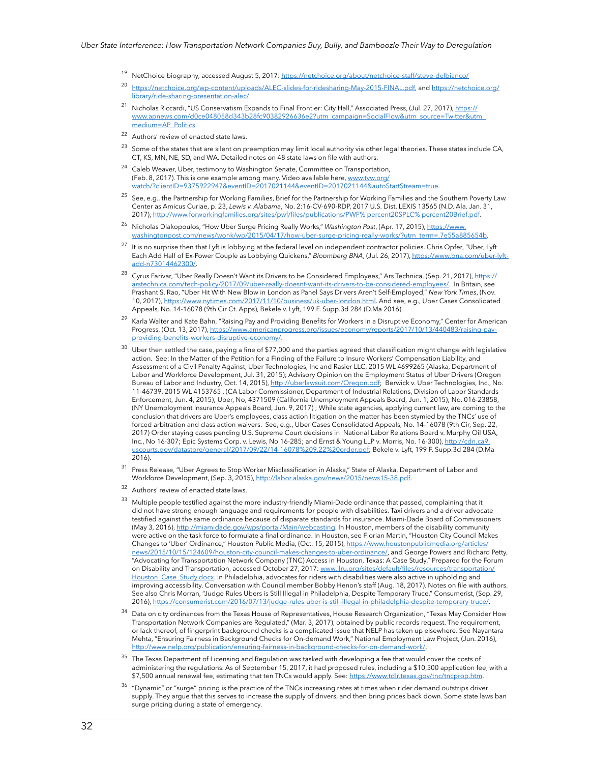19. NetChoice biography, accessed August 5, 2017: https://netchoice.org/about/netchoice-staff/steve-delbianco/

20. https://netchoice.org/wp-content/uploads/ALEC-slides-for-ridesharing-May-2015-FINAL.pdf, and https://netchoice.org/library/ride-sharing-presentation-alec/.

21. Nicholas Riccardi, "US Conservatism Expands to Final Frontier: City Hall," Associated Press, (Jul. 27, 2017), https://www.apnews.com/d0ce048058d343b28fc90382926636e2?utm_campaign=SocialFlow&utm_source=Twitter&utm_medium=AP_Politics.

22. Authors' review of enacted state laws.

23. Some of the states that are silent on preemption may limit local authority via other legal theories. These states include CA, CT, KS, MN, NE, SD, and WA. Detailed notes on 48 state laws on file with authors.

24. Caleb Weaver, Uber, testimony to Washington Senate, Committee on Transportation, (Feb. 8, 2017). This is one example among many. Video available here, www.tvw.org/watch/?clientID=9375922947&eventID=2017021144&eventID=2017021144&autoStartStream=true.

25. See, e.g., the Partnership for Working Families, Brief for the Partnership for Working Families and the Southern Poverty Law Center as Amicus Curiae, p. 23, *Lewis v. Alabama*, No. 2:16-CV-690-RDP, 2017 U.S. Dist. LEXIS 13565 (N.D. Ala. Jan. 31, 2017), http://www.forworkingfamilies.org/sites/pwf/files/publications/PWF% percent20SPLC% percent20Brief.pdf.

26. Nicholas Diakopoulos, "How Uber Surge Pricing Really Works," *Washington Post*, (Apr. 17, 2015), https://www.washingtonpost.com/news/wonk/wp/2015/04/17/how-uber-surge-pricing-really-works/?utm_term=.7e55a885654b.

27. It is no surprise then that Lyft is lobbying at the federal level on independent contractor policies. Chris Opfer, "Uber, Lyft Each Add Half of Ex-Power Couple as Lobbying Quickens," *Bloomberg BNA*, (Jul. 26, 2017), https://www.bna.com/uber-lyft-add-n73014462300/.

28. Cyrus Farivar, "Uber Really Doesn't Want its Drivers to be Considered Employees," Ars Technica, (Sep. 21, 2017), https://arstechnica.com/tech-policy/2017/09/uber-really-doesnt-want-its-drivers-to-be-considered-employees/. In Britain, see Prashant S. Rao, "Uber Hit With New Blow in London as Panel Says Drivers Aren't Self-Employed," *New York Times*, (Nov. 10, 2017), https://www.nytimes.com/2017/11/10/business/uk-uber-london.html. And see, e.g., Uber Cases Consolidated Appeals, No. 14-16078 (9th Cir Ct. Apps), Bekele v. Lyft, 199 F. Supp.3d 284 (D.Ma 2016).

29. Karla Walter and Kate Bahn, "Raising Pay and Providing Benefits for Workers in a Disruptive Economy," Center for American Progress, (Oct. 13, 2017), https://www.americanprogress.org/issues/economy/reports/2017/10/13/440483/raising-pay-providing-benefits-workers-disruptive-economy/.

30. Uber then settled the case, paying a fine of $77,000 and the parties agreed that classification might change with legislative action. See: In the Matter of the Petition for a Finding of the Failure to Insure Workers' Compensation Liability, and Assessment of a Civil Penalty Against, Uber Technologies, Inc and Rasier LLC, 2015 WL 4699265 (Alaska, Department of Labor and Workforce Development, Jul. 31, 2015); Advisory Opinion on the Employment Status of Uber Drivers (Oregon Bureau of Labor and Industry, Oct. 14, 2015), http://uberlawsuit.com/Oregon.pdf; Berwick v. Uber Technologies, Inc., No. 11-46739, 2015 WL 4153765 , (CA Labor Commissioner, Department of Industrial Relations, Division of Labor Standards Enforcement, Jun. 4, 2015); Uber, No, 4371509 (California Unemployment Appeals Board, Jun. 1, 2015); No. 016-23858, (NY Unemployment Insurance Appeals Board, Jun. 9, 2017) ; While state agencies, applying current law, are coming to the conclusion that drivers are Uber's employees, class action litigation on the matter has been stymied by the TNCs' use of forced arbitration and class action waivers. See, e.g., Uber Cases Consolidated Appeals, No. 14-16078 (9th Cir, Sep. 22, 2017) Order staying cases pending U.S. Supreme Court decisions in National Labor Relations Board v. Murphy Oil USA, Inc., No 16-307; Epic Systems Corp. v. Lewis, No 16-285; and Ernst & Young LLP v. Morris, No. 16-300), http://cdn.ca9.uscourts.gov/datastore/general/2017/09/22/14-16078%209.22%20order.pdf; Bekele v. Lyft, 199 F. Supp.3d 284 (D.Ma 2016).

31. Press Release, "Uber Agrees to Stop Worker Misclassification in Alaska," State of Alaska, Department of Labor and Workforce Development, (Sep. 3, 2015), http://labor.alaska.gov/news/2015/news15-38.pdf.

32. Authors' review of enacted state laws.

33. Multiple people testified against the more industry-friendly Miami-Dade ordinance that passed, complaining that it did not have strong enough language and requirements for people with disabilities. Taxi drivers and a driver advocate testified against the same ordinance because of disparate standards for insurance. Miami-Dade Board of Commissioners (May 3, 2016), http://miamidade.gov/wps/portal/Main/webcasting. In Houston, members of the disability community were active on the task force to formulate a final ordinance. In Houston, see Florian Martin, "Houston City Council Makes Changes to 'Uber' Ordinance," Houston Public Media, (Oct. 15, 2015), https://www.houstonpublicmedia.org/articles/news/2015/10/15/124609/houston-city-council-makes-changes-to-uber-ordinance/, and George Powers and Richard Petty, "Advocating for Transportation Network Company (TNC) Access in Houston, Texas: A Case Study," Prepared for the Forum on Disability and Transportation, accessed October 27, 2017: www.ilru.org/sites/default/files/resources/transportation/Houston_Case_Study.docx. In Philadelphia, advocates for riders with disabilities were also active in upholding and improving accessibility. Conversation with Council member Bobby Henon's staff (Aug. 18, 2017). Notes on file with authors. See also Chris Morran, "Judge Rules Ubers is Still Illegal in Philadelphia, Despite Temporary Truce," Consumerist, (Sep. 29, 2016), https://consumerist.com/2016/07/13/judge-rules-uber-is-still-illegal-in-philadelphia-despite-temporary-truce/.

34. Data on city ordinances from the Texas House of Representatives, House Research Organization, "Texas May Consider How Transportation Network Companies are Regulated," (Mar. 3, 2017), obtained by public records request. The requirement, or lack thereof, of fingerprint background checks is a complicated issue that NELP has taken up elsewhere. See Nayantara Mehta, "Ensuring Fairness in Background Checks for On-demand Work," National Employment Law Project, (Jun. 2016), http://www.nelp.org/publication/ensuring-fairness-in-background-checks-for-on-demand-work/.

35. The Texas Department of Licensing and Regulation was tasked with developing a fee that would cover the costs of administering the regulations. As of September 15, 2017, it had proposed rules, including a $10,500 application fee, with a $7,500 annual renewal fee, estimating that ten TNCs would apply. See: https://www.tdlr.texas.gov/tnc/tncprop.htm.

36. "Dynamic" or "surge" pricing is the practice of the TNCs increasing rates at times when rider demand outstrips driver supply. They argue that this serves to increase the supply of drivers, and then bring prices back down. Some state laws ban surge pricing during a state of emergency.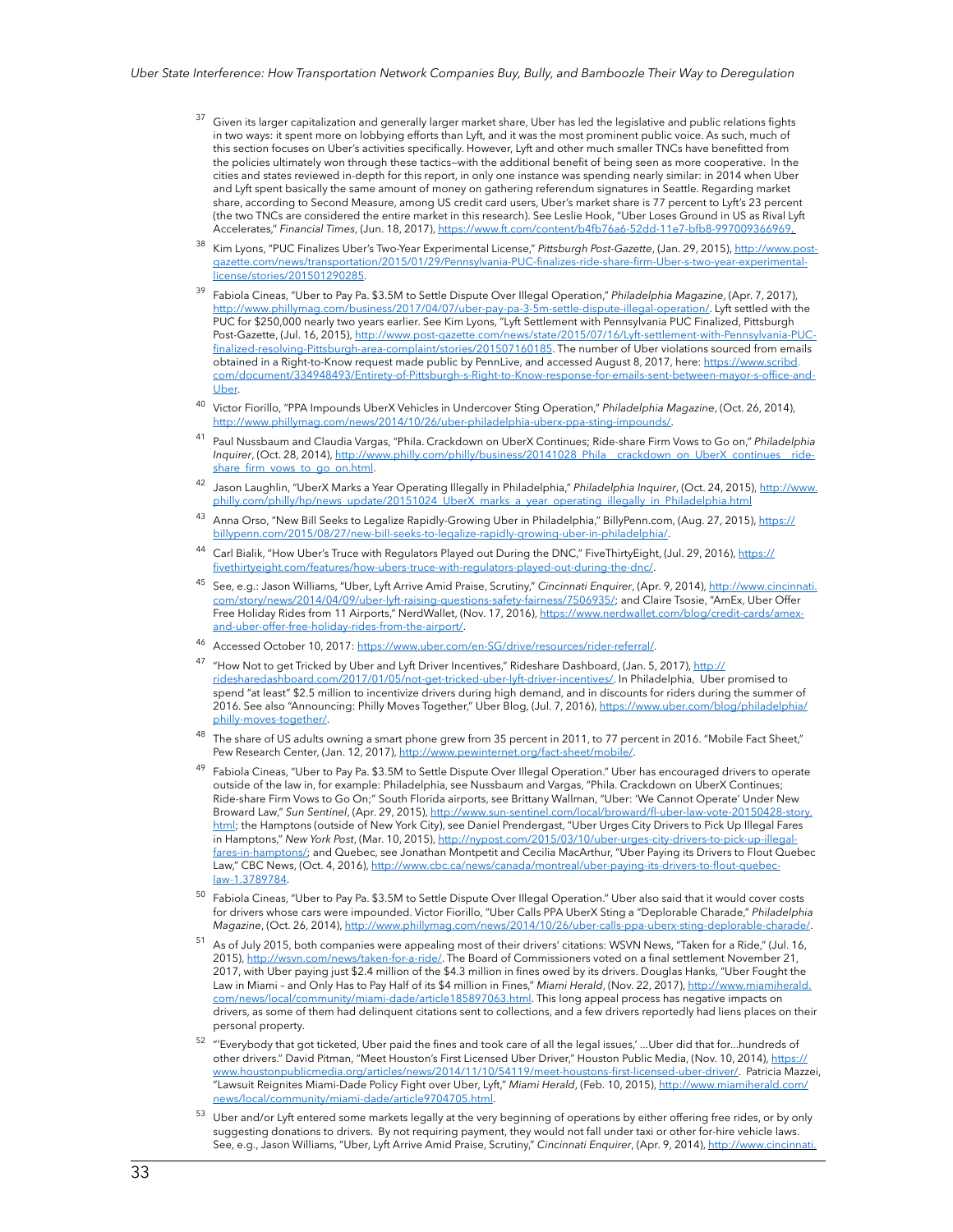[37] Given its larger capitalization and generally larger market share, Uber has led the legislative and public relations fights in two ways: it spent more on lobbying efforts than Lyft, and it was the most prominent public voice. As such, much of this section focuses on Uber's activities specifically. However, Lyft and other much smaller TNCs have benefitted from the policies ultimately won through these tactics—with the additional benefit of being seen as more cooperative. In the cities and states reviewed in-depth for this report, in only one instance was spending nearly similar: in 2014 when Uber and Lyft spent basically the same amount of money on gathering referendum signatures in Seattle. Regarding market share, according to Second Measure, among US credit card users, Uber's market share is 77 percent to Lyft's 23 percent (the two TNCs are considered the entire market in this research). See Leslie Hook, "Uber Loses Ground in US as Rival Lyft Accelerates," *Financial Times*, (Jun. 18, 2017), https://www.ft.com/content/b4fb76a6-52dd-11e7-bfb8-997009366969.

[38] Kim Lyons, "PUC Finalizes Uber's Two-Year Experimental License," *Pittsburgh Post-Gazette*, (Jan. 29, 2015), http://www.post-gazette.com/news/transportation/2015/01/29/Pennsylvania-PUC-finalizes-ride-share-firm-Uber-s-two-year-experimental-license/stories/201501290285.

[39] Fabiola Cineas, "Uber to Pay Pa. $3.5M to Settle Dispute Over Illegal Operation," *Philadelphia Magazine*, (Apr. 7, 2017), http://www.phillymag.com/business/2017/04/07/uber-pay-pa-3-5m-settle-dispute-illegal-operation/. Lyft settled with the PUC for $250,000 nearly two years earlier. See Kim Lyons, "Lyft Settlement with Pennsylvania PUC Finalized, Pittsburgh Post-Gazette, (Jul. 16, 2015), http://www.post-gazette.com/news/state/2015/07/16/Lyft-settlement-with-Pennsylvania-PUC-finalized-resolving-Pittsburgh-area-complaint/stories/201507160185. The number of Uber violations sourced from emails obtained in a Right-to-Know request made public by PennLive, and accessed August 8, 2017, here: https://www.scribd.com/document/334948493/Entirety-of-Pittsburgh-s-Right-to-Know-response-for-emails-sent-between-mayor-s-office-and-Uber.

[40] Victor Fiorillo, "PPA Impounds UberX Vehicles in Undercover Sting Operation," *Philadelphia Magazine*, (Oct. 26, 2014), http://www.phillymag.com/news/2014/10/26/uber-philadelphia-uberx-ppa-sting-impounds/.

[41] Paul Nussbaum and Claudia Vargas, "Phila. Crackdown on UberX Continues; Ride-share Firm Vows to Go on," *Philadelphia Inquirer*, (Oct. 28, 2014), http://www.philly.com/philly/business/20141028_Phila__crackdown_on_UberX_continues__ride-share_firm_vows_to_go_on.html.

[42] Jason Laughlin, "UberX Marks a Year Operating Illegally in Philadelphia," *Philadelphia Inquirer*, (Oct. 24, 2015), http://www.philly.com/philly/hp/news_update/20151024_UberX_marks_a_year_operating_illegally_in_Philadelphia.html

[43] Anna Orso, "New Bill Seeks to Legalize Rapidly-Growing Uber in Philadelphia," BillyPenn.com, (Aug. 27, 2015), https://billypenn.com/2015/08/27/new-bill-seeks-to-legalize-rapidly-growing-uber-in-philadelphia/.

[44] Carl Bialik, "How Uber's Truce with Regulators Played out During the DNC," FiveThirtyEight, (Jul. 29, 2016), https://fivethirtyeight.com/features/how-ubers-truce-with-regulators-played-out-during-the-dnc/.

[45] See, e.g.: Jason Williams, "Uber, Lyft Arrive Amid Praise, Scrutiny," *Cincinnati Enquirer*, (Apr. 9, 2014), http://www.cincinnati.com/story/news/2014/04/09/uber-lyft-raising-questions-safety-fairness/7506935/; and Claire Tsosie, "AmEx, Uber Offer Free Holiday Rides from 11 Airports," NerdWallet, (Nov. 17, 2016), https://www.nerdwallet.com/blog/credit-cards/amex-and-uber-offer-free-holiday-rides-from-the-airport/.

[46] Accessed October 10, 2017: https://www.uber.com/en-SG/drive/resources/rider-referral/.

[47] "How Not to get Tricked by Uber and Lyft Driver Incentives," Rideshare Dashboard, (Jan. 5, 2017), http://ridesharedashboard.com/2017/01/05/not-get-tricked-uber-lyft-driver-incentives/. In Philadelphia, Uber promised to spend "at least" $2.5 million to incentivize drivers during high demand, and in discounts for riders during the summer of 2016. See also "Announcing: Philly Moves Together," Uber Blog, (Jul. 7, 2016), https://www.uber.com/blog/philadelphia/philly-moves-together/.

[48] The share of US adults owning a smart phone grew from 35 percent in 2011, to 77 percent in 2016. "Mobile Fact Sheet," Pew Research Center, (Jan. 12, 2017), http://www.pewinternet.org/fact-sheet/mobile/.

[49] Fabiola Cineas, "Uber to Pay Pa. $3.5M to Settle Dispute Over Illegal Operation." Uber has encouraged drivers to operate outside of the law in, for example: Philadelphia, see Nussbaum and Vargas, "Phila. Crackdown on UberX Continues; Ride-share Firm Vows to Go On;" South Florida airports, see Brittany Wallman, "Uber: 'We Cannot Operate' Under New Broward Law," *Sun Sentinel*, (Apr. 29, 2015), http://www.sun-sentinel.com/local/broward/fl-uber-law-vote-20150428-story.html; the Hamptons (outside of New York City), see Daniel Prendergast, "Uber Urges City Drivers to Pick Up Illegal Fares in Hamptons," *New York Post*, (Mar. 10, 2015), http://nypost.com/2015/03/10/uber-urges-city-drivers-to-pick-up-illegal-fares-in-hamptons/; and Quebec, see Jonathan Montpetit and Cecilia MacArthur, "Uber Paying its Drivers to Flout Quebec Law," CBC News, (Oct. 4, 2016), http://www.cbc.ca/news/canada/montreal/uber-paying-its-drivers-to-flout-quebec-law-1.3789784.

[50] Fabiola Cineas, "Uber to Pay Pa. $3.5M to Settle Dispute Over Illegal Operation." Uber also said that it would cover costs for drivers whose cars were impounded. Victor Fiorillo, "Uber Calls PPA UberX Sting a "Deplorable Charade," *Philadelphia Magazine*, (Oct. 26, 2014), http://www.phillymag.com/news/2014/10/26/uber-calls-ppa-uberx-sting-deplorable-charade/.

[51] As of July 2015, both companies were appealing most of their drivers' citations: WSVN News, "Taken for a Ride," (Jul. 16, 2015), http://wsvn.com/news/taken-for-a-ride/. The Board of Commissioners voted on a final settlement November 21, 2017, with Uber paying just $2.4 million of the $4.3 million in fines owed by its drivers. Douglas Hanks, "Uber Fought the Law in Miami – and Only Has to Pay Half of its $4 million in Fines," *Miami Herald*, (Nov. 22, 2017), http://www.miamiherald.com/news/local/community/miami-dade/article185897063.html. This long appeal process has negative impacts on drivers, as some of them had delinquent citations sent to collections, and a few drivers reportedly had liens places on their personal property.

[52] "'Everybody that got ticketed, Uber paid the fines and took care of all the legal issues,' ...Uber did that for...hundreds of other drivers." David Pitman, "Meet Houston's First Licensed Uber Driver," Houston Public Media, (Nov. 10, 2014), https://www.houstonpublicmedia.org/articles/news/2014/11/10/54119/meet-houstons-first-licensed-uber-driver/. Patricia Mazzei, "Lawsuit Reignites Miami-Dade Policy Fight over Uber, Lyft," *Miami Herald*, (Feb. 10, 2015), http://www.miamiherald.com/news/local/community/miami-dade/article9704705.html.

[53] Uber and/or Lyft entered some markets legally at the very beginning of operations by either offering free rides, or by only suggesting donations to drivers. By not requiring payment, they would not fall under taxi or other for-hire vehicle laws. See, e.g., Jason Williams, "Uber, Lyft Arrive Amid Praise, Scrutiny," *Cincinnati Enquirer*, (Apr. 9, 2014), http://www.cincinnati.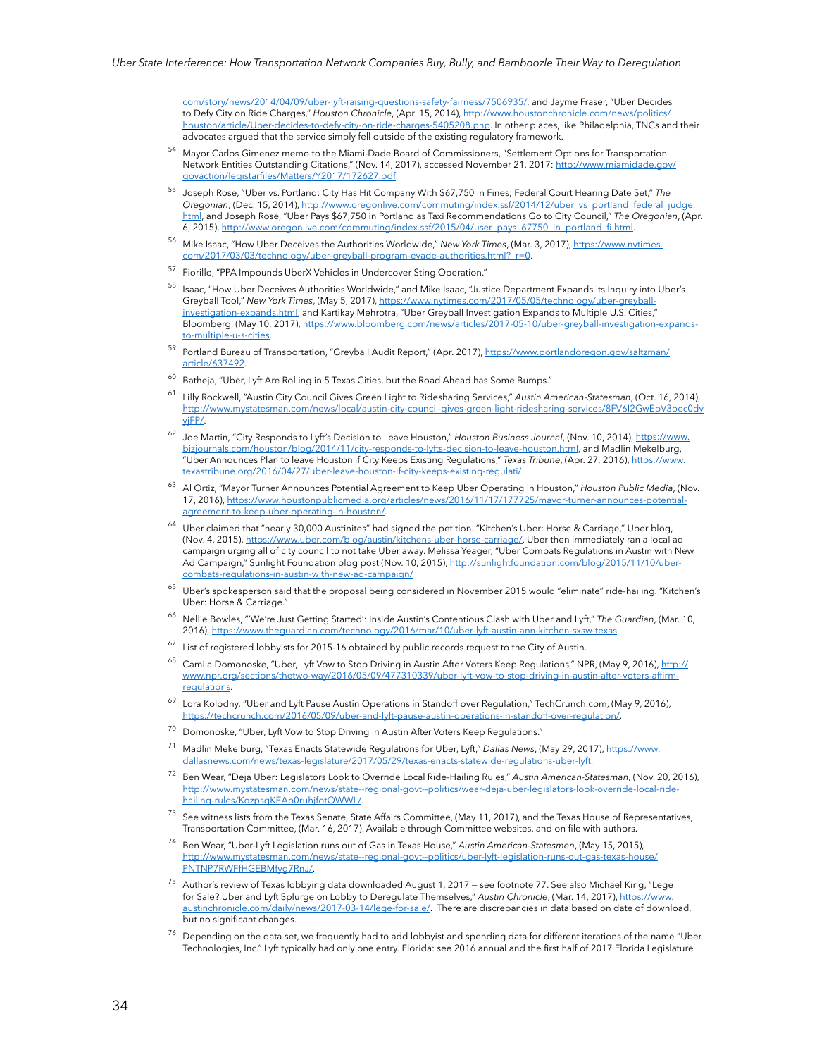com/story/news/2014/04/09/uber-lyft-raising-questions-safety-fairness/7506935/, and Jayme Fraser, "Uber Decides to Defy City on Ride Charges," *Houston Chronicle*, (Apr. 15, 2014), http://www.houstonchronicle.com/news/politics/houston/article/Uber-decides-to-defy-city-on-ride-charges-5405208.php. In other places, like Philadelphia, TNCs and their advocates argued that the service simply fell outside of the existing regulatory framework.

54 Mayor Carlos Gimenez memo to the Miami-Dade Board of Commissioners, "Settlement Options for Transportation Network Entities Outstanding Citations," (Nov. 14, 2017), accessed November 21, 2017: http://www.miamidade.gov/govaction/legistarfiles/Matters/Y2017/172627.pdf.

55 Joseph Rose, "Uber vs. Portland: City Has Hit Company With $67,750 in Fines; Federal Court Hearing Date Set," *The Oregonian*, (Dec. 15, 2014), http://www.oregonlive.com/commuting/index.ssf/2014/12/uber_vs_portland_federal_judge.html, and Joseph Rose, "Uber Pays $67,750 in Portland as Taxi Recommendations Go to City Council," *The Oregonian*, (Apr. 6, 2015), http://www.oregonlive.com/commuting/index.ssf/2015/04/user_pays_67750_in_portland_fi.html.

56 Mike Isaac, "How Uber Deceives the Authorities Worldwide," *New York Times*, (Mar. 3, 2017), https://www.nytimes.com/2017/03/03/technology/uber-greyball-program-evade-authorities.html?_r=0.

57 Fiorillo, "PPA Impounds UberX Vehicles in Undercover Sting Operation."

58 Isaac, "How Uber Deceives Authorities Worldwide," and Mike Isaac, "Justice Department Expands its Inquiry into Uber's Greyball Tool," *New York Times*, (May 5, 2017), https://www.nytimes.com/2017/05/05/technology/uber-greyball-investigation-expands.html, and Kartikay Mehrotra, "Uber Greyball Investigation Expands to Multiple U.S. Cities," Bloomberg, (May 10, 2017), https://www.bloomberg.com/news/articles/2017-05-10/uber-greyball-investigation-expands-to-multiple-u-s-cities.

59 Portland Bureau of Transportation, "Greyball Audit Report," (Apr. 2017), https://www.portlandoregon.gov/saltzman/article/637492.

60 Batheja, "Uber, Lyft Are Rolling in 5 Texas Cities, but the Road Ahead has Some Bumps."

61 Lilly Rockwell, "Austin City Council Gives Green Light to Ridesharing Services," *Austin American-Statesman*, (Oct. 16, 2014), http://www.mystatesman.com/news/local/austin-city-council-gives-green-light-ridesharing-services/8FV6I2GwEpV3oec0dyyjFP/.

62 Joe Martin, "City Responds to Lyft's Decision to Leave Houston," *Houston Business Journal*, (Nov. 10, 2014), https://www.bizjournals.com/houston/blog/2014/11/city-responds-to-lyfts-decision-to-leave-houston.html, and Madlin Mekelburg, "Uber Announces Plan to leave Houston if City Keeps Existing Regulations," *Texas Tribune*, (Apr. 27, 2016), https://www.texastribune.org/2016/04/27/uber-leave-houston-if-city-keeps-existing-regulati/.

63 Al Ortiz, "Mayor Turner Announces Potential Agreement to Keep Uber Operating in Houston," *Houston Public Media*, (Nov. 17, 2016), https://www.houstonpublicmedia.org/articles/news/2016/11/17/177725/mayor-turner-announces-potential-agreement-to-keep-uber-operating-in-houston/.

64 Uber claimed that "nearly 30,000 Austinites" had signed the petition. "Kitchen's Uber: Horse & Carriage," Uber blog, (Nov. 4, 2015), https://www.uber.com/blog/austin/kitchens-uber-horse-carriage/. Uber then immediately ran a local ad campaign urging all of city council to not take Uber away. Melissa Yeager, "Uber Combats Regulations in Austin with New Ad Campaign," Sunlight Foundation blog post (Nov. 10, 2015), http://sunlightfoundation.com/blog/2015/11/10/uber-combats-regulations-in-austin-with-new-ad-campaign/

65 Uber's spokesperson said that the proposal being considered in November 2015 would "eliminate" ride-hailing. "Kitchen's Uber: Horse & Carriage."

66 Nellie Bowles, "'We're Just Getting Started': Inside Austin's Contentious Clash with Uber and Lyft," *The Guardian*, (Mar. 10, 2016), https://www.theguardian.com/technology/2016/mar/10/uber-lyft-austin-ann-kitchen-sxsw-texas.

67 List of registered lobbyists for 2015-16 obtained by public records request to the City of Austin.

68 Camila Domonoske, "Uber, Lyft Vow to Stop Driving in Austin After Voters Keep Regulations," NPR, (May 9, 2016), http://www.npr.org/sections/thetwo-way/2016/05/09/477310339/uber-lyft-vow-to-stop-driving-in-austin-after-voters-affirm-regulations.

69 Lora Kolodny, "Uber and Lyft Pause Austin Operations in Standoff over Regulation," TechCrunch.com, (May 9, 2016), https://techcrunch.com/2016/05/09/uber-and-lyft-pause-austin-operations-in-standoff-over-regulation/.

70 Domonoske, "Uber, Lyft Vow to Stop Driving in Austin After Voters Keep Regulations."

71 Madlin Mekelburg, "Texas Enacts Statewide Regulations for Uber, Lyft," *Dallas News*, (May 29, 2017), https://www.dallasnews.com/news/texas-legislature/2017/05/29/texas-enacts-statewide-regulations-uber-lyft.

72 Ben Wear, "Deja Uber: Legislators Look to Override Local Ride-Hailing Rules," *Austin American-Statesman*, (Nov. 20, 2016), http://www.mystatesman.com/news/state--regional-govt--politics/wear-deja-uber-legislators-look-override-local-ride-hailing-rules/KozpsqKEAp0ruhjfotOWWL/.

73 See witness lists from the Texas Senate, State Affairs Committee, (May 11, 2017), and the Texas House of Representatives, Transportation Committee, (Mar. 16, 2017). Available through Committee websites, and on file with authors.

74 Ben Wear, "Uber-Lyft Legislation runs out of Gas in Texas House," *Austin American-Statesmen*, (May 15, 2015), http://www.mystatesman.com/news/state--regional-govt--politics/uber-lyft-legislation-runs-out-gas-texas-house/PNTNP7RWFfHGEBMfyg7RnJ/.

75 Author's review of Texas lobbying data downloaded August 1, 2017 — see footnote 77. See also Michael King, "Lege for Sale? Uber and Lyft Splurge on Lobby to Deregulate Themselves," *Austin Chronicle*, (Mar. 14, 2017), https://www.austinchronicle.com/daily/news/2017-03-14/lege-for-sale/. There are discrepancies in data based on date of download, but no significant changes.

76 Depending on the data set, we frequently had to add lobbyist and spending data for different iterations of the name "Uber Technologies, Inc." Lyft typically had only one entry. Florida: see 2016 annual and the first half of 2017 Florida Legislature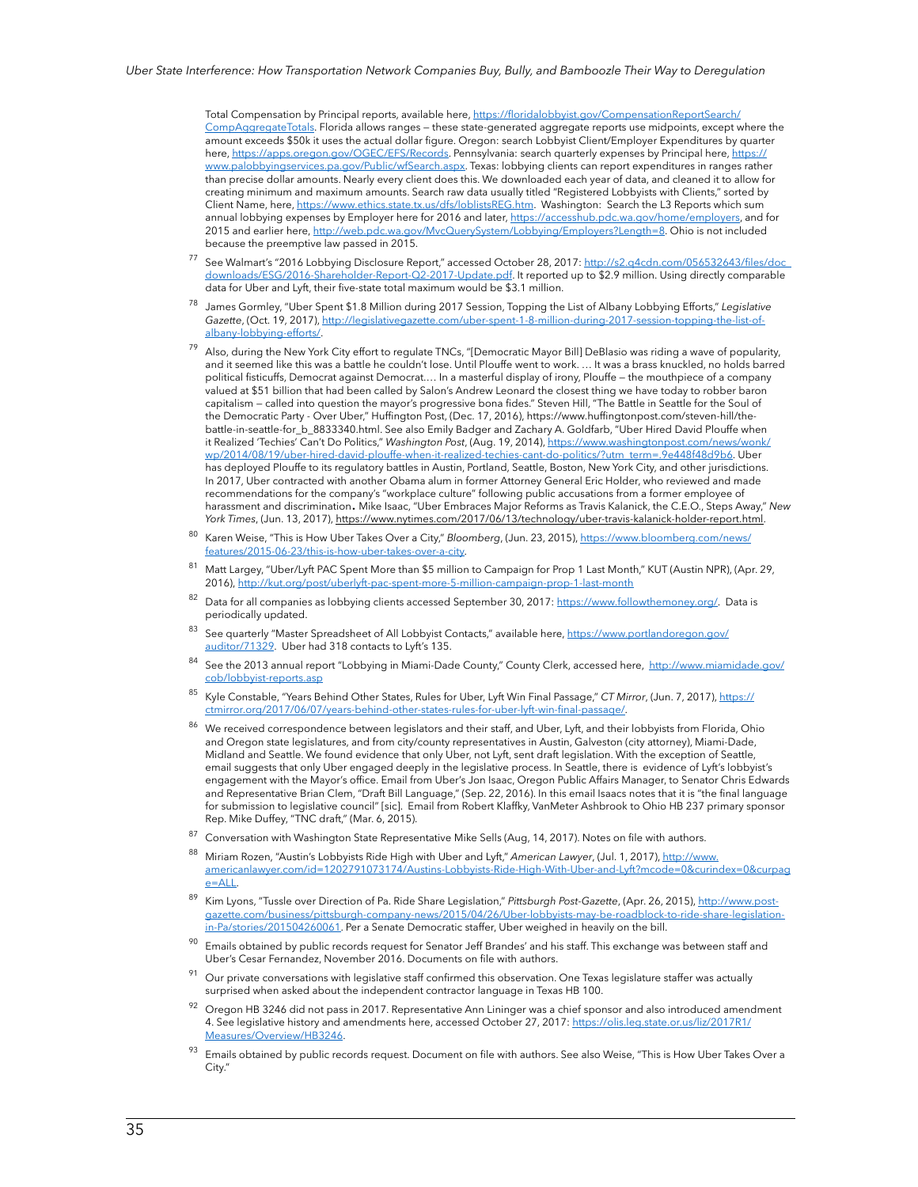Total Compensation by Principal reports, available here, https://floridalobbyist.gov/CompensationReportSearch/CompAggregateTotals. Florida allows ranges — these state-generated aggregate reports use midpoints, except where the amount exceeds $50k it uses the actual dollar figure. Oregon: search Lobbyist Client/Employer Expenditures by quarter here, https://apps.oregon.gov/OGEC/EFS/Records. Pennsylvania: search quarterly expenses by Principal here, https://www.palobbyingservices.pa.gov/Public/wfSearch.aspx. Texas: lobbying clients can report expenditures in ranges rather than precise dollar amounts. Nearly every client does this. We downloaded each year of data, and cleaned it to allow for creating minimum and maximum amounts. Search raw data usually titled "Registered Lobbyists with Clients," sorted by Client Name, here, https://www.ethics.state.tx.us/dfs/loblistsREG.htm. Washington: Search the L3 Reports which sum annual lobbying expenses by Employer here for 2016 and later, https://accesshub.pdc.wa.gov/home/employers, and for 2015 and earlier here, http://web.pdc.wa.gov/MvcQuerySystem/Lobbying/Employers?Length=8. Ohio is not included because the preemptive law passed in 2015.

[77] See Walmart's "2016 Lobbying Disclosure Report," accessed October 28, 2017: http://s2.q4cdn.com/056532643/files/doc_downloads/ESG/2016-Shareholder-Report-Q2-2017-Update.pdf. It reported up to $2.9 million. Using directly comparable data for Uber and Lyft, their five-state total maximum would be $3.1 million.

[78] James Gormley, "Uber Spent $1.8 Million during 2017 Session, Topping the List of Albany Lobbying Efforts," *Legislative Gazette*, (Oct. 19, 2017), http://legislativegazette.com/uber-spent-1-8-million-during-2017-session-topping-the-list-of-albany-lobbying-efforts/.

[79] Also, during the New York City effort to regulate TNCs, "[Democratic Mayor Bill] DeBlasio was riding a wave of popularity, and it seemed like this was a battle he couldn't lose. Until Plouffe went to work. … It was a brass knuckled, no holds barred political fisticuffs, Democrat against Democrat.… In a masterful display of irony, Plouffe — the mouthpiece of a company valued at $51 billion that had been called by Salon's Andrew Leonard the closest thing we have today to robber baron capitalism — called into question the mayor's progressive bona fides." Steven Hill, "The Battle in Seattle for the Soul of the Democratic Party - Over Uber," Huffington Post, (Dec. 17, 2016), https://www.huffingtonpost.com/steven-hill/the-battle-in-seattle-for_b_8833340.html. See also Emily Badger and Zachary A. Goldfarb, "Uber Hired David Plouffe when it Realized 'Techies' Can't Do Politics," *Washington Post*, (Aug. 19, 2014), https://www.washingtonpost.com/news/wonk/wp/2014/08/19/uber-hired-david-plouffe-when-it-realized-techies-cant-do-politics/?utm_term=.9e448f48d9b6. Uber has deployed Plouffe to its regulatory battles in Austin, Portland, Seattle, Boston, New York City, and other jurisdictions. In 2017, Uber contracted with another Obama alum in former Attorney General Eric Holder, who reviewed and made recommendations for the company's "workplace culture" following public accusations from a former employee of harassment and discrimination. Mike Isaac, "Uber Embraces Major Reforms as Travis Kalanick, the C.E.O., Steps Away," *New York Times*, (Jun. 13, 2017), https://www.nytimes.com/2017/06/13/technology/uber-travis-kalanick-holder-report.html.

[80] Karen Weise, "This is How Uber Takes Over a City," *Bloomberg*, (Jun. 23, 2015), https://www.bloomberg.com/news/features/2015-06-23/this-is-how-uber-takes-over-a-city.

[81] Matt Largey, "Uber/Lyft PAC Spent More than $5 million to Campaign for Prop 1 Last Month," KUT (Austin NPR), (Apr. 29, 2016), http://kut.org/post/uberlyft-pac-spent-more-5-million-campaign-prop-1-last-month

[82] Data for all companies as lobbying clients accessed September 30, 2017: https://www.followthemoney.org/. Data is periodically updated.

[83] See quarterly "Master Spreadsheet of All Lobbyist Contacts," available here, https://www.portlandoregon.gov/auditor/71329. Uber had 318 contacts to Lyft's 135.

[84] See the 2013 annual report "Lobbying in Miami-Dade County," County Clerk, accessed here, http://www.miamidade.gov/cob/lobbyist-reports.asp

[85] Kyle Constable, "Years Behind Other States, Rules for Uber, Lyft Win Final Passage," *CT Mirror*, (Jun. 7, 2017), https://ctmirror.org/2017/06/07/years-behind-other-states-rules-for-uber-lyft-win-final-passage/.

[86] We received correspondence between legislators and their staff, and Uber, Lyft, and their lobbyists from Florida, Ohio and Oregon state legislatures, and from city/county representatives in Austin, Galveston (city attorney), Miami-Dade, Midland and Seattle. We found evidence that only Uber, not Lyft, sent draft legislation. With the exception of Seattle, email suggests that only Uber engaged deeply in the legislative process. In Seattle, there is evidence of Lyft's lobbyist's engagement with the Mayor's office. Email from Uber's Jon Isaac, Oregon Public Affairs Manager, to Senator Chris Edwards and Representative Brian Clem, "Draft Bill Language," (Sep. 22, 2016). In this email Isaacs notes that it is "the final language for submission to legislative council" [sic]. Email from Robert Klaffky, VanMeter Ashbrook to Ohio HB 237 primary sponsor Rep. Mike Duffey, "TNC draft," (Mar. 6, 2015).

[87] Conversation with Washington State Representative Mike Sells (Aug, 14, 2017). Notes on file with authors.

[88] Miriam Rozen, "Austin's Lobbyists Ride High with Uber and Lyft," *American Lawyer*, (Jul. 1, 2017), http://www.americanlawyer.com/id=1202791073174/Austins-Lobbyists-Ride-High-With-Uber-and-Lyft?mcode=0&curindex=0&curpage=ALL.

[89] Kim Lyons, "Tussle over Direction of Pa. Ride Share Legislation," *Pittsburgh Post-Gazette*, (Apr. 26, 2015), http://www.post-gazette.com/business/pittsburgh-company-news/2015/04/26/Uber-lobbyists-may-be-roadblock-to-ride-share-legislation-in-Pa/stories/201504260061. Per a Senate Democratic staffer, Uber weighed in heavily on the bill.

[90] Emails obtained by public records request for Senator Jeff Brandes' and his staff. This exchange was between staff and Uber's Cesar Fernandez, November 2016. Documents on file with authors.

[91] Our private conversations with legislative staff confirmed this observation. One Texas legislature staffer was actually surprised when asked about the independent contractor language in Texas HB 100.

[92] Oregon HB 3246 did not pass in 2017. Representative Ann Lininger was a chief sponsor and also introduced amendment 4. See legislative history and amendments here, accessed October 27, 2017: https://olis.leg.state.or.us/liz/2017R1/Measures/Overview/HB3246.

[93] Emails obtained by public records request. Document on file with authors. See also Weise, "This is How Uber Takes Over a City."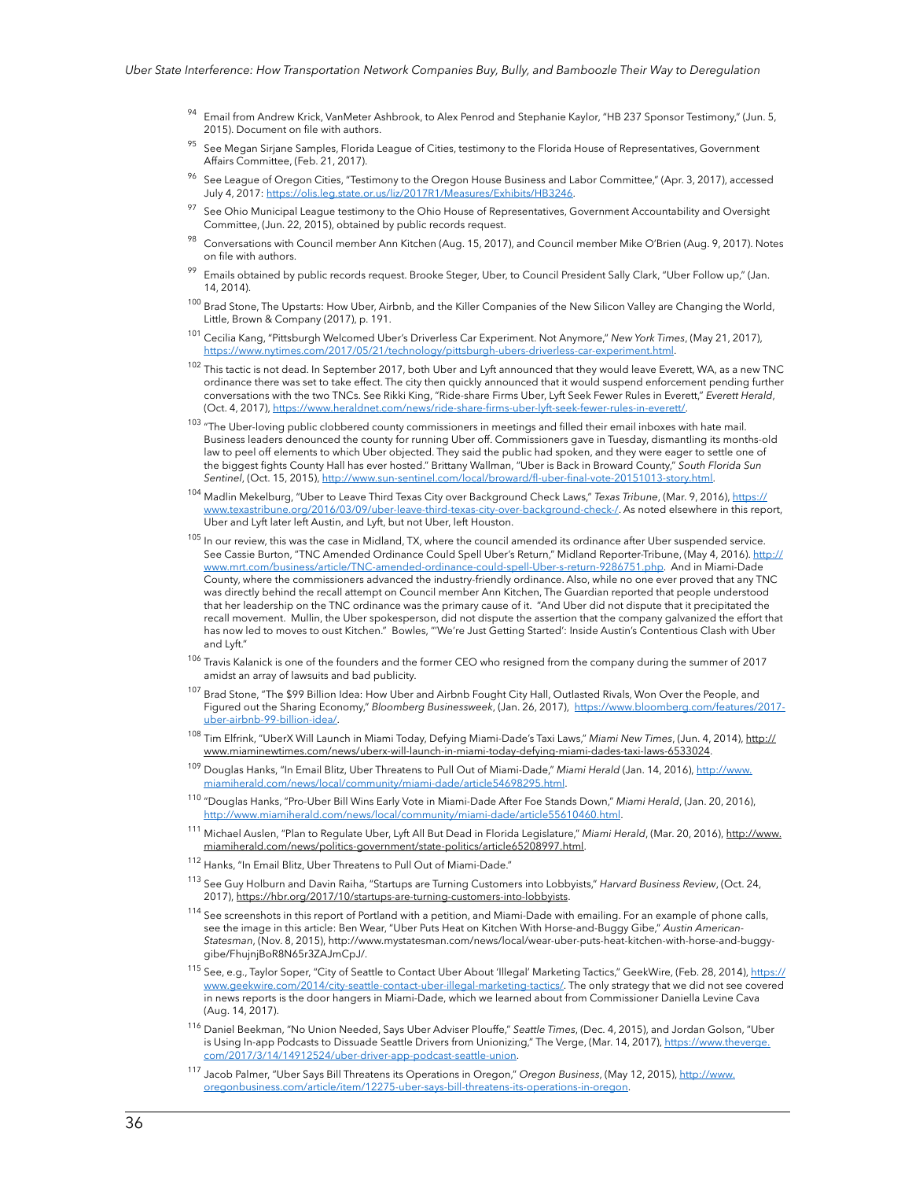[94] Email from Andrew Krick, VanMeter Ashbrook, to Alex Penrod and Stephanie Kaylor, "HB 237 Sponsor Testimony," (Jun. 5, 2015). Document on file with authors.

[95] See Megan Sirjane Samples, Florida League of Cities, testimony to the Florida House of Representatives, Government Affairs Committee, (Feb. 21, 2017).

[96] See League of Oregon Cities, "Testimony to the Oregon House Business and Labor Committee," (Apr. 3, 2017), accessed July 4, 2017: https://olis.leg.state.or.us/liz/2017R1/Measures/Exhibits/HB3246.

[97] See Ohio Municipal League testimony to the Ohio House of Representatives, Government Accountability and Oversight Committee, (Jun. 22, 2015), obtained by public records request.

[98] Conversations with Council member Ann Kitchen (Aug. 15, 2017), and Council member Mike O'Brien (Aug. 9, 2017). Notes on file with authors.

[99] Emails obtained by public records request. Brooke Steger, Uber, to Council President Sally Clark, "Uber Follow up," (Jan. 14, 2014).

[100] Brad Stone, The Upstarts: How Uber, Airbnb, and the Killer Companies of the New Silicon Valley are Changing the World, Little, Brown & Company (2017), p. 191.

[101] Cecilia Kang, "Pittsburgh Welcomed Uber's Driverless Car Experiment. Not Anymore," *New York Times*, (May 21, 2017), https://www.nytimes.com/2017/05/21/technology/pittsburgh-ubers-driverless-car-experiment.html.

[102] This tactic is not dead. In September 2017, both Uber and Lyft announced that they would leave Everett, WA, as a new TNC ordinance there was set to take effect. The city then quickly announced that it would suspend enforcement pending further conversations with the two TNCs. See Rikki King, "Ride-share Firms Uber, Lyft Seek Fewer Rules in Everett," *Everett Herald*, (Oct. 4, 2017), https://www.heraldnet.com/news/ride-share-firms-uber-lyft-seek-fewer-rules-in-everett/.

[103] "The Uber-loving public clobbered county commissioners in meetings and filled their email inboxes with hate mail. Business leaders denounced the county for running Uber off. Commissioners gave in Tuesday, dismantling its months-old law to peel off elements to which Uber objected. They said the public had spoken, and they were eager to settle one of the biggest fights County Hall has ever hosted." Brittany Wallman, "Uber is Back in Broward County," *South Florida Sun Sentinel*, (Oct. 15, 2015), http://www.sun-sentinel.com/local/broward/fl-uber-final-vote-20151013-story.html.

[104] Madlin Mekelburg, "Uber to Leave Third Texas City over Background Check Laws," *Texas Tribune*, (Mar. 9, 2016), https://www.texastribune.org/2016/03/09/uber-leave-third-texas-city-over-background-check-/. As noted elsewhere in this report, Uber and Lyft later left Austin, and Lyft, but not Uber, left Houston.

[105] In our review, this was the case in Midland, TX, where the council amended its ordinance after Uber suspended service. See Cassie Burton, "TNC Amended Ordinance Could Spell Uber's Return," Midland Reporter-Tribune, (May 4, 2016). http://www.mrt.com/business/article/TNC-amended-ordinance-could-spell-Uber-s-return-9286751.php. And in Miami-Dade County, where the commissioners advanced the industry-friendly ordinance. Also, while no one ever proved that any TNC was directly behind the recall attempt on Council member Ann Kitchen, The Guardian reported that people understood that her leadership on the TNC ordinance was the primary cause of it. "And Uber did not dispute that it precipitated the recall movement. Mullin, the Uber spokesperson, did not dispute the assertion that the company galvanized the effort that has now led to moves to oust Kitchen." Bowles, "'We're Just Getting Started': Inside Austin's Contentious Clash with Uber and Lyft."

[106] Travis Kalanick is one of the founders and the former CEO who resigned from the company during the summer of 2017 amidst an array of lawsuits and bad publicity.

[107] Brad Stone, "The $99 Billion Idea: How Uber and Airbnb Fought City Hall, Outlasted Rivals, Won Over the People, and Figured out the Sharing Economy," *Bloomberg Businessweek*, (Jan. 26, 2017), https://www.bloomberg.com/features/2017-uber-airbnb-99-billion-idea/.

[108] Tim Elfrink, "UberX Will Launch in Miami Today, Defying Miami-Dade's Taxi Laws," *Miami New Times*, (Jun. 4, 2014), http://www.miaminewtimes.com/news/uberx-will-launch-in-miami-today-defying-miami-dades-taxi-laws-6533024.

[109] Douglas Hanks, "In Email Blitz, Uber Threatens to Pull Out of Miami-Dade," *Miami Herald* (Jan. 14, 2016), http://www.miamiherald.com/news/local/community/miami-dade/article54698295.html.

[110] "Douglas Hanks, "Pro-Uber Bill Wins Early Vote in Miami-Dade After Foe Stands Down," *Miami Herald*, (Jan. 20, 2016), http://www.miamiherald.com/news/local/community/miami-dade/article55610460.html.

[111] Michael Auslen, "Plan to Regulate Uber, Lyft All But Dead in Florida Legislature," *Miami Herald*, (Mar. 20, 2016), http://www.miamiherald.com/news/politics-government/state-politics/article65208997.html.

[112] Hanks, "In Email Blitz, Uber Threatens to Pull Out of Miami-Dade."

[113] See Guy Holburn and Davin Raiha, "Startups are Turning Customers into Lobbyists," *Harvard Business Review*, (Oct. 24, 2017), https://hbr.org/2017/10/startups-are-turning-customers-into-lobbyists.

[114] See screenshots in this report of Portland with a petition, and Miami-Dade with emailing. For an example of phone calls, see the image in this article: Ben Wear, "Uber Puts Heat on Kitchen With Horse-and-Buggy Gibe," *Austin American-Statesman*, (Nov. 8, 2015), http://www.mystatesman.com/news/local/wear-uber-puts-heat-kitchen-with-horse-and-buggy-gibe/FhujnjBoR8N65r3ZAJmCpJ/.

[115] See, e.g., Taylor Soper, "City of Seattle to Contact Uber About 'Illegal' Marketing Tactics," GeekWire, (Feb. 28, 2014), https://www.geekwire.com/2014/city-seattle-contact-uber-illegal-marketing-tactics/. The only strategy that we did not see covered in news reports is the door hangers in Miami-Dade, which we learned about from Commissioner Daniella Levine Cava (Aug. 14, 2017).

[116] Daniel Beekman, "No Union Needed, Says Uber Adviser Plouffe," *Seattle Times*, (Dec. 4, 2015), and Jordan Golson, "Uber is Using In-app Podcasts to Dissuade Seattle Drivers from Unionizing," The Verge, (Mar. 14, 2017), https://www.theverge.com/2017/3/14/14912524/uber-driver-app-podcast-seattle-union.

[117] Jacob Palmer, "Uber Says Bill Threatens its Operations in Oregon," *Oregon Business*, (May 12, 2015), http://www.oregonbusiness.com/article/item/12275-uber-says-bill-threatens-its-operations-in-oregon.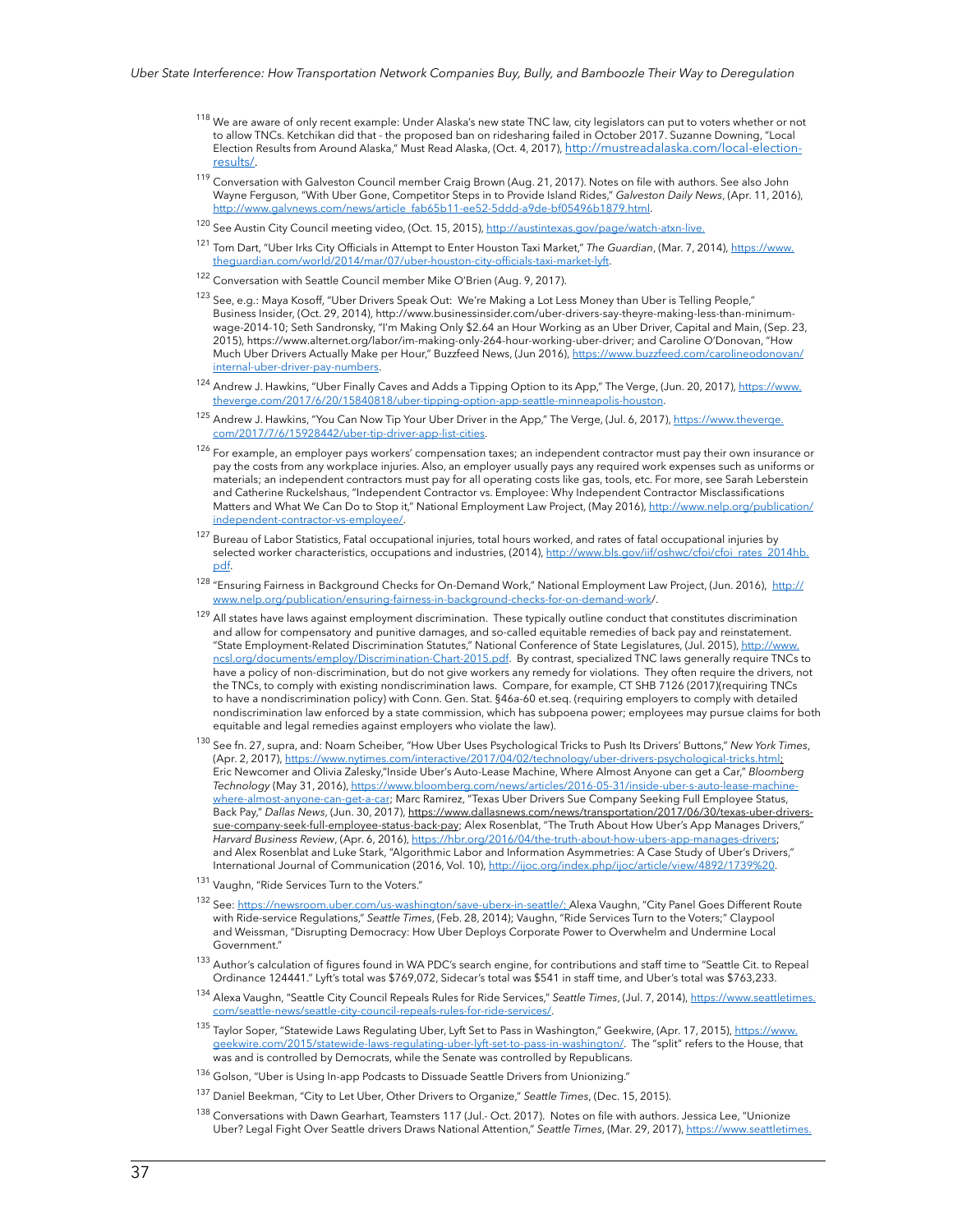[118] We are aware of only recent example: Under Alaska's new state TNC law, city legislators can put to voters whether or not to allow TNCs. Ketchikan did that - the proposed ban on ridesharing failed in October 2017. Suzanne Downing, "Local Election Results from Around Alaska," Must Read Alaska, (Oct. 4, 2017), http://mustreadalaska.com/local-election-results/.

[119] Conversation with Galveston Council member Craig Brown (Aug. 21, 2017). Notes on file with authors. See also John Wayne Ferguson, "With Uber Gone, Competitor Steps in to Provide Island Rides," *Galveston Daily News*, (Apr. 11, 2016), http://www.galvnews.com/news/article_fab65b11-ee52-5ddd-a9de-bf05496b1879.html.

[120] See Austin City Council meeting video, (Oct. 15, 2015), http://austintexas.gov/page/watch-atxn-live.

[121] Tom Dart, "Uber Irks City Officials in Attempt to Enter Houston Taxi Market," *The Guardian*, (Mar. 7, 2014), https://www.theguardian.com/world/2014/mar/07/uber-houston-city-officials-taxi-market-lyft.

[122] Conversation with Seattle Council member Mike O'Brien (Aug. 9, 2017).

[123] See, e.g.: Maya Kosoff, "Uber Drivers Speak Out: We're Making a Lot Less Money than Uber is Telling People," Business Insider, (Oct. 29, 2014), http://www.businessinsider.com/uber-drivers-say-theyre-making-less-than-minimum-wage-2014-10; Seth Sandronsky, "I'm Making Only $2.64 an Hour Working as an Uber Driver, Capital and Main, (Sep. 23, 2015), https://www.alternet.org/labor/im-making-only-264-hour-working-uber-driver; and Caroline O'Donovan, "How Much Uber Drivers Actually Make per Hour," Buzzfeed News, (Jun 2016), https://www.buzzfeed.com/carolineodonovan/internal-uber-driver-pay-numbers.

[124] Andrew J. Hawkins, "Uber Finally Caves and Adds a Tipping Option to its App," The Verge, (Jun. 20, 2017), https://www.theverge.com/2017/6/20/15840818/uber-tipping-option-app-seattle-minneapolis-houston.

[125] Andrew J. Hawkins, "You Can Now Tip Your Uber Driver in the App," The Verge, (Jul. 6, 2017), https://www.theverge.com/2017/7/6/15928442/uber-tip-driver-app-list-cities.

[126] For example, an employer pays workers' compensation taxes; an independent contractor must pay their own insurance or pay the costs from any workplace injuries. Also, an employer usually pays any required work expenses such as uniforms or materials; an independent contractors must pay for all operating costs like gas, tools, etc. For more, see Sarah Leberstein and Catherine Ruckelshaus, "Independent Contractor vs. Employee: Why Independent Contractor Misclassifications Matters and What We Can Do to Stop it," National Employment Law Project, (May 2016), http://www.nelp.org/publication/independent-contractor-vs-employee/.

[127] Bureau of Labor Statistics, Fatal occupational injuries, total hours worked, and rates of fatal occupational injuries by selected worker characteristics, occupations and industries, (2014), http://www.bls.gov/iif/oshwc/cfoi/cfoi_rates_2014hb.pdf.

[128] "Ensuring Fairness in Background Checks for On-Demand Work," National Employment Law Project, (Jun. 2016), http://www.nelp.org/publication/ensuring-fairness-in-background-checks-for-on-demand-work/.

[129] All states have laws against employment discrimination. These typically outline conduct that constitutes discrimination and allow for compensatory and punitive damages, and so-called equitable remedies of back pay and reinstatement. "State Employment-Related Discrimination Statutes," National Conference of State Legislatures, (Jul. 2015), http://www.ncsl.org/documents/employ/Discrimination-Chart-2015.pdf. By contrast, specialized TNC laws generally require TNCs to have a policy of non-discrimination, but do not give workers any remedy for violations. They often require the drivers, not the TNCs, to comply with existing nondiscrimination laws. Compare, for example, CT SHB 7126 (2017)(requiring TNCs to have a nondiscrimination policy) with Conn. Gen. Stat. §46a-60 et.seq. (requiring employers to comply with detailed nondiscrimination law enforced by a state commission, which has subpoena power; employees may pursue claims for both equitable and legal remedies against employers who violate the law).

[130] See fn. 27, supra, and: Noam Scheiber, "How Uber Uses Psychological Tricks to Push Its Drivers' Buttons," *New York Times*, (Apr. 2, 2017), https://www.nytimes.com/interactive/2017/04/02/technology/uber-drivers-psychological-tricks.html; Eric Newcomer and Olivia Zalesky,"Inside Uber's Auto-Lease Machine, Where Almost Anyone can get a Car," *Bloomberg Technology* (May 31, 2016), https://www.bloomberg.com/news/articles/2016-05-31/inside-uber-s-auto-lease-machine-where-almost-anyone-can-get-a-car; Marc Ramirez, "Texas Uber Drivers Sue Company Seeking Full Employee Status, Back Pay," *Dallas News*, (Jun. 30, 2017), https://www.dallasnews.com/news/transportation/2017/06/30/texas-uber-drivers-sue-company-seek-full-employee-status-back-pay; Alex Rosenblat, "The Truth About How Uber's App Manages Drivers," *Harvard Business Review*, (Apr. 6, 2016), https://hbr.org/2016/04/the-truth-about-how-ubers-app-manages-drivers; and Alex Rosenblat and Luke Stark, "Algorithmic Labor and Information Asymmetries: A Case Study of Uber's Drivers," International Journal of Communication (2016, Vol. 10), http://ijoc.org/index.php/ijoc/article/view/4892/1739%20.

[131] Vaughn, "Ride Services Turn to the Voters."

[132] See: https://newsroom.uber.com/us-washington/save-uberx-in-seattle/; Alexa Vaughn, "City Panel Goes Different Route with Ride-service Regulations," *Seattle Times*, (Feb. 28, 2014); Vaughn, "Ride Services Turn to the Voters;" Claypool and Weissman, "Disrupting Democracy: How Uber Deploys Corporate Power to Overwhelm and Undermine Local Government."

[133] Author's calculation of figures found in WA PDC's search engine, for contributions and staff time to "Seattle Cit. to Repeal Ordinance 124441." Lyft's total was $769,072, Sidecar's total was $541 in staff time, and Uber's total was $763,233.

[134] Alexa Vaughn, "Seattle City Council Repeals Rules for Ride Services," *Seattle Times*, (Jul. 7, 2014), https://www.seattletimes.com/seattle-news/seattle-city-council-repeals-rules-for-ride-services/.

[135] Taylor Soper, "Statewide Laws Regulating Uber, Lyft Set to Pass in Washington," Geekwire, (Apr. 17, 2015), https://www.geekwire.com/2015/statewide-laws-regulating-uber-lyft-set-to-pass-in-washington/. The "split" refers to the House, that was and is controlled by Democrats, while the Senate was controlled by Republicans.

[136] Golson, "Uber is Using In-app Podcasts to Dissuade Seattle Drivers from Unionizing."

[137] Daniel Beekman, "City to Let Uber, Other Drivers to Organize," *Seattle Times*, (Dec. 15, 2015).

[138] Conversations with Dawn Gearhart, Teamsters 117 (Jul.- Oct. 2017). Notes on file with authors. Jessica Lee, "Unionize Uber? Legal Fight Over Seattle drivers Draws National Attention," *Seattle Times*, (Mar. 29, 2017), https://www.seattletimes.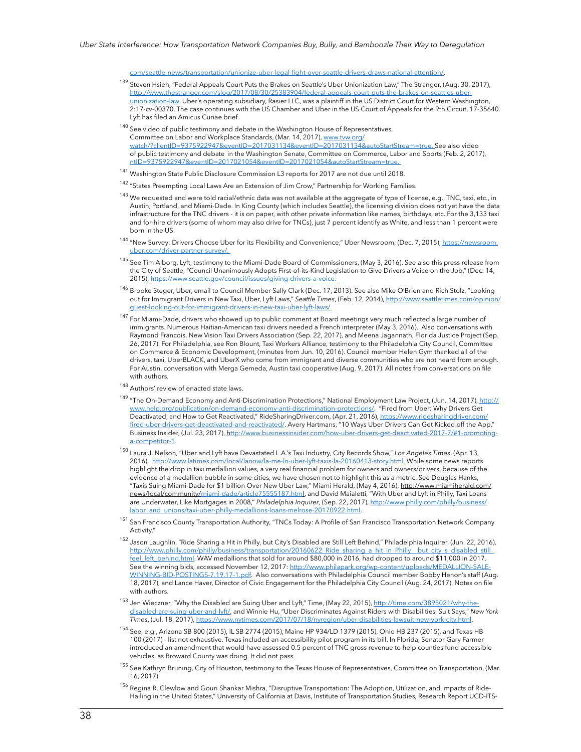com/seattle-news/transportation/unionize-uber-legal-fight-over-seattle-drivers-draws-national-attention/.

[139] Steven Hsieh, "Federal Appeals Court Puts the Brakes on Seattle's Uber Unionization Law," The Stranger, (Aug. 30, 2017), http://www.thestranger.com/slog/2017/08/30/25383904/federal-appeals-court-puts-the-brakes-on-seattles-uber-unionization-law. Uber's operating subsidiary, Rasier LLC, was a plaintiff in the US District Court for Western Washington, 2:17-cv-00370. The case continues with the US Chamber and Uber in the US Court of Appeals for the 9th Circuit, 17-35640. Lyft has filed an Amicus Curiae brief.

[140] See video of public testimony and debate in the Washington House of Representatives, Committee on Labor and Workplace Standards, (Mar. 14, 2017), www.tvw.org/watch/?clientID=9375922947&eventID=2017031134&eventID=2017031134&autoStartStream=true. See also video of public testimony and debate in the Washington Senate, Committee on Commerce, Labor and Sports (Feb. 2, 2017), ntID=9375922947&eventID=2017021054&eventID=2017021054&autoStartStream=true.

[141] Washington State Public Disclosure Commission L3 reports for 2017 are not due until 2018.

[142] "States Preempting Local Laws Are an Extension of Jim Crow," Partnership for Working Families.

[143] We requested and were told racial/ethnic data was not available at the aggregate of type of license, e.g., TNC, taxi, etc., in Austin, Portland, and Miami-Dade. In King County (which includes Seattle), the licensing division does not yet have the data infrastructure for the TNC drivers - it is on paper, with other private information like names, birthdays, etc. For the 3,133 taxi and for-hire drivers (some of whom may also drive for TNCs), just 7 percent identify as White, and less than 1 percent were born in the US.

[144] "New Survey: Drivers Choose Uber for its Flexibility and Convenience," Uber Newsroom, (Dec. 7, 2015), https://newsroom.uber.com/driver-partner-survey/.

[145] See Tim Alborg, Lyft, testimony to the Miami-Dade Board of Commissioners, (May 3, 2016). See also this press release from the City of Seattle, "Council Unanimously Adopts First-of-its-Kind Legislation to Give Drivers a Voice on the Job," (Dec. 14, 2015), https://www.seattle.gov/council/issues/giving-drivers-a-voice.

[146] Brooke Steger, Uber, email to Council Member Sally Clark (Dec. 17, 2013). See also Mike O'Brien and Rich Stolz, "Looking out for Immigrant Drivers in New Taxi, Uber, Lyft Laws," *Seattle Times*, (Feb. 12, 2014), http://www.seattletimes.com/opinion/guest-looking-out-for-immigrant-drivers-in-new-taxi-uber-lyft-laws/

[147] For Miami-Dade, drivers who showed up to public comment at Board meetings very much reflected a large number of immigrants. Numerous Haitian-American taxi drivers needed a French interpreter (May 3, 2016). Also conversations with Raymond Francois, New Vision Taxi Drivers Association (Sep. 22, 2017), and Meena Jagannath, Florida Justice Project (Sep. 26, 2017). For Philadelphia, see Ron Blount, Taxi Workers Alliance, testimony to the Philadelphia City Council, Committee on Commerce & Economic Development, (minutes from Jun. 10, 2016). Council member Helen Gym thanked all of the drivers, taxi, UberBLACK, and UberX who come from immigrant and diverse communities who are not heard from enough. For Austin, conversation with Merga Gemeda, Austin taxi cooperative (Aug. 9, 2017). All notes from conversations on file with authors.

[148] Authors' review of enacted state laws.

[149] "The On-Demand Economy and Anti-Discrimination Protections," National Employment Law Project, (Jun. 14, 2017), http://www.nelp.org/publication/on-demand-economy-anti-discrimination-protections/. "Fired from Uber: Why Drivers Get Deactivated, and How to Get Reactivated," RideSharingDriver.com, (Apr. 21, 2016), https://www.ridesharingdriver.com/fired-uber-drivers-get-deactivated-and-reactivated/. Avery Hartmans, "10 Ways Uber Drivers Can Get Kicked off the App," Business Insider, (Jul. 23, 2017), http://www.businessinsider.com/how-uber-drivers-get-deactivated-2017-7/#1-promoting-a-competitor-1.

[150] Laura J. Nelson, "Uber and Lyft have Devastated L.A.'s Taxi Industry, City Records Show," *Los Angeles Times*, (Apr. 13, 2016), http://www.latimes.com/local/lanow/la-me-ln-uber-lyft-taxis-la-20160413-story.html. While some news reports highlight the drop in taxi medallion values, a very real financial problem for owners and owners/drivers, because of the evidence of a medallion bubble in some cities, we have chosen not to highlight this as a metric. See Douglas Hanks, "Taxis Suing Miami-Dade for $1 billion Over New Uber Law," Miami Herald, (May 4, 2016), http://www.miamiherald.com/news/local/community/miami-dade/article75555187.html, and David Maialetti, "With Uber and Lyft in Philly, Taxi Loans are Underwater, Like Mortgages in 2008," *Philadelphia Inquirer*, (Sep. 22, 2017), http://www.philly.com/philly/business/labor_and_unions/taxi-uber-philly-medallions-loans-melrose-20170922.html.

[151] San Francisco County Transportation Authority, "TNCs Today: A Profile of San Francisco Transportation Network Company Activity."

[152] Jason Laughlin, "Ride Sharing a Hit in Philly, but City's Disabled are Still Left Behind," Philadelphia Inquirer, (Jun. 22, 2016), http://www.philly.com/philly/business/transportation/20160622_Ride_sharing_a_hit_in_Philly__but_city_s_disabled_still_feel_left_behind.html. WAV medallions that sold for around $80,000 in 2016, had dropped to around $11,000 in 2017. See the winning bids, accessed November 12, 2017: http://www.philapark.org/wp-content/uploads/MEDALLION-SALE-WINNING-BID-POSTINGS-7.19.17-1.pdf. Also conversations with Philadelphia Council member Bobby Henon's staff (Aug. 18, 2017), and Lance Haver, Director of Civic Engagement for the Philadelphia City Council (Aug. 24, 2017). Notes on file with authors.

[153] Jen Wieczner, "Why the Disabled are Suing Uber and Lyft," Time, (May 22, 2015), http://time.com/3895021/why-the-disabled-are-suing-uber-and-lyft/, and Winnie Hu, "Uber Discriminates Against Riders with Disabilities, Suit Says," *New York Times*, (Jul. 18, 2017), https://www.nytimes.com/2017/07/18/nyregion/uber-disabilities-lawsuit-new-york-city.html.

[154] See, e.g., Arizona SB 800 (2015), IL SB 2774 (2015), Maine HP 934/LD 1379 (2015), Ohio HB 237 (2015), and Texas HB 100 (2017) - list not exhaustive. Texas included an accessibility pilot program in its bill. In Florida, Senator Gary Farmer introduced an amendment that would have assessed 0.5 percent of TNC gross revenue to help counties fund accessible vehicles, as Broward County was doing. It did not pass.

[155] See Kathryn Bruning, City of Houston, testimony to the Texas House of Representatives, Committee on Transportation, (Mar. 16, 2017).

[156] Regina R. Clewlow and Gouri Shankar Mishra, "Disruptive Transportation: The Adoption, Utilization, and Impacts of Ride-Hailing in the United States," University of California at Davis, Institute of Transportation Studies, Research Report UCD-ITS-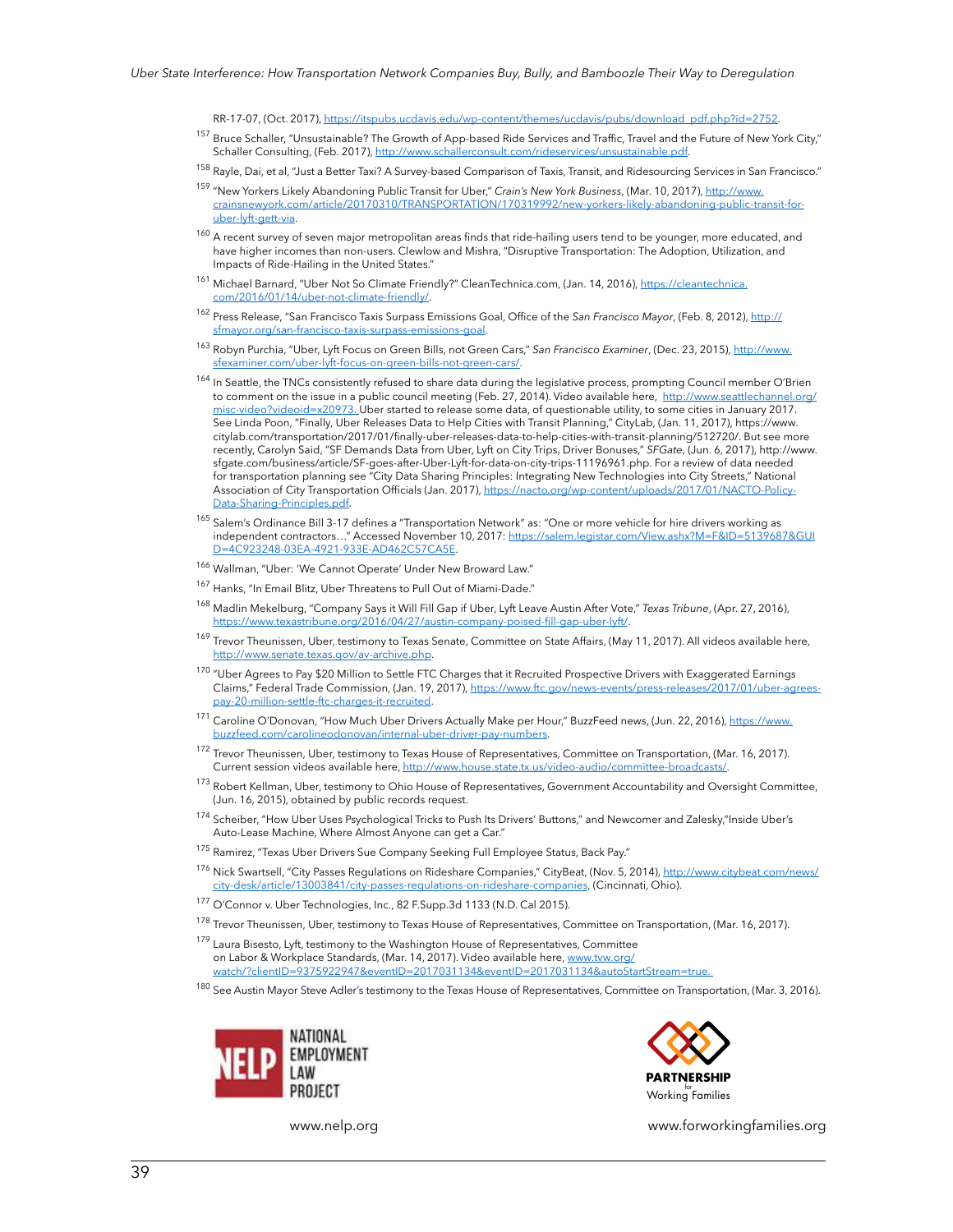RR-17-07, (Oct. 2017), https://itspubs.ucdavis.edu/wp-content/themes/ucdavis/pubs/download_pdf.php?id=2752.

[157] Bruce Schaller, "Unsustainable? The Growth of App-based Ride Services and Traffic, Travel and the Future of New York City," Schaller Consulting, (Feb. 2017), http://www.schallerconsult.com/rideservices/unsustainable.pdf.

[158] Rayle, Dai, et al, "Just a Better Taxi? A Survey-based Comparison of Taxis, Transit, and Ridesourcing Services in San Francisco."

[159] "New Yorkers Likely Abandoning Public Transit for Uber," *Crain's New York Business*, (Mar. 10, 2017), http://www.crainsnewyork.com/article/20170310/TRANSPORTATION/170319992/new-yorkers-likely-abandoning-public-transit-for-uber-lyft-gett-via.

[160] A recent survey of seven major metropolitan areas finds that ride-hailing users tend to be younger, more educated, and have higher incomes than non-users. Clewlow and Mishra, "Disruptive Transportation: The Adoption, Utilization, and Impacts of Ride-Hailing in the United States."

[161] Michael Barnard, "Uber Not So Climate Friendly?" CleanTechnica.com, (Jan. 14, 2016), https://cleantechnica.com/2016/01/14/uber-not-climate-friendly/.

[162] Press Release, "San Francisco Taxis Surpass Emissions Goal, Office of the *San Francisco Mayor*, (Feb. 8, 2012), http://sfmayor.org/san-francisco-taxis-surpass-emissions-goal.

[163] Robyn Purchia, "Uber, Lyft Focus on Green Bills, not Green Cars," *San Francisco Examiner*, (Dec. 23, 2015), http://www.sfexaminer.com/uber-lyft-focus-on-green-bills-not-green-cars/.

[164] In Seattle, the TNCs consistently refused to share data during the legislative process, prompting Council member O'Brien to comment on the issue in a public council meeting (Feb. 27, 2014). Video available here, http://www.seattlechannel.org/misc-video?videoid=x20973. Uber started to release some data, of questionable utility, to some cities in January 2017. See Linda Poon, "Finally, Uber Releases Data to Help Cities with Transit Planning," CityLab, (Jan. 11, 2017), https://www.citylab.com/transportation/2017/01/finally-uber-releases-data-to-help-cities-with-transit-planning/512720/. But see more recently, Carolyn Said, "SF Demands Data from Uber, Lyft on City Trips, Driver Bonuses," *SFGate*, (Jun. 6, 2017), http://www.sfgate.com/business/article/SF-goes-after-Uber-Lyft-for-data-on-city-trips-11196961.php. For a review of data needed for transportation planning see "City Data Sharing Principles: Integrating New Technologies into City Streets," National Association of City Transportation Officials (Jan. 2017), https://nacto.org/wp-content/uploads/2017/01/NACTO-Policy-Data-Sharing-Principles.pdf.

[165] Salem's Ordinance Bill 3-17 defines a "Transportation Network" as: "One or more vehicle for hire drivers working as independent contractors…" Accessed November 10, 2017: https://salem.legistar.com/View.ashx?M=F&ID=5139687&GUID=4C923248-03EA-4921-933E-AD462C57CA5E.

[166] Wallman, "Uber: 'We Cannot Operate' Under New Broward Law."

[167] Hanks, "In Email Blitz, Uber Threatens to Pull Out of Miami-Dade."

[168] Madlin Mekelburg, "Company Says it Will Fill Gap if Uber, Lyft Leave Austin After Vote," *Texas Tribune*, (Apr. 27, 2016), https://www.texastribune.org/2016/04/27/austin-company-poised-fill-gap-uber-lyft/.

[169] Trevor Theunissen, Uber, testimony to Texas Senate, Committee on State Affairs, (May 11, 2017). All videos available here, http://www.senate.texas.gov/av-archive.php.

[170] "Uber Agrees to Pay $20 Million to Settle FTC Charges that it Recruited Prospective Drivers with Exaggerated Earnings Claims," Federal Trade Commission, (Jan. 19, 2017), https://www.ftc.gov/news-events/press-releases/2017/01/uber-agrees-pay-20-million-settle-ftc-charges-it-recruited.

[171] Caroline O'Donovan, "How Much Uber Drivers Actually Make per Hour," BuzzFeed news, (Jun. 22, 2016), https://www.buzzfeed.com/carolineodonovan/internal-uber-driver-pay-numbers.

[172] Trevor Theunissen, Uber, testimony to Texas House of Representatives, Committee on Transportation, (Mar. 16, 2017). Current session videos available here, http://www.house.state.tx.us/video-audio/committee-broadcasts/.

[173] Robert Kellman, Uber, testimony to Ohio House of Representatives, Government Accountability and Oversight Committee, (Jun. 16, 2015), obtained by public records request.

[174] Scheiber, "How Uber Uses Psychological Tricks to Push Its Drivers' Buttons," and Newcomer and Zalesky,"Inside Uber's Auto-Lease Machine, Where Almost Anyone can get a Car."

[175] Ramirez, "Texas Uber Drivers Sue Company Seeking Full Employee Status, Back Pay."

[176] Nick Swartsell, "City Passes Regulations on Rideshare Companies," CityBeat, (Nov. 5, 2014), http://www.citybeat.com/news/city-desk/article/13003841/city-passes-regulations-on-rideshare-companies, (Cincinnati, Ohio).

[177] O'Connor v. Uber Technologies, Inc., 82 F.Supp.3d 1133 (N.D. Cal 2015).

[178] Trevor Theunissen, Uber, testimony to Texas House of Representatives, Committee on Transportation, (Mar. 16, 2017).

[179] Laura Bisesto, Lyft, testimony to the Washington House of Representatives, Committee on Labor & Workplace Standards, (Mar. 14, 2017). Video available here, www.tvw.org/watch/?clientID=9375922947&eventID=2017031134&eventID=2017031134&autoStartStream=true.

[180] See Austin Mayor Steve Adler's testimony to the Texas House of Representatives, Committee on Transportation, (Mar. 3, 2016).

NELP NATIONAL EMPLOYMENT LAW PROJECT

www.nelp.org

PARTNERSHIP for Working Families

www.forworkingfamilies.org